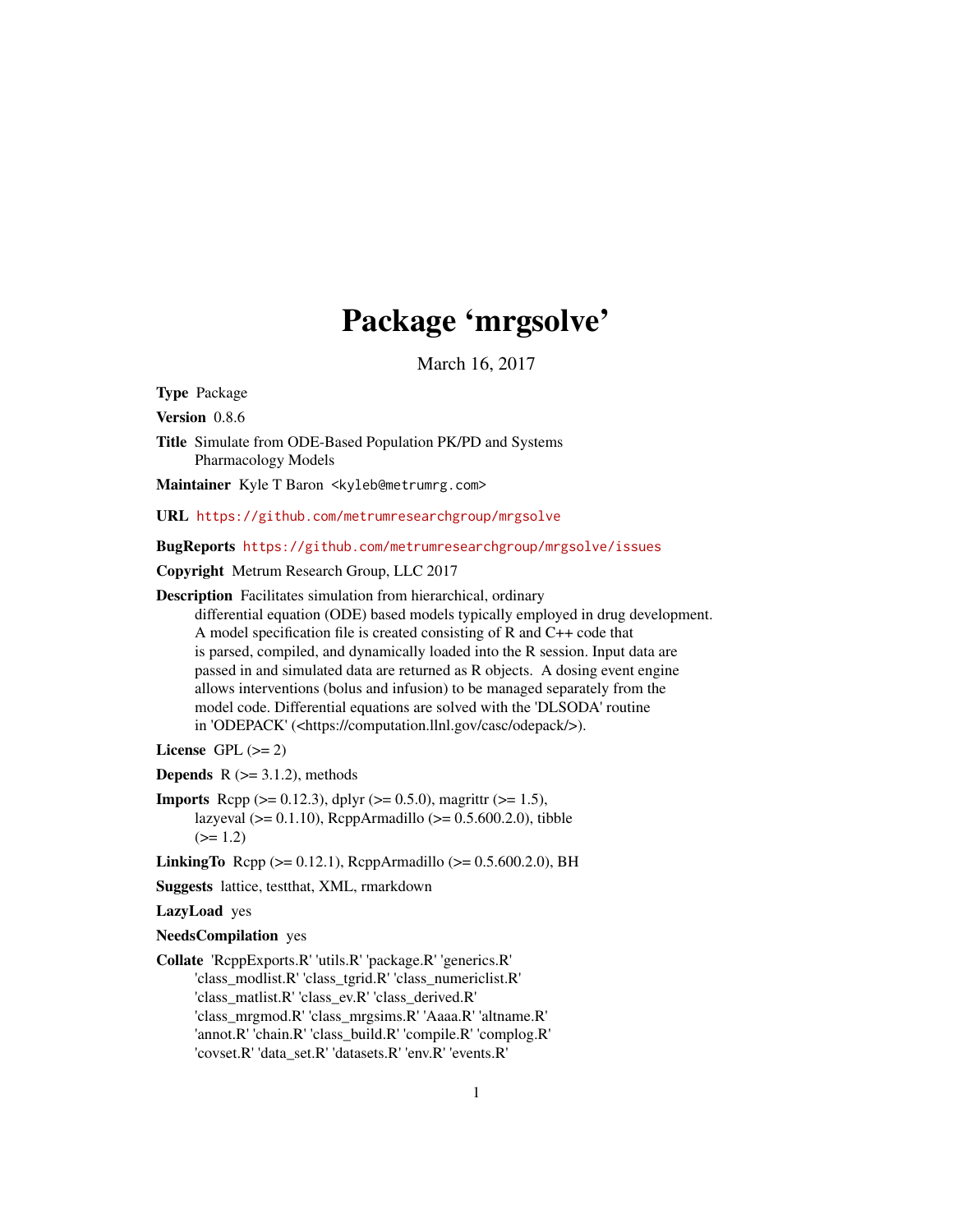# Package 'mrgsolve'

March 16, 2017

**Type** Package

**Version** 0.8.6

**Title** Simulate from ODE-Based Population PK/PD and Systems Pharmacology Models

**Maintainer** Kyle T Baron <kyleb@metrumrg.com>

**URL** https://github.com/metrumresearchgroup/mrgsolve

**BugReports** https://github.com/metrumresearchgroup/mrgsolve/issues

**Copyright** Metrum Research Group, LLC 2017

**Description** Facilitates simulation from hierarchical, ordinary differential equation (ODE) based models typically employed in drug development. A model specification file is created consisting of R and C++ code that is parsed, compiled, and dynamically loaded into the R session. Input data are passed in and simulated data are returned as R objects. A dosing event engine allows interventions (bolus and infusion) to be managed separately from the model code. Differential equations are solved with the 'DLSODA' routine in 'ODEPACK' (<https://computation.llnl.gov/casc/odepack/>).

**License** GPL (>= 2)

**Depends** R (>= 3.1.2), methods

**Imports** Rcpp (>= 0.12.3), dplyr (>= 0.5.0), magrittr (>= 1.5), lazyeval (>= 0.1.10), RcppArmadillo (>= 0.5.600.2.0), tibble (>= 1.2)

**LinkingTo** Rcpp (>= 0.12.1), RcppArmadillo (>= 0.5.600.2.0), BH

**Suggests** lattice, testthat, XML, rmarkdown

**LazyLoad** yes

**NeedsCompilation** yes

**Collate** 'RcppExports.R' 'utils.R' 'package.R' 'generics.R' 'class_modlist.R' 'class_tgrid.R' 'class_numericlist.R' 'class_matlist.R' 'class_ev.R' 'class_derived.R' 'class_mrgmod.R' 'class_mrgsims.R' 'Aaaa.R' 'altname.R' 'annot.R' 'chain.R' 'class_build.R' 'compile.R' 'complog.R' 'covset.R' 'data_set.R' 'datasets.R' 'env.R' 'events.R'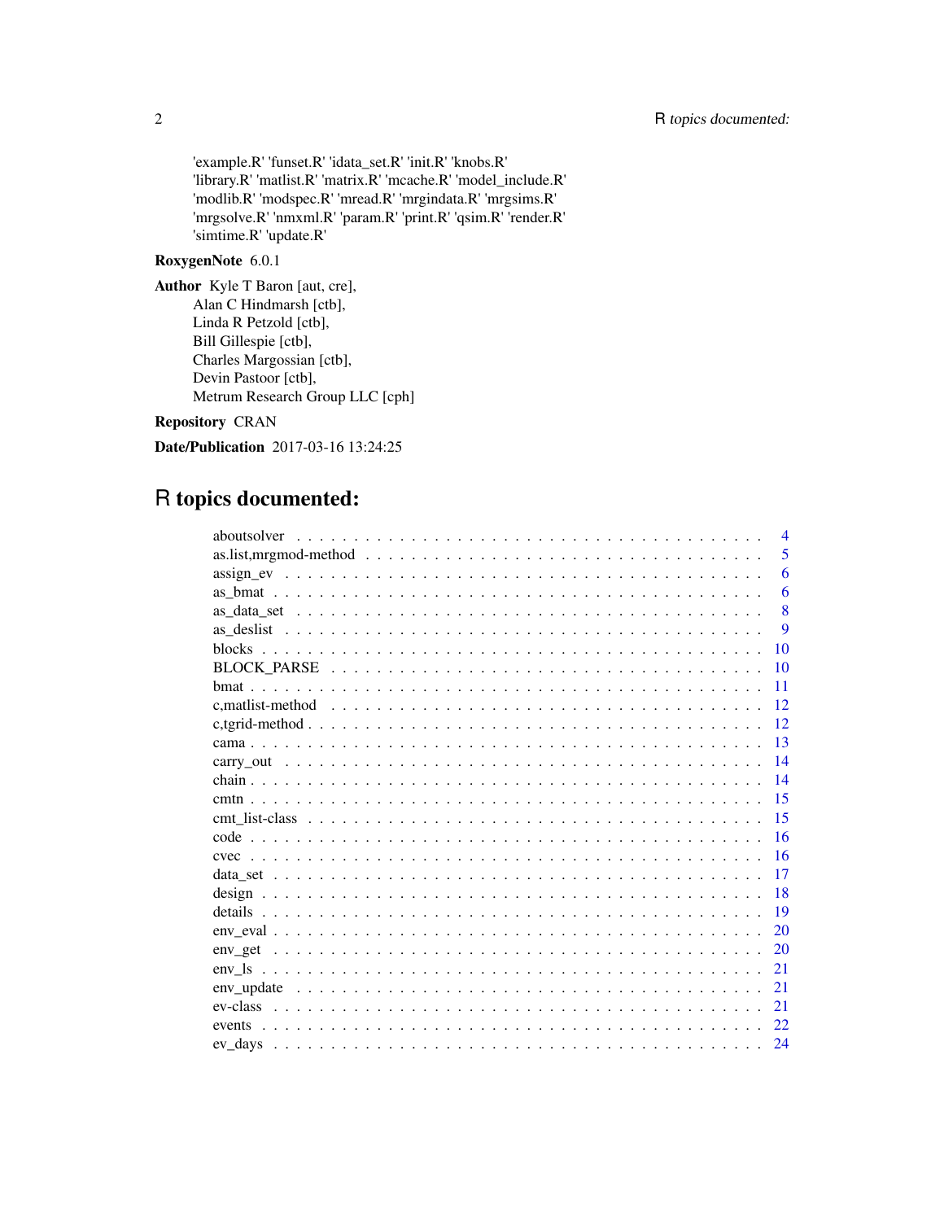'example.R' 'funset.R' 'idata_set.R' 'init.R' 'knobs.R'
'library.R' 'matlist.R' 'matrix.R' 'mcache.R' 'model_include.R'
'modlib.R' 'modspec.R' 'mread.R' 'mrgindata.R' 'mrgsims.R'
'mrgsolve.R' 'nmxml.R' 'param.R' 'print.R' 'qsim.R' 'render.R'
'simtime.R' 'update.R'

**RoxygenNote** 6.0.1

**Author** Kyle T Baron [aut, cre],
Alan C Hindmarsh [ctb],
Linda R Petzold [ctb],
Bill Gillespie [ctb],
Charles Margossian [ctb],
Devin Pastoor [ctb],
Metrum Research Group LLC [cph]

**Repository** CRAN

**Date/Publication** 2017-03-16 13:24:25

# R topics documented:

| | |
|---|---|
| aboutsolver | 4 |
| as.list,mrgmod-method | 5 |
| assign_ev | 6 |
| as_bmat | 6 |
| as_data_set | 8 |
| as_deslist | 9 |
| blocks | 10 |
| BLOCK_PARSE | 10 |
| bmat | 11 |
| c,matlist-method | 12 |
| c,tgrid-method | 12 |
| cama | 13 |
| carry_out | 14 |
| chain | 14 |
| cmtn | 15 |
| cmt_list-class | 15 |
| code | 16 |
| cvec | 16 |
| data_set | 17 |
| design | 18 |
| details | 19 |
| env_eval | 20 |
| env_get | 20 |
| env_ls | 21 |
| env_update | 21 |
| ev-class | 21 |
| events | 22 |
| ev_days | 24 |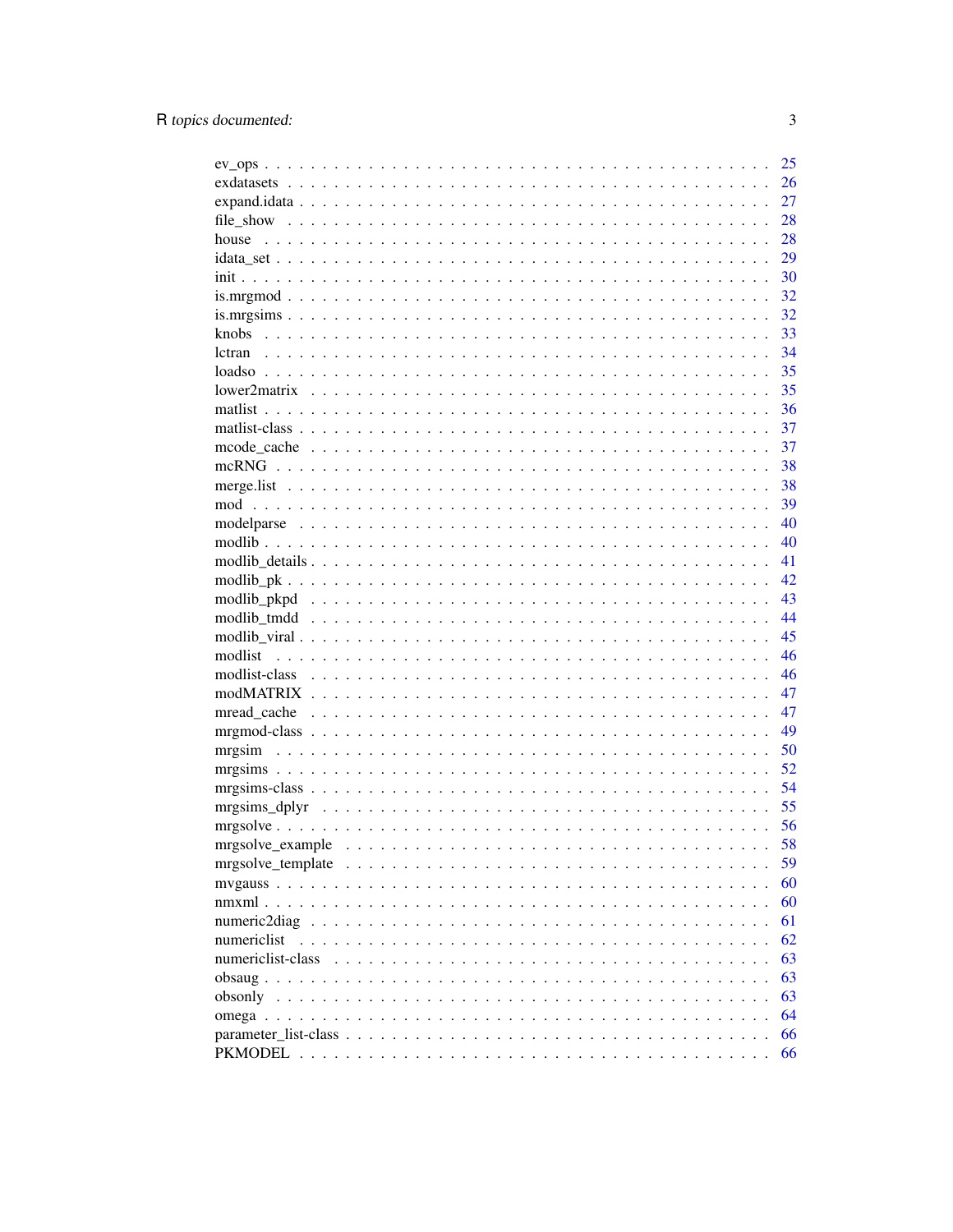ev_ops . . . . . . . . . . . . . . . . . . . . . . . . . . . . . . . . . . . . . . . . . . . 25
exdatasets . . . . . . . . . . . . . . . . . . . . . . . . . . . . . . . . . . . . . . . . . . 26
expand.idata . . . . . . . . . . . . . . . . . . . . . . . . . . . . . . . . . . . . . . . . . 27
file_show . . . . . . . . . . . . . . . . . . . . . . . . . . . . . . . . . . . . . . . . . . . 28
house . . . . . . . . . . . . . . . . . . . . . . . . . . . . . . . . . . . . . . . . . . . . 28
idata_set . . . . . . . . . . . . . . . . . . . . . . . . . . . . . . . . . . . . . . . . . . . 29
init . . . . . . . . . . . . . . . . . . . . . . . . . . . . . . . . . . . . . . . . . . . . . 30
is.mrgmod . . . . . . . . . . . . . . . . . . . . . . . . . . . . . . . . . . . . . . . . . . 32
is.mrgsims . . . . . . . . . . . . . . . . . . . . . . . . . . . . . . . . . . . . . . . . . . 32
knobs . . . . . . . . . . . . . . . . . . . . . . . . . . . . . . . . . . . . . . . . . . . . 33
lctran . . . . . . . . . . . . . . . . . . . . . . . . . . . . . . . . . . . . . . . . . . . . 34
loadso . . . . . . . . . . . . . . . . . . . . . . . . . . . . . . . . . . . . . . . . . . . . 35
lower2matrix . . . . . . . . . . . . . . . . . . . . . . . . . . . . . . . . . . . . . . . . . 35
matlist . . . . . . . . . . . . . . . . . . . . . . . . . . . . . . . . . . . . . . . . . . . . 36
matlist-class . . . . . . . . . . . . . . . . . . . . . . . . . . . . . . . . . . . . . . . . . 37
mcode_cache . . . . . . . . . . . . . . . . . . . . . . . . . . . . . . . . . . . . . . . . . 37
mcRNG . . . . . . . . . . . . . . . . . . . . . . . . . . . . . . . . . . . . . . . . . . . . 38
merge.list . . . . . . . . . . . . . . . . . . . . . . . . . . . . . . . . . . . . . . . . . . 38
mod . . . . . . . . . . . . . . . . . . . . . . . . . . . . . . . . . . . . . . . . . . . . . 39
modelparse . . . . . . . . . . . . . . . . . . . . . . . . . . . . . . . . . . . . . . . . . . 40
modlib . . . . . . . . . . . . . . . . . . . . . . . . . . . . . . . . . . . . . . . . . . . . 40
modlib_details . . . . . . . . . . . . . . . . . . . . . . . . . . . . . . . . . . . . . . . . 41
modlib_pk . . . . . . . . . . . . . . . . . . . . . . . . . . . . . . . . . . . . . . . . . . 42
modlib_pkpd . . . . . . . . . . . . . . . . . . . . . . . . . . . . . . . . . . . . . . . . . 43
modlib_tmdd . . . . . . . . . . . . . . . . . . . . . . . . . . . . . . . . . . . . . . . . . 44
modlib_viral . . . . . . . . . . . . . . . . . . . . . . . . . . . . . . . . . . . . . . . . . 45
modlist . . . . . . . . . . . . . . . . . . . . . . . . . . . . . . . . . . . . . . . . . . . . 46
modlist-class . . . . . . . . . . . . . . . . . . . . . . . . . . . . . . . . . . . . . . . . . 46
modMATRIX . . . . . . . . . . . . . . . . . . . . . . . . . . . . . . . . . . . . . . . . . . 47
mread_cache . . . . . . . . . . . . . . . . . . . . . . . . . . . . . . . . . . . . . . . . . 47
mrgmod-class . . . . . . . . . . . . . . . . . . . . . . . . . . . . . . . . . . . . . . . . . 49
mrgsim . . . . . . . . . . . . . . . . . . . . . . . . . . . . . . . . . . . . . . . . . . . . 50
mrgsims . . . . . . . . . . . . . . . . . . . . . . . . . . . . . . . . . . . . . . . . . . . . 52
mrgsims-class . . . . . . . . . . . . . . . . . . . . . . . . . . . . . . . . . . . . . . . . . 54
mrgsims_dplyr . . . . . . . . . . . . . . . . . . . . . . . . . . . . . . . . . . . . . . . . 55
mrgsolve . . . . . . . . . . . . . . . . . . . . . . . . . . . . . . . . . . . . . . . . . . . 56
mrgsolve_example . . . . . . . . . . . . . . . . . . . . . . . . . . . . . . . . . . . . . . 58
mrgsolve_template . . . . . . . . . . . . . . . . . . . . . . . . . . . . . . . . . . . . . . 59
mvgauss . . . . . . . . . . . . . . . . . . . . . . . . . . . . . . . . . . . . . . . . . . . . 60
nmxml . . . . . . . . . . . . . . . . . . . . . . . . . . . . . . . . . . . . . . . . . . . . . 60
numeric2diag . . . . . . . . . . . . . . . . . . . . . . . . . . . . . . . . . . . . . . . . . 61
numericlist . . . . . . . . . . . . . . . . . . . . . . . . . . . . . . . . . . . . . . . . . . 62
numericlist-class . . . . . . . . . . . . . . . . . . . . . . . . . . . . . . . . . . . . . . . 63
obsaug . . . . . . . . . . . . . . . . . . . . . . . . . . . . . . . . . . . . . . . . . . . . 63
obsonly . . . . . . . . . . . . . . . . . . . . . . . . . . . . . . . . . . . . . . . . . . . . 63
omega . . . . . . . . . . . . . . . . . . . . . . . . . . . . . . . . . . . . . . . . . . . . . 64
parameter_list-class . . . . . . . . . . . . . . . . . . . . . . . . . . . . . . . . . . . . . 66
PKMODEL . . . . . . . . . . . . . . . . . . . . . . . . . . . . . . . . . . . . . . . . . . . 66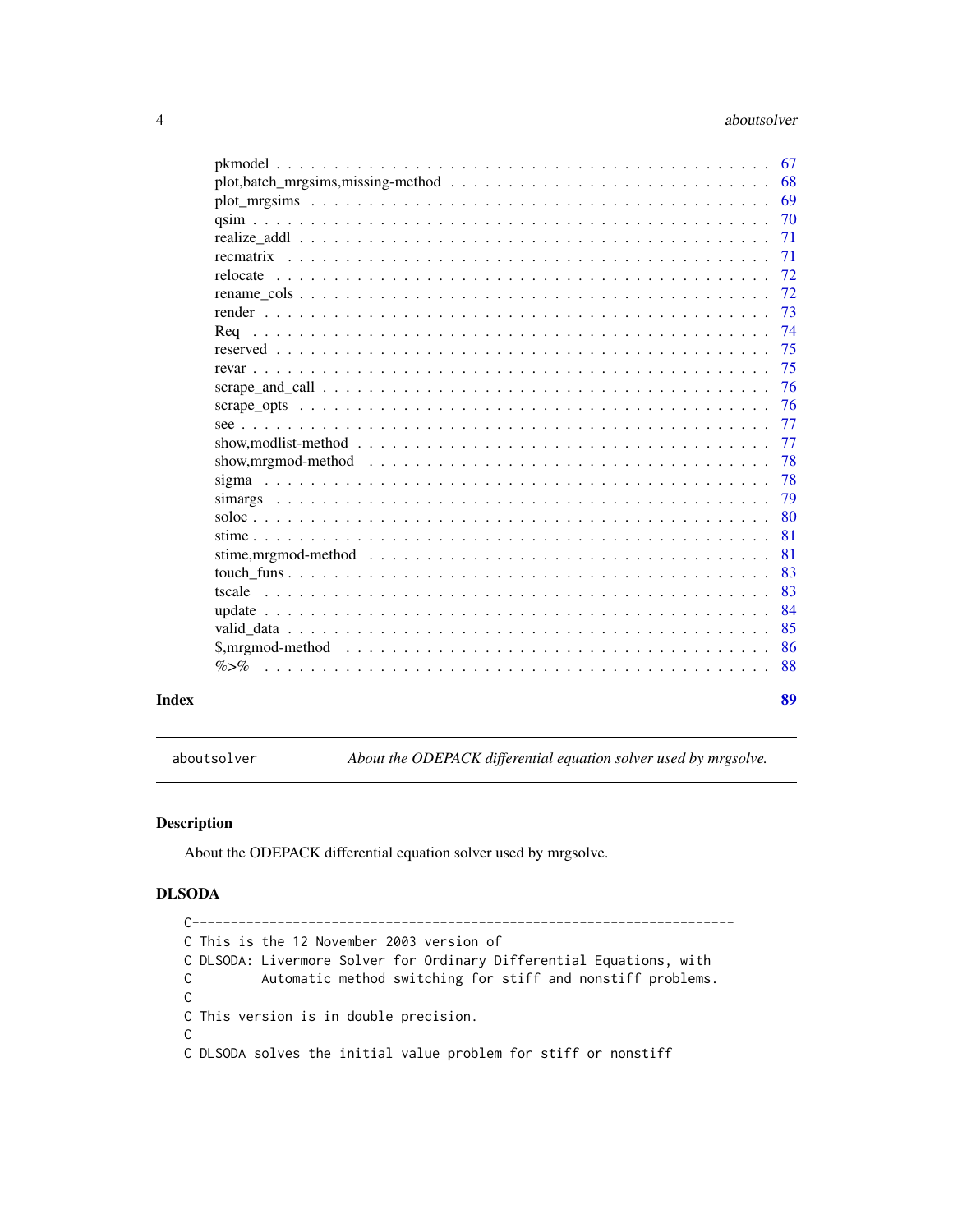pkmodel . . . . . . . . . . . . . . . . . . . . . . . . . . . . . . . . . . . . . . . . 67
plot,batch_mrgsims,missing-method . . . . . . . . . . . . . . . . . . . . . . . . . . . 68
plot_mrgsims . . . . . . . . . . . . . . . . . . . . . . . . . . . . . . . . . . . . . . 69
qsim . . . . . . . . . . . . . . . . . . . . . . . . . . . . . . . . . . . . . . . . . . 70
realize_addl . . . . . . . . . . . . . . . . . . . . . . . . . . . . . . . . . . . . . . 71
recmatrix . . . . . . . . . . . . . . . . . . . . . . . . . . . . . . . . . . . . . . . 71
relocate . . . . . . . . . . . . . . . . . . . . . . . . . . . . . . . . . . . . . . . . 72
rename_cols . . . . . . . . . . . . . . . . . . . . . . . . . . . . . . . . . . . . . . 72
render . . . . . . . . . . . . . . . . . . . . . . . . . . . . . . . . . . . . . . . . . 73
Req . . . . . . . . . . . . . . . . . . . . . . . . . . . . . . . . . . . . . . . . . . 74
reserved . . . . . . . . . . . . . . . . . . . . . . . . . . . . . . . . . . . . . . . . 75
revar . . . . . . . . . . . . . . . . . . . . . . . . . . . . . . . . . . . . . . . . . . 75
scrape_and_call . . . . . . . . . . . . . . . . . . . . . . . . . . . . . . . . . . . . 76
scrape_opts . . . . . . . . . . . . . . . . . . . . . . . . . . . . . . . . . . . . . . 76
see . . . . . . . . . . . . . . . . . . . . . . . . . . . . . . . . . . . . . . . . . . . 77
show,modlist-method . . . . . . . . . . . . . . . . . . . . . . . . . . . . . . . . . . 77
show,mrgmod-method . . . . . . . . . . . . . . . . . . . . . . . . . . . . . . . . . . 78
sigma . . . . . . . . . . . . . . . . . . . . . . . . . . . . . . . . . . . . . . . . . 78
simargs . . . . . . . . . . . . . . . . . . . . . . . . . . . . . . . . . . . . . . . . 79
soloc . . . . . . . . . . . . . . . . . . . . . . . . . . . . . . . . . . . . . . . . . 80
stime . . . . . . . . . . . . . . . . . . . . . . . . . . . . . . . . . . . . . . . . . 81
stime,mrgmod-method . . . . . . . . . . . . . . . . . . . . . . . . . . . . . . . . . 81
touch_funs . . . . . . . . . . . . . . . . . . . . . . . . . . . . . . . . . . . . . . 83
tscale . . . . . . . . . . . . . . . . . . . . . . . . . . . . . . . . . . . . . . . . . 83
update . . . . . . . . . . . . . . . . . . . . . . . . . . . . . . . . . . . . . . . . . 84
valid_data . . . . . . . . . . . . . . . . . . . . . . . . . . . . . . . . . . . . . . . 85
$,mrgmod-method . . . . . . . . . . . . . . . . . . . . . . . . . . . . . . . . . . . . 86
%>% . . . . . . . . . . . . . . . . . . . . . . . . . . . . . . . . . . . . . . . . . . 88

**Index** **89**

---

`aboutsolver` *About the ODEPACK differential equation solver used by mrgsolve.*

---

### Description

About the ODEPACK differential equation solver used by mrgsolve.

### DLSODA

```
C-----------------------------------------------------------------------
C This is the 12 November 2003 version of
C DLSODA: Livermore Solver for Ordinary Differential Equations, with
C         Automatic method switching for stiff and nonstiff problems.
C
C This version is in double precision.
C
C DLSODA solves the initial value problem for stiff or nonstiff
```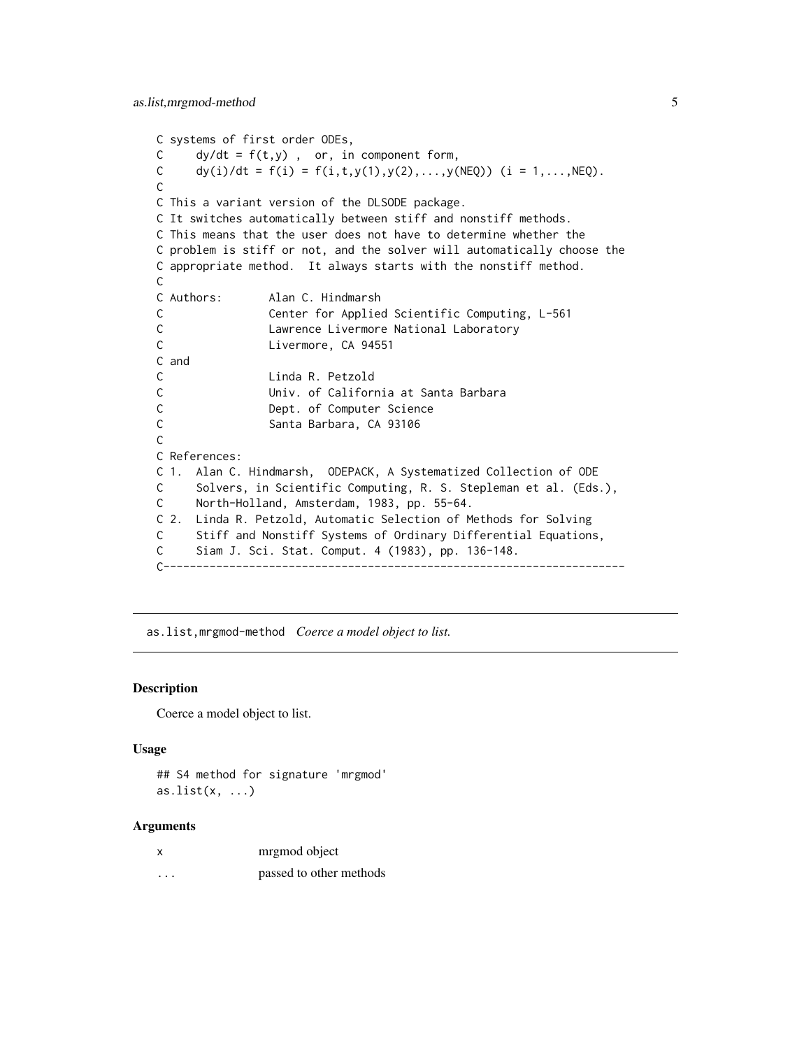```
C systems of first order ODEs,
C     dy/dt = f(t,y) ,  or, in component form,
C     dy(i)/dt = f(i) = f(i,t,y(1),y(2),...,y(NEQ)) (i = 1,...,NEQ).
C
C This a variant version of the DLSODE package.
C It switches automatically between stiff and nonstiff methods.
C This means that the user does not have to determine whether the
C problem is stiff or not, and the solver will automatically choose the
C appropriate method.  It always starts with the nonstiff method.
C
C Authors:       Alan C. Hindmarsh
C                Center for Applied Scientific Computing, L-561
C                Lawrence Livermore National Laboratory
C                Livermore, CA 94551
C and
C                Linda R. Petzold
C                Univ. of California at Santa Barbara
C                Dept. of Computer Science
C                Santa Barbara, CA 93106
C
C References:
C 1.  Alan C. Hindmarsh,  ODEPACK, A Systematized Collection of ODE
C     Solvers, in Scientific Computing, R. S. Stepleman et al. (Eds.),
C     North-Holland, Amsterdam, 1983, pp. 55-64.
C 2.  Linda R. Petzold, Automatic Selection of Methods for Solving
C     Stiff and Nonstiff Systems of Ordinary Differential Equations,
C     Siam J. Sci. Stat. Comput. 4 (1983), pp. 136-148.
C-----------------------------------------------------------------------
```

## as.list,mrgmod-method *Coerce a model object to list.*

### Description

Coerce a model object to list.

### Usage

```
## S4 method for signature 'mrgmod'
as.list(x, ...)
```

### Arguments

| | |
|---|---|
| x | mrgmod object |
| ... | passed to other methods |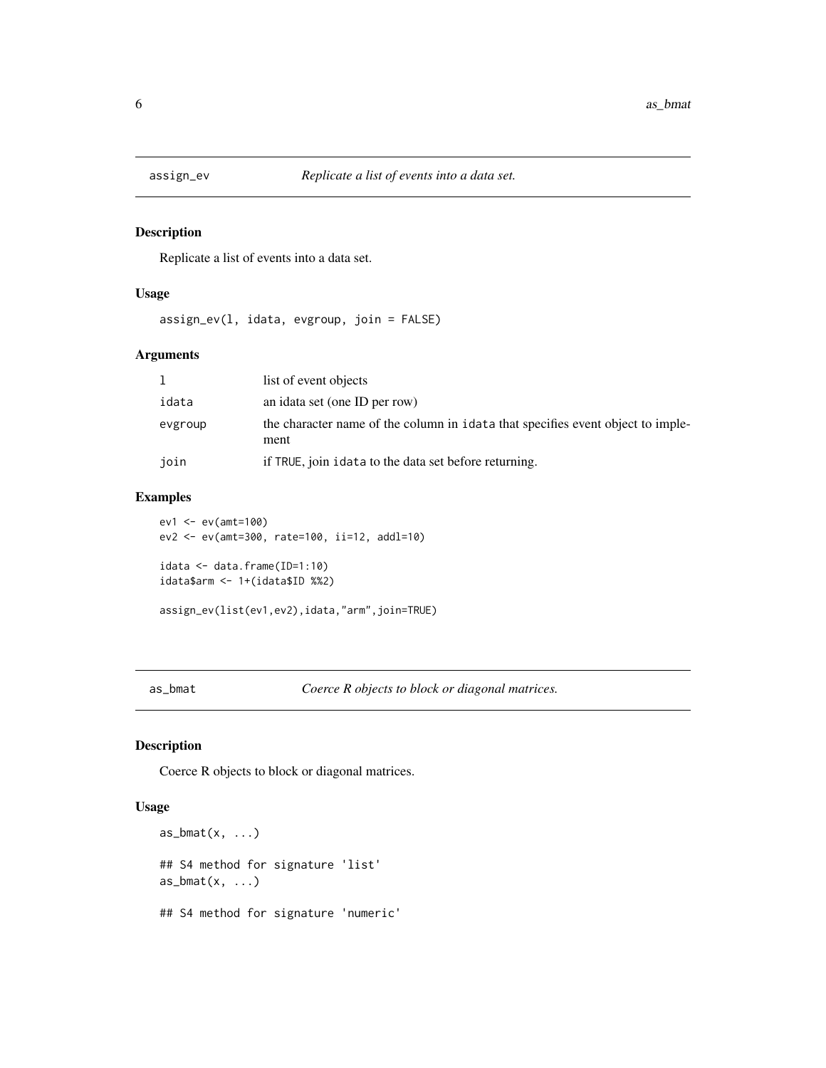## assign_ev

*Replicate a list of events into a data set.*

### Description

Replicate a list of events into a data set.

### Usage

```
assign_ev(l, idata, evgroup, join = FALSE)
```

### Arguments

| | |
|---|---|
| l | list of event objects |
| idata | an idata set (one ID per row) |
| evgroup | the character name of the column in idata that specifies event object to implement |
| join | if TRUE, join idata to the data set before returning. |

### Examples

```
ev1 <- ev(amt=100)
ev2 <- ev(amt=300, rate=100, ii=12, addl=10)

idata <- data.frame(ID=1:10)
idata$arm <- 1+(idata$ID %%2)

assign_ev(list(ev1,ev2),idata,"arm",join=TRUE)
```

## as_bmat

*Coerce R objects to block or diagonal matrices.*

### Description

Coerce R objects to block or diagonal matrices.

### Usage

```
as_bmat(x, ...)

## S4 method for signature 'list'
as_bmat(x, ...)

## S4 method for signature 'numeric'
```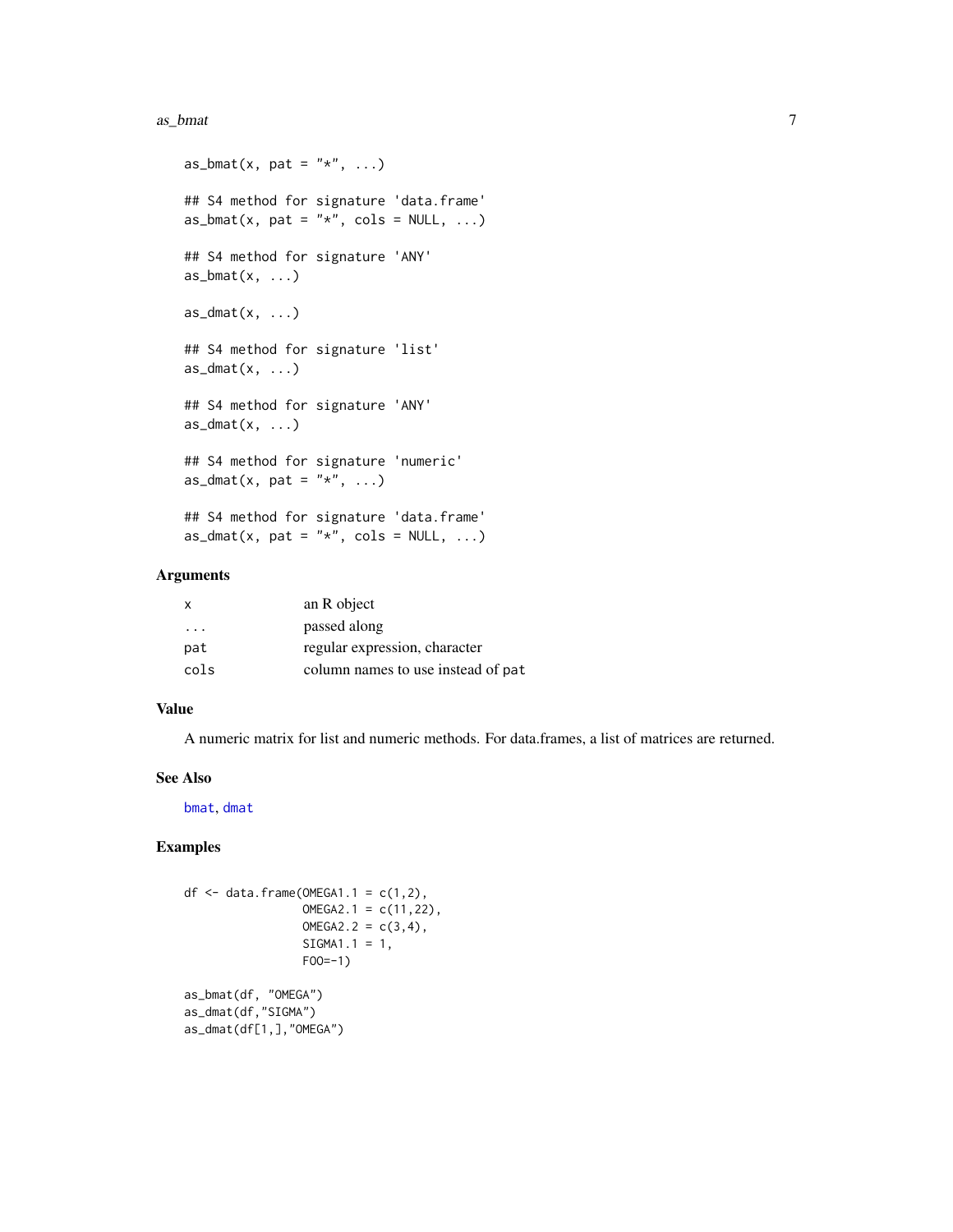```
as_bmat(x, pat = "*", ...)

## S4 method for signature 'data.frame'
as_bmat(x, pat = "*", cols = NULL, ...)

## S4 method for signature 'ANY'
as_bmat(x, ...)

as_dmat(x, ...)

## S4 method for signature 'list'
as_dmat(x, ...)

## S4 method for signature 'ANY'
as_dmat(x, ...)

## S4 method for signature 'numeric'
as_dmat(x, pat = "*", ...)

## S4 method for signature 'data.frame'
as_dmat(x, pat = "*", cols = NULL, ...)
```

## Arguments

| | |
|---|---|
| `x` | an R object |
| `...` | passed along |
| `pat` | regular expression, character |
| `cols` | column names to use instead of `pat` |

## Value

A numeric matrix for list and numeric methods. For data.frames, a list of matrices are returned.

## See Also

`bmat`, `dmat`

## Examples

```
df <- data.frame(OMEGA1.1 = c(1,2),
                 OMEGA2.1 = c(11,22),
                 OMEGA2.2 = c(3,4),
                 SIGMA1.1 = 1,
                 FOO=-1)

as_bmat(df, "OMEGA")
as_dmat(df,"SIGMA")
as_dmat(df[1,],"OMEGA")
```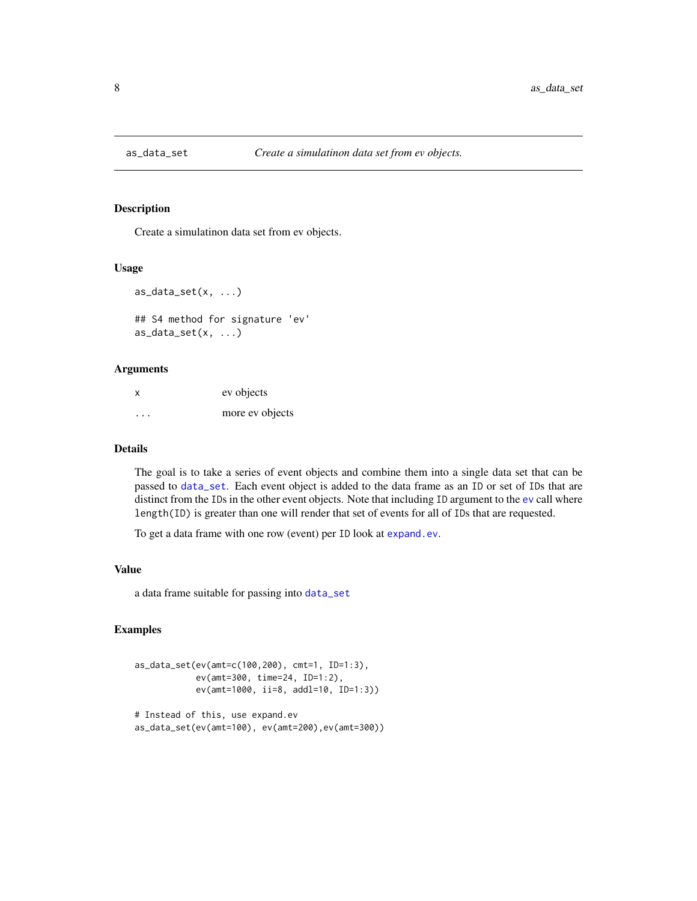## as_data_set — *Create a simulatinon data set from ev objects.*

### Description

Create a simulatinon data set from ev objects.

### Usage

```
as_data_set(x, ...)

## S4 method for signature 'ev'
as_data_set(x, ...)
```

### Arguments

| | |
|---|---|
| `x` | ev objects |
| `...` | more ev objects |

### Details

The goal is to take a series of event objects and combine them into a single data set that can be passed to `data_set`. Each event object is added to the data frame as an `ID` or set of `ID`s that are distinct from the `ID`s in the other event objects. Note that including `ID` argument to the `ev` call where `length(ID)` is greater than one will render that set of events for all of `ID`s that are requested.

To get a data frame with one row (event) per `ID` look at `expand.ev`.

### Value

a data frame suitable for passing into `data_set`

### Examples

```
as_data_set(ev(amt=c(100,200), cmt=1, ID=1:3),
            ev(amt=300, time=24, ID=1:2),
            ev(amt=1000, ii=8, addl=10, ID=1:3))

# Instead of this, use expand.ev
as_data_set(ev(amt=100), ev(amt=200),ev(amt=300))
```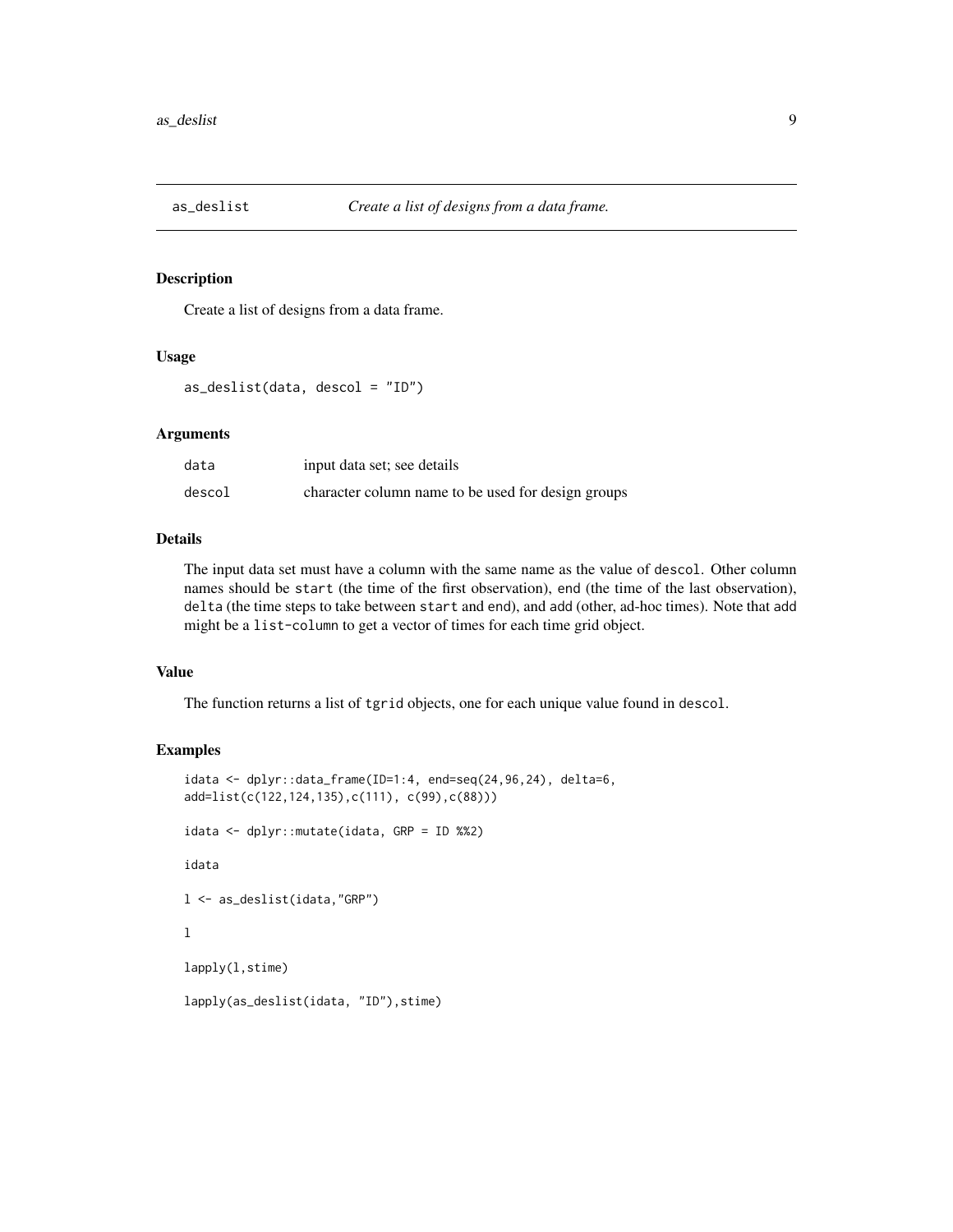## as_deslist *Create a list of designs from a data frame.*

### Description

Create a list of designs from a data frame.

### Usage

```
as_deslist(data, descol = "ID")
```

### Arguments

| | |
|---|---|
| data | input data set; see details |
| descol | character column name to be used for design groups |

### Details

The input data set must have a column with the same name as the value of descol. Other column names should be start (the time of the first observation), end (the time of the last observation), delta (the time steps to take between start and end), and add (other, ad-hoc times). Note that add might be a list-column to get a vector of times for each time grid object.

### Value

The function returns a list of tgrid objects, one for each unique value found in descol.

### Examples

```
idata <- dplyr::data_frame(ID=1:4, end=seq(24,96,24), delta=6,
add=list(c(122,124,135),c(111), c(99),c(88)))

idata <- dplyr::mutate(idata, GRP = ID %%2)

idata

l <- as_deslist(idata,"GRP")

l

lapply(l,stime)

lapply(as_deslist(idata, "ID"),stime)
```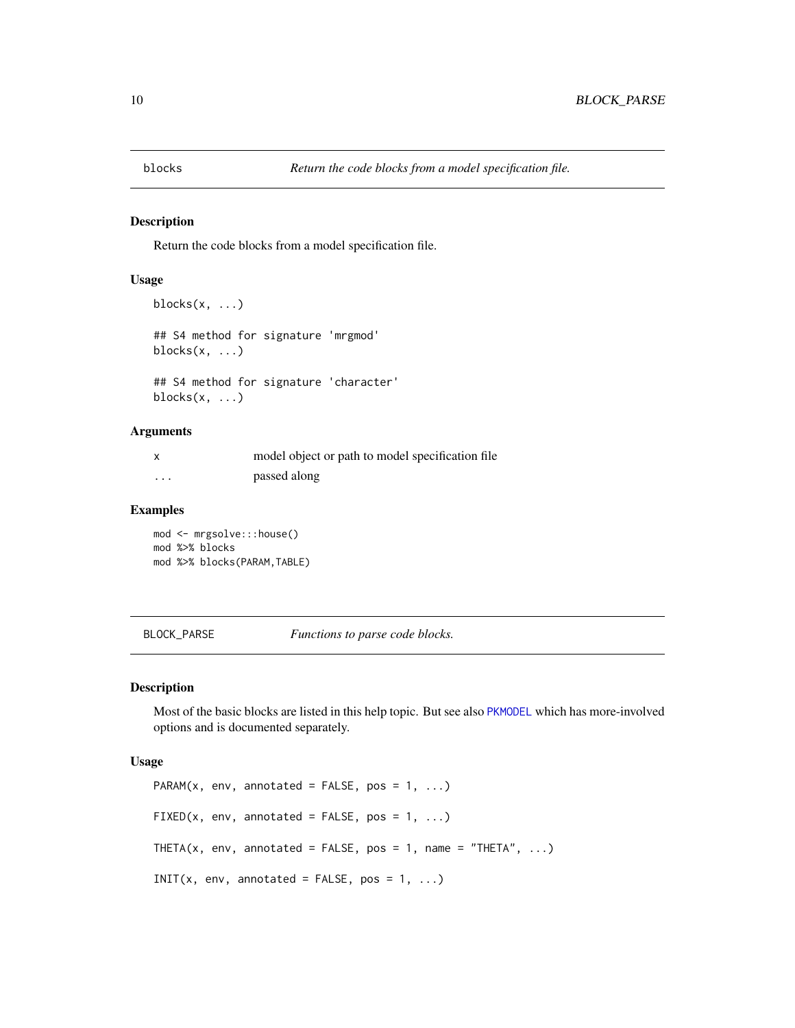## blocks — *Return the code blocks from a model specification file.*

### Description

Return the code blocks from a model specification file.

### Usage

```
blocks(x, ...)

## S4 method for signature 'mrgmod'
blocks(x, ...)

## S4 method for signature 'character'
blocks(x, ...)
```

### Arguments

| | |
|---|---|
| x | model object or path to model specification file |
| ... | passed along |

### Examples

```
mod <- mrgsolve:::house()
mod %>% blocks
mod %>% blocks(PARAM,TABLE)
```

## BLOCK_PARSE — *Functions to parse code blocks.*

### Description

Most of the basic blocks are listed in this help topic. But see also PKMODEL which has more-involved options and is documented separately.

### Usage

```
PARAM(x, env, annotated = FALSE, pos = 1, ...)

FIXED(x, env, annotated = FALSE, pos = 1, ...)

THETA(x, env, annotated = FALSE, pos = 1, name = "THETA", ...)

INIT(x, env, annotated = FALSE, pos = 1, ...)
```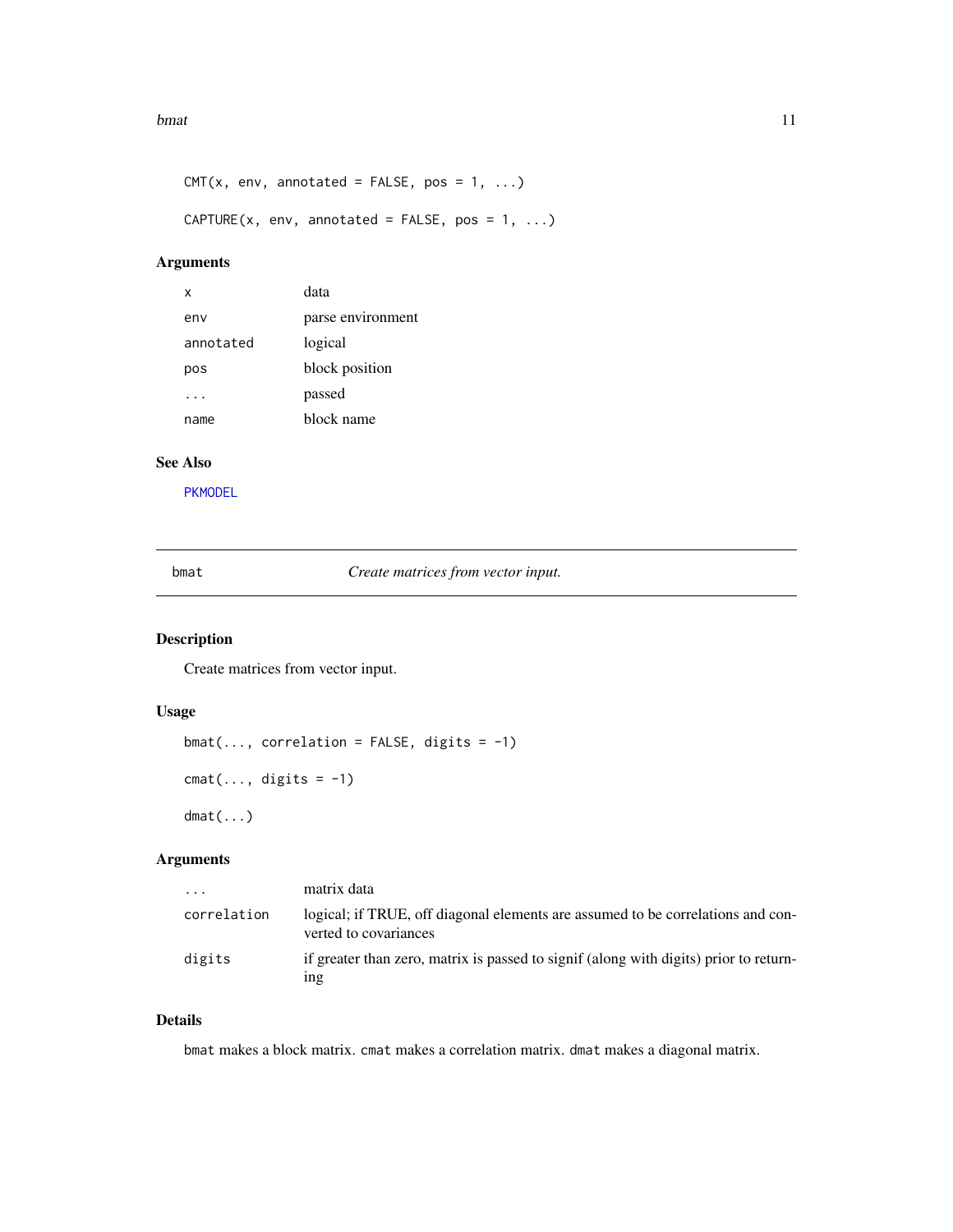```
CMT(x, env, annotated = FALSE, pos = 1, ...)

CAPTURE(x, env, annotated = FALSE, pos = 1, ...)
```

## Arguments

| | |
|---|---|
| `x` | data |
| `env` | parse environment |
| `annotated` | logical |
| `pos` | block position |
| `...` | passed |
| `name` | block name |

## See Also

PKMODEL

---

# bmat — *Create matrices from vector input.*

## Description

Create matrices from vector input.

## Usage

```
bmat(..., correlation = FALSE, digits = -1)

cmat(..., digits = -1)

dmat(...)
```

## Arguments

| | |
|---|---|
| `...` | matrix data |
| `correlation` | logical; if TRUE, off diagonal elements are assumed to be correlations and converted to covariances |
| `digits` | if greater than zero, matrix is passed to signif (along with digits) prior to returning |

## Details

`bmat` makes a block matrix. `cmat` makes a correlation matrix. `dmat` makes a diagonal matrix.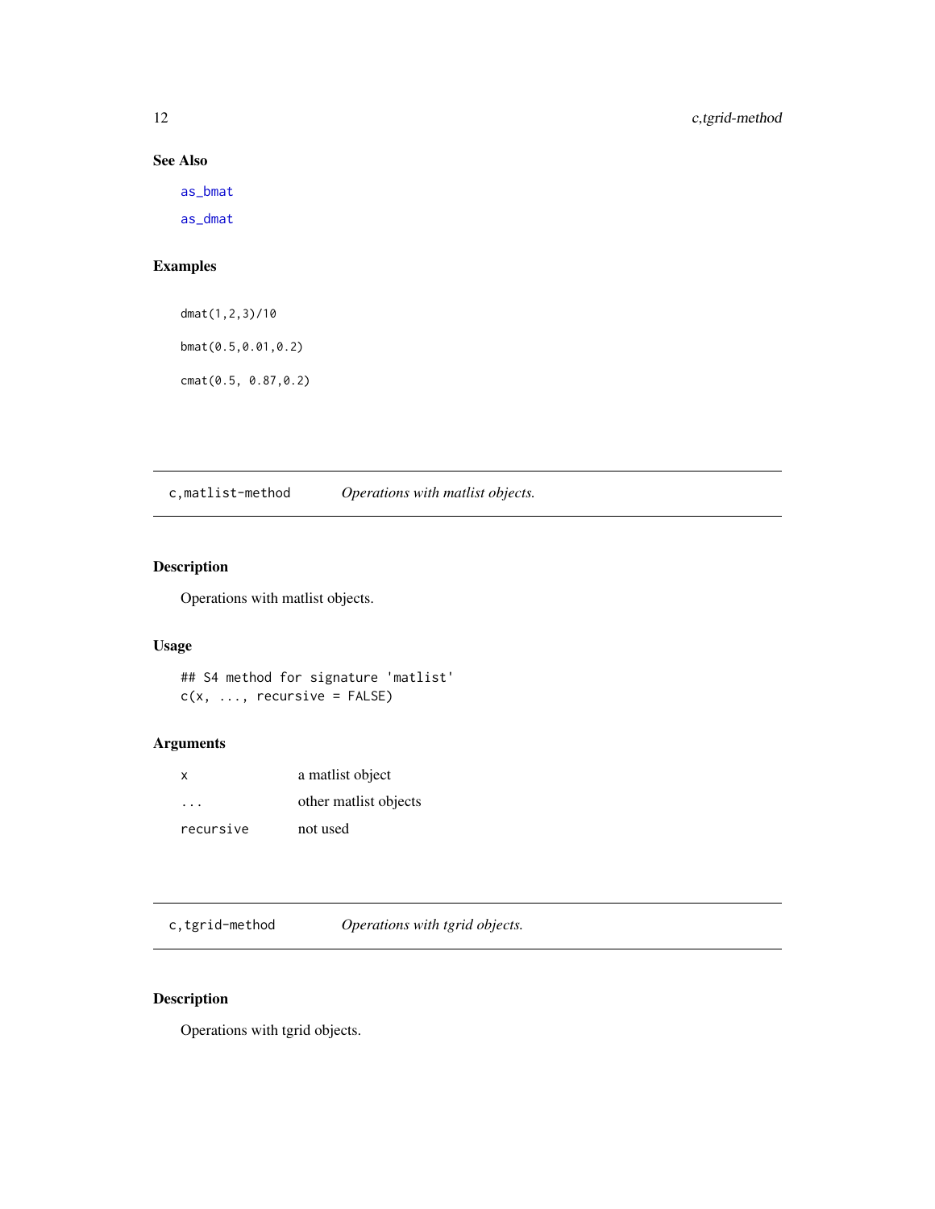### See Also

as_bmat

as_dmat

### Examples

```
dmat(1,2,3)/10

bmat(0.5,0.01,0.2)

cmat(0.5, 0.87,0.2)
```

---

## c,matlist-method *Operations with matlist objects.*

### Description

Operations with matlist objects.

### Usage

```
## S4 method for signature 'matlist'
c(x, ..., recursive = FALSE)
```

### Arguments

| | |
|---|---|
| x | a matlist object |
| ... | other matlist objects |
| recursive | not used |

---

## c,tgrid-method *Operations with tgrid objects.*

### Description

Operations with tgrid objects.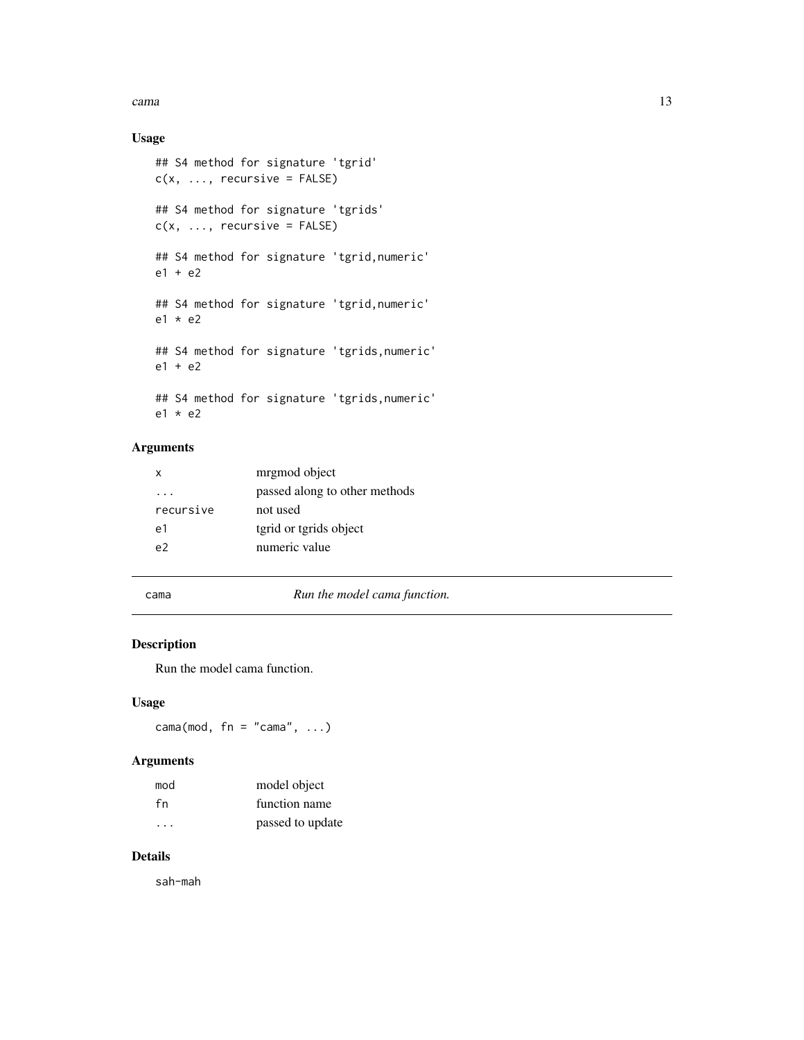### Usage

```
## S4 method for signature 'tgrid'
c(x, ..., recursive = FALSE)

## S4 method for signature 'tgrids'
c(x, ..., recursive = FALSE)

## S4 method for signature 'tgrid,numeric'
e1 + e2

## S4 method for signature 'tgrid,numeric'
e1 * e2

## S4 method for signature 'tgrids,numeric'
e1 + e2

## S4 method for signature 'tgrids,numeric'
e1 * e2
```

### Arguments

| | |
|---|---|
| `x` | mrgmod object |
| `...` | passed along to other methods |
| `recursive` | not used |
| `e1` | tgrid or tgrids object |
| `e2` | numeric value |

---

## cama &nbsp;&nbsp;&nbsp;&nbsp; *Run the model cama function.*

---

### Description

Run the model cama function.

### Usage

```
cama(mod, fn = "cama", ...)
```

### Arguments

| | |
|---|---|
| `mod` | model object |
| `fn` | function name |
| `...` | passed to update |

### Details

`sah-mah`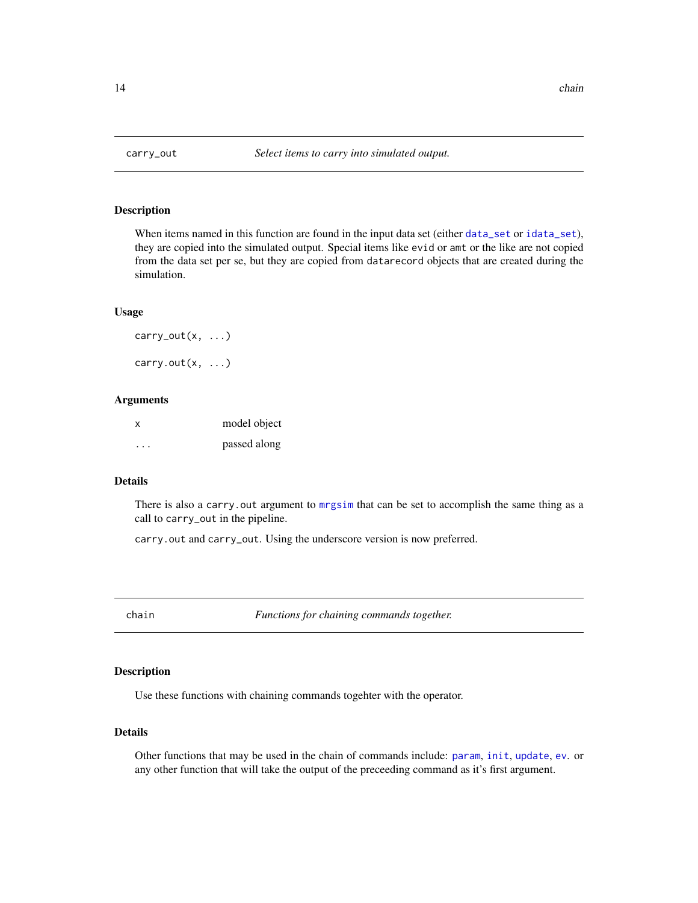## carry_out — *Select items to carry into simulated output.*

### Description

When items named in this function are found in the input data set (either data_set or idata_set), they are copied into the simulated output. Special items like evid or amt or the like are not copied from the data set per se, but they are copied from datarecord objects that are created during the simulation.

### Usage

```
carry_out(x, ...)

carry.out(x, ...)
```

### Arguments

| | |
|---|---|
| x | model object |
| ... | passed along |

### Details

There is also a carry.out argument to mrgsim that can be set to accomplish the same thing as a call to carry_out in the pipeline.

carry.out and carry_out. Using the underscore version is now preferred.

## chain — *Functions for chaining commands together.*

### Description

Use these functions with chaining commands togehter with the operator.

### Details

Other functions that may be used in the chain of commands include: param, init, update, ev. or any other function that will take the output of the preceeding command as it's first argument.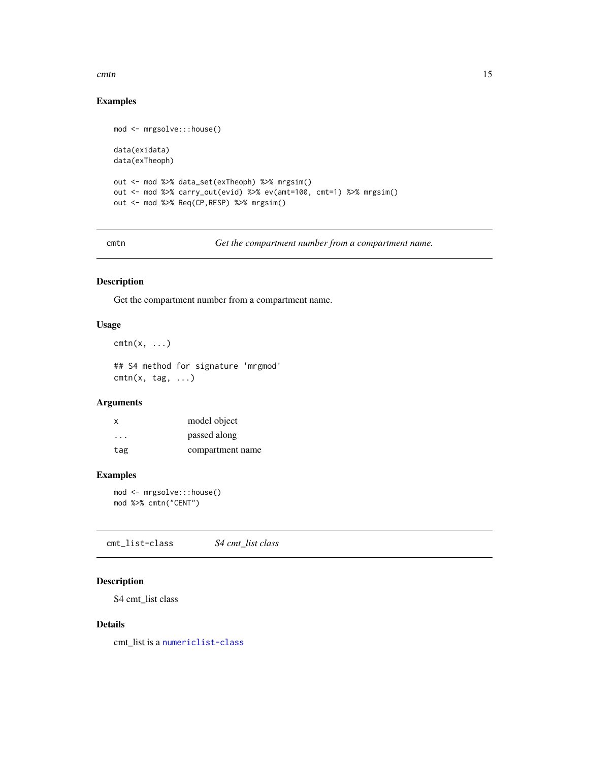### Examples

```
mod <- mrgsolve:::house()

data(exidata)
data(exTheoph)

out <- mod %>% data_set(exTheoph) %>% mrgsim()
out <- mod %>% carry_out(evid) %>% ev(amt=100, cmt=1) %>% mrgsim()
out <- mod %>% Req(CP,RESP) %>% mrgsim()
```

---

## cmtn — *Get the compartment number from a compartment name.*

### Description

Get the compartment number from a compartment name.

### Usage

```
cmtn(x, ...)

## S4 method for signature 'mrgmod'
cmtn(x, tag, ...)
```

### Arguments

| | |
|---|---|
| x | model object |
| ... | passed along |
| tag | compartment name |

### Examples

```
mod <- mrgsolve:::house()
mod %>% cmtn("CENT")
```

---

## cmt_list-class — *S4 cmt_list class*

### Description

S4 cmt_list class

### Details

cmt_list is a numericlist-class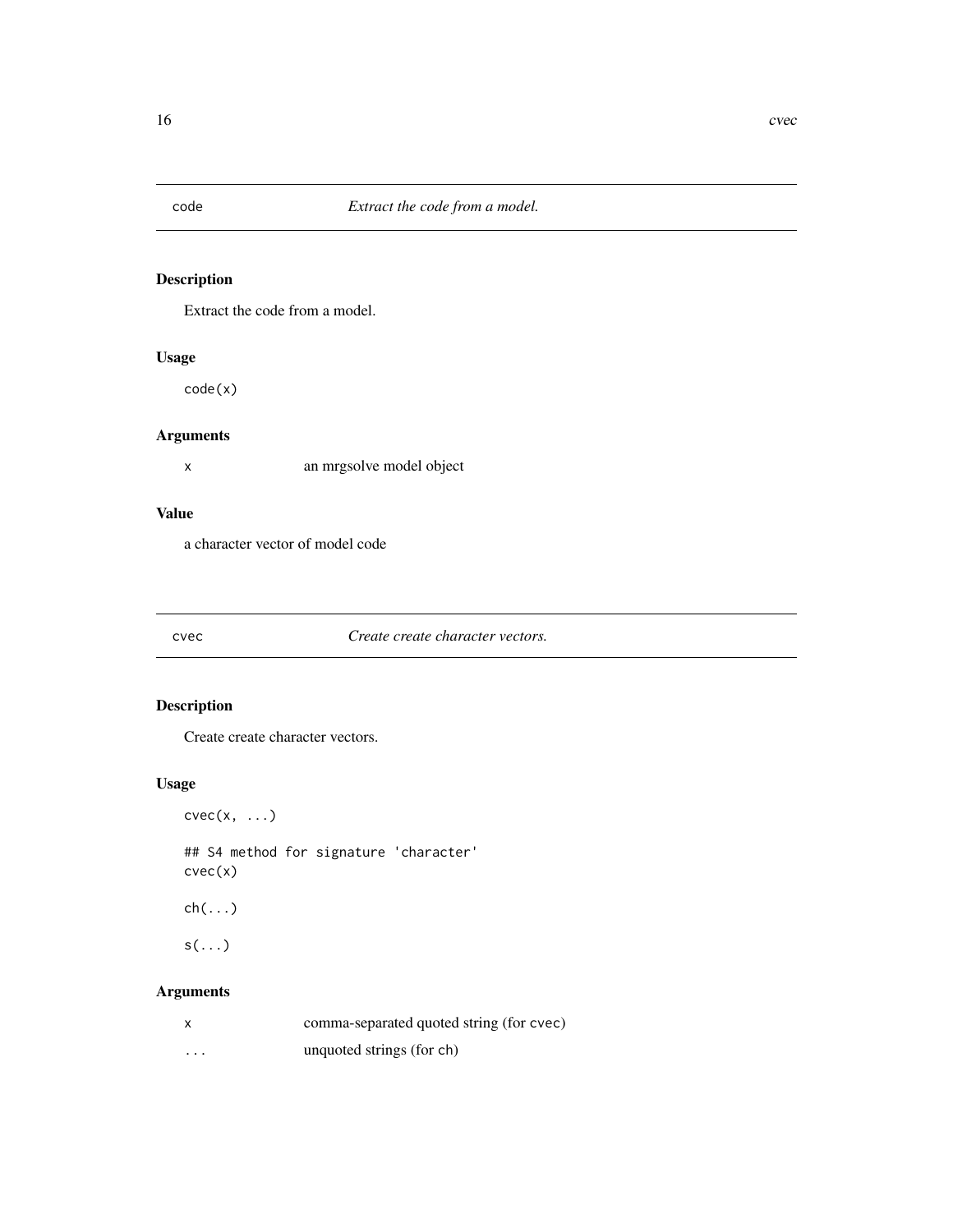## code — *Extract the code from a model.*

### Description

Extract the code from a model.

### Usage

```
code(x)
```

### Arguments

| | |
|---|---|
| `x` | an mrgsolve model object |

### Value

a character vector of model code

## cvec — *Create create character vectors.*

### Description

Create create character vectors.

### Usage

```
cvec(x, ...)

## S4 method for signature 'character'
cvec(x)

ch(...)

s(...)
```

### Arguments

| | |
|---|---|
| `x` | comma-separated quoted string (for `cvec`) |
| `...` | unquoted strings (for `ch`) |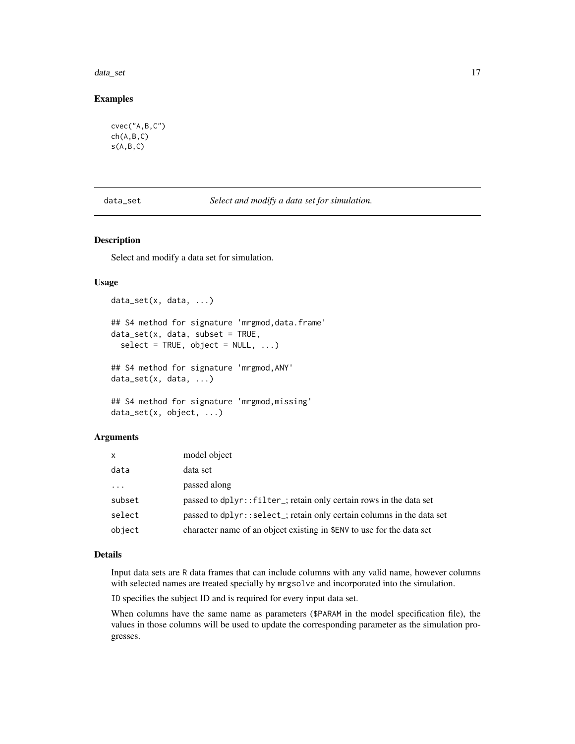## Examples

```
cvec("A,B,C")
ch(A,B,C)
s(A,B,C)
```

---

# data_set — *Select and modify a data set for simulation.*

## Description

Select and modify a data set for simulation.

## Usage

```
data_set(x, data, ...)

## S4 method for signature 'mrgmod,data.frame'
data_set(x, data, subset = TRUE,
  select = TRUE, object = NULL, ...)

## S4 method for signature 'mrgmod,ANY'
data_set(x, data, ...)

## S4 method for signature 'mrgmod,missing'
data_set(x, object, ...)
```

## Arguments

| | |
|---|---|
| `x` | model object |
| `data` | data set |
| `...` | passed along |
| `subset` | passed to `dplyr::filter_`; retain only certain rows in the data set |
| `select` | passed to `dplyr::select_`; retain only certain columns in the data set |
| `object` | character name of an object existing in `$ENV` to use for the data set |

## Details

Input data sets are `R` data frames that can include columns with any valid name, however columns with selected names are treated specially by `mrgsolve` and incorporated into the simulation.

`ID` specifies the subject ID and is required for every input data set.

When columns have the same name as parameters (`$PARAM` in the model specification file), the values in those columns will be used to update the corresponding parameter as the simulation progresses.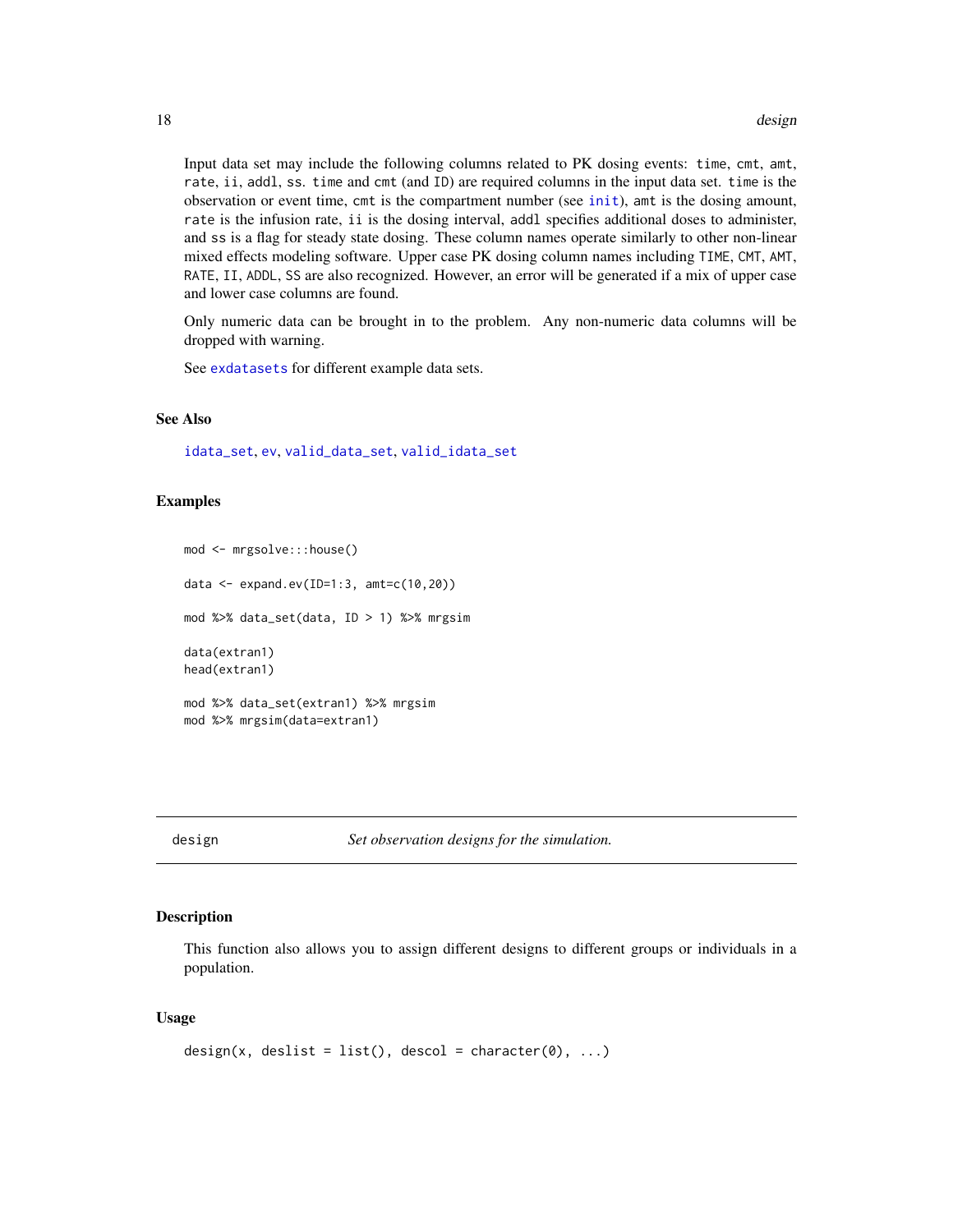Input data set may include the following columns related to PK dosing events: `time`, `cmt`, `amt`, `rate`, `ii`, `addl`, `ss`. `time` and `cmt` (and `ID`) are required columns in the input data set. `time` is the observation or event time, `cmt` is the compartment number (see `init`), `amt` is the dosing amount, `rate` is the infusion rate, `ii` is the dosing interval, `addl` specifies additional doses to administer, and `ss` is a flag for steady state dosing. These column names operate similarly to other non-linear mixed effects modeling software. Upper case PK dosing column names including `TIME`, `CMT`, `AMT`, `RATE`, `II`, `ADDL`, `SS` are also recognized. However, an error will be generated if a mix of upper case and lower case columns are found.

Only numeric data can be brought in to the problem. Any non-numeric data columns will be dropped with warning.

See `exdatasets` for different example data sets.

### See Also

`idata_set`, `ev`, `valid_data_set`, `valid_idata_set`

### Examples

```
mod <- mrgsolve:::house()

data <- expand.ev(ID=1:3, amt=c(10,20))

mod %>% data_set(data, ID > 1) %>% mrgsim

data(extran1)
head(extran1)

mod %>% data_set(extran1) %>% mrgsim
mod %>% mrgsim(data=extran1)
```

---

## design — *Set observation designs for the simulation.*

### Description

This function also allows you to assign different designs to different groups or individuals in a population.

### Usage

```
design(x, deslist = list(), descol = character(0), ...)
```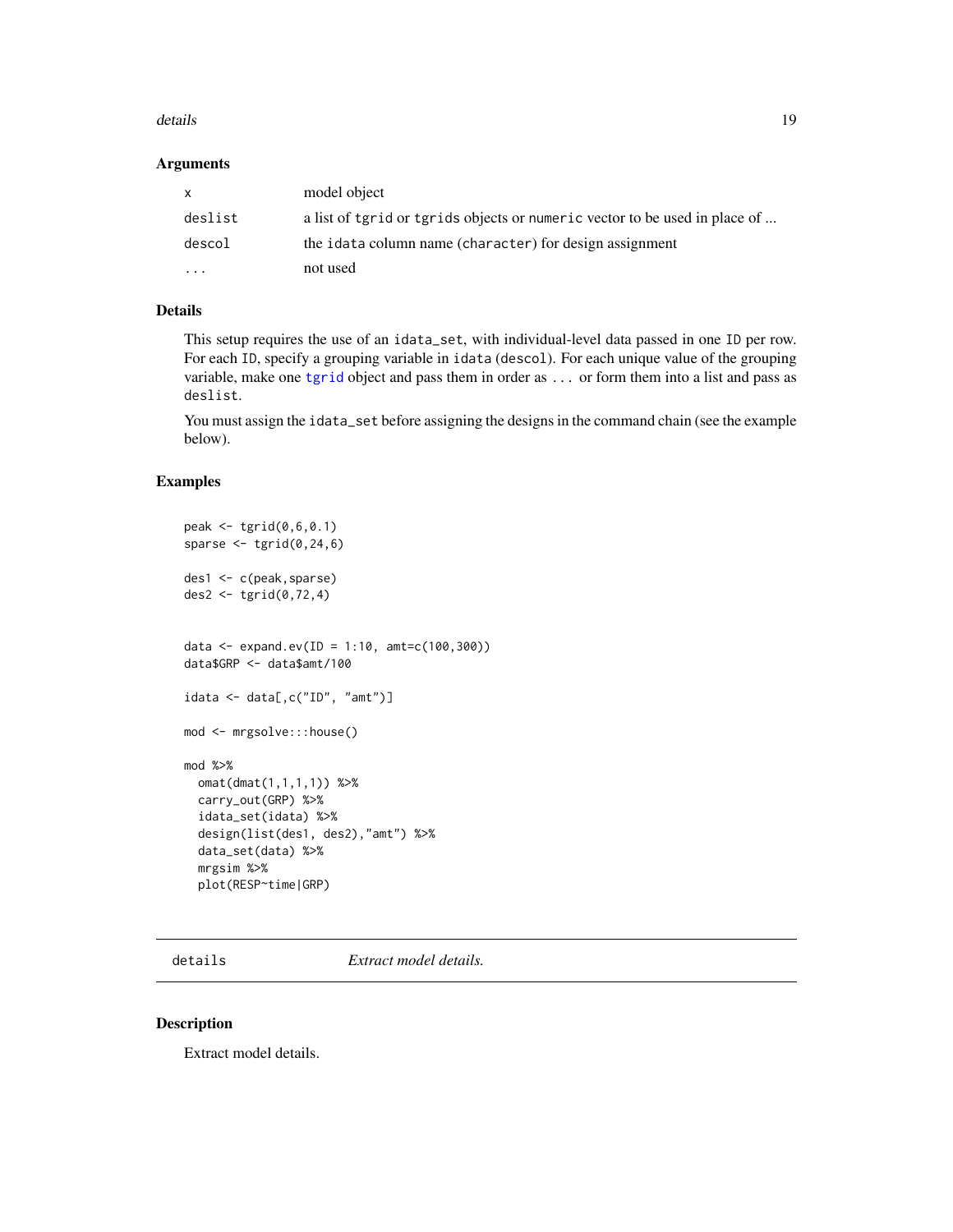### Arguments

| | |
|---|---|
| x | model object |
| deslist | a list of tgrid or tgrids objects or numeric vector to be used in place of ... |
| descol | the idata column name (character) for design assignment |
| ... | not used |

### Details

This setup requires the use of an idata_set, with individual-level data passed in one ID per row. For each ID, specify a grouping variable in idata (descol). For each unique value of the grouping variable, make one tgrid object and pass them in order as ... or form them into a list and pass as deslist.

You must assign the idata_set before assigning the designs in the command chain (see the example below).

### Examples

```
peak <- tgrid(0,6,0.1)
sparse <- tgrid(0,24,6)

des1 <- c(peak,sparse)
des2 <- tgrid(0,72,4)


data <- expand.ev(ID = 1:10, amt=c(100,300))
data$GRP <- data$amt/100

idata <- data[,c("ID", "amt")]

mod <- mrgsolve:::house()

mod %>%
  omat(dmat(1,1,1,1)) %>%
  carry_out(GRP) %>%
  idata_set(idata) %>%
  design(list(des1, des2),"amt") %>%
  data_set(data) %>%
  mrgsim %>%
  plot(RESP~time|GRP)
```

---

## details — *Extract model details.*

### Description

Extract model details.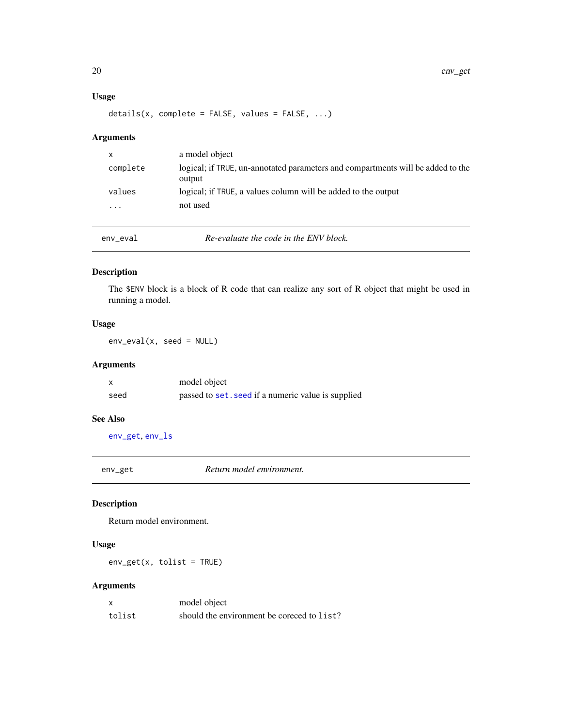### Usage

```
details(x, complete = FALSE, values = FALSE, ...)
```

### Arguments

| | |
|---|---|
| x | a model object |
| complete | logical; if TRUE, un-annotated parameters and compartments will be added to the output |
| values | logical; if TRUE, a values column will be added to the output |
| ... | not used |

---

## env_eval — *Re-evaluate the code in the ENV block.*

### Description

The $ENV block is a block of R code that can realize any sort of R object that might be used in running a model.

### Usage

```
env_eval(x, seed = NULL)
```

### Arguments

| | |
|---|---|
| x | model object |
| seed | passed to set.seed if a numeric value is supplied |

### See Also

env_get, env_ls

---

## env_get — *Return model environment.*

### Description

Return model environment.

### Usage

```
env_get(x, tolist = TRUE)
```

### Arguments

| | |
|---|---|
| x | model object |
| tolist | should the environment be coreced to list? |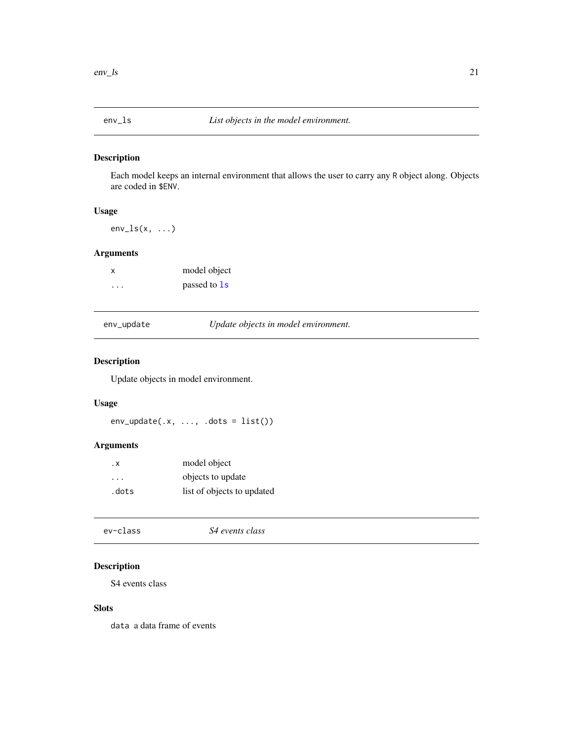## env_ls — *List objects in the model environment.*

### Description

Each model keeps an internal environment that allows the user to carry any R object along. Objects are coded in $ENV.

### Usage

```
env_ls(x, ...)
```

### Arguments

| | |
|---|---|
| x | model object |
| ... | passed to ls |

## env_update — *Update objects in model environment.*

### Description

Update objects in model environment.

### Usage

```
env_update(.x, ..., .dots = list())
```

### Arguments

| | |
|---|---|
| .x | model object |
| ... | objects to update |
| .dots | list of objects to updated |

## ev-class — *S4 events class*

### Description

S4 events class

### Slots

data a data frame of events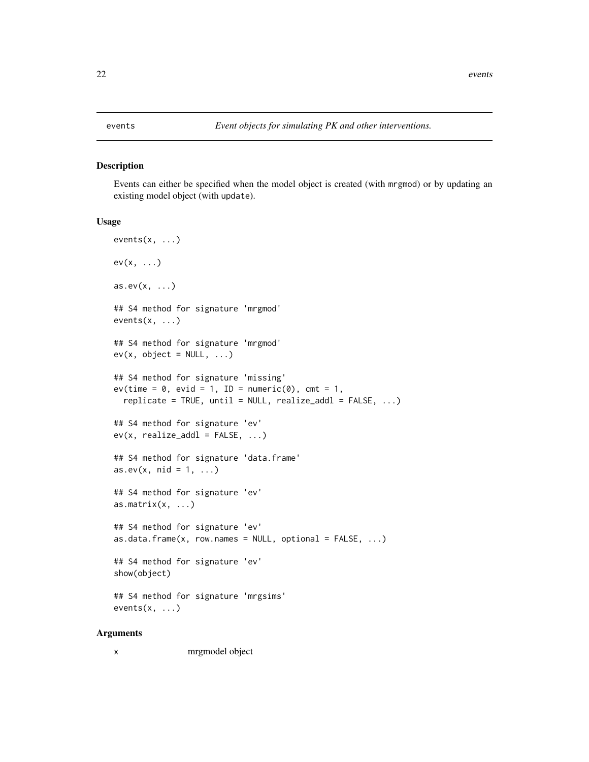# events — *Event objects for simulating PK and other interventions.*

## Description

Events can either be specified when the model object is created (with `mrgmod`) or by updating an existing model object (with `update`).

## Usage

```
events(x, ...)

ev(x, ...)

as.ev(x, ...)

## S4 method for signature 'mrgmod'
events(x, ...)

## S4 method for signature 'mrgmod'
ev(x, object = NULL, ...)

## S4 method for signature 'missing'
ev(time = 0, evid = 1, ID = numeric(0), cmt = 1,
  replicate = TRUE, until = NULL, realize_addl = FALSE, ...)

## S4 method for signature 'ev'
ev(x, realize_addl = FALSE, ...)

## S4 method for signature 'data.frame'
as.ev(x, nid = 1, ...)

## S4 method for signature 'ev'
as.matrix(x, ...)

## S4 method for signature 'ev'
as.data.frame(x, row.names = NULL, optional = FALSE, ...)

## S4 method for signature 'ev'
show(object)

## S4 method for signature 'mrgsims'
events(x, ...)
```

## Arguments

| | |
|---|---|
| x | mrgmodel object |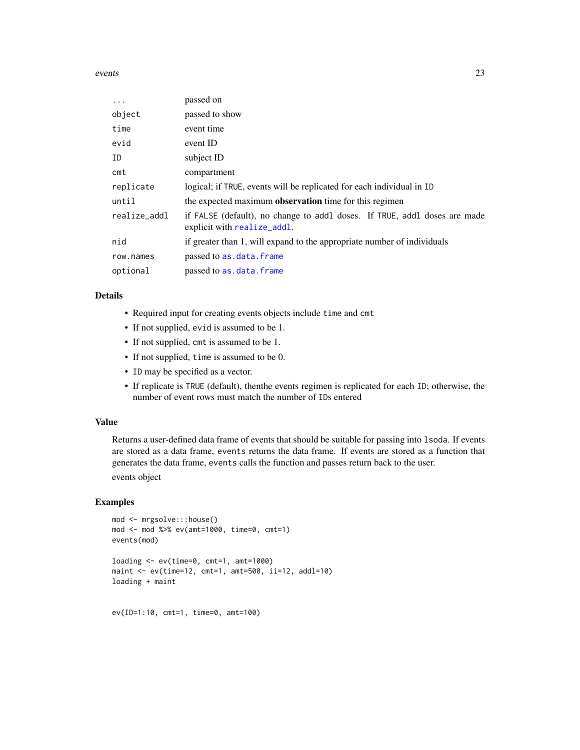| | |
|---|---|
| `...` | passed on |
| `object` | passed to show |
| `time` | event time |
| `evid` | event ID |
| `ID` | subject ID |
| `cmt` | compartment |
| `replicate` | logical; if `TRUE`, events will be replicated for each individual in `ID` |
| `until` | the expected maximum **observation** time for this regimen |
| `realize_addl` | if `FALSE` (default), no change to `addl` doses. If `TRUE`, `addl` doses are made explicit with `realize_addl`. |
| `nid` | if greater than 1, will expand to the appropriate number of individuals |
| `row.names` | passed to `as.data.frame` |
| `optional` | passed to `as.data.frame` |

## Details

- Required input for creating events objects include `time` and `cmt`
- If not supplied, `evid` is assumed to be 1.
- If not supplied, `cmt` is assumed to be 1.
- If not supplied, `time` is assumed to be 0.
- `ID` may be specified as a vector.
- If replicate is `TRUE` (default), thenthe events regimen is replicated for each `ID`; otherwise, the number of event rows must match the number of `ID`s entered

## Value

Returns a user-defined data frame of events that should be suitable for passing into `lsoda`. If events are stored as a data frame, `events` returns the data frame. If events are stored as a function that generates the data frame, `events` calls the function and passes return back to the user.

events object

## Examples

```
mod <- mrgsolve:::house()
mod <- mod %>% ev(amt=1000, time=0, cmt=1)
events(mod)

loading <- ev(time=0, cmt=1, amt=1000)
maint <- ev(time=12, cmt=1, amt=500, ii=12, addl=10)
loading + maint


ev(ID=1:10, cmt=1, time=0, amt=100)
```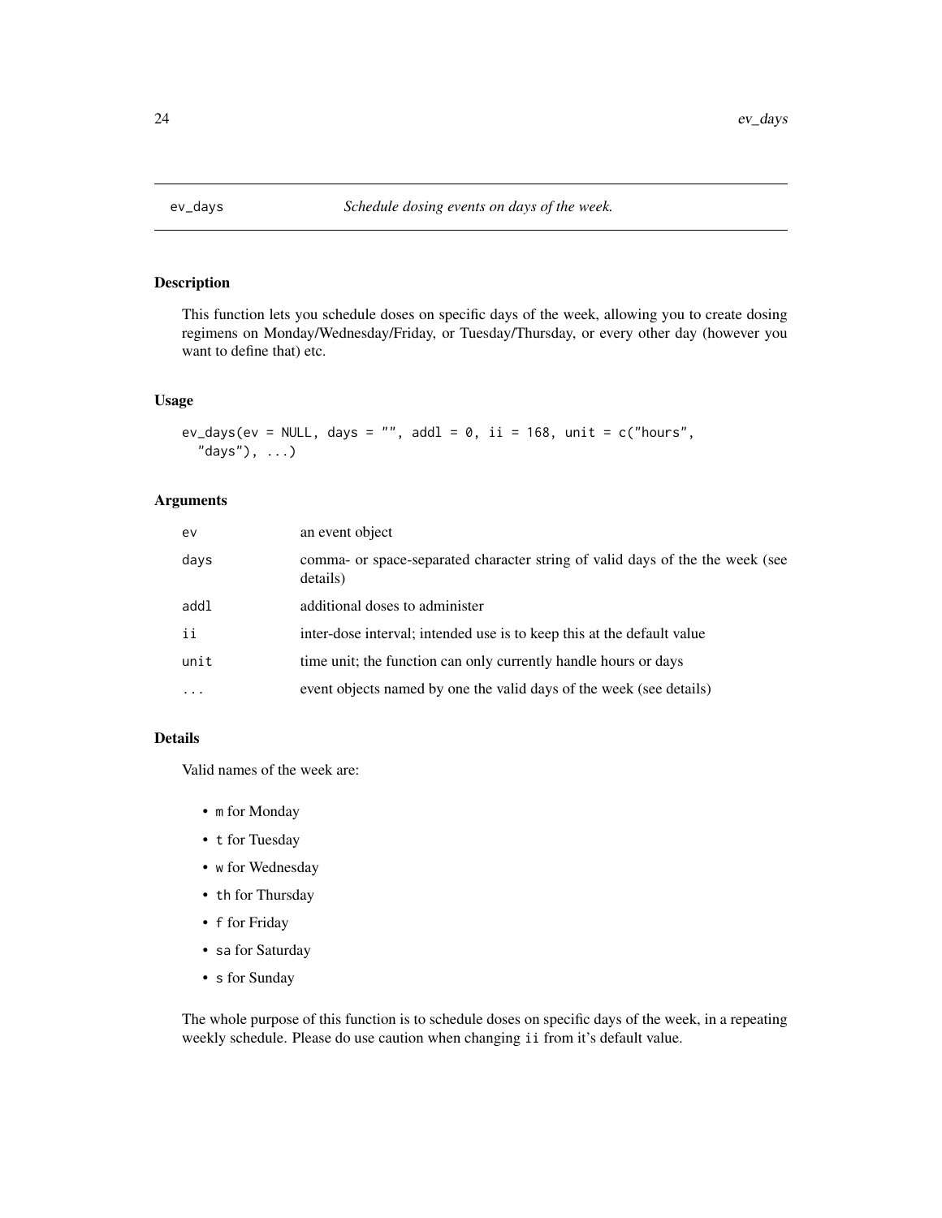# ev_days — *Schedule dosing events on days of the week.*

## Description

This function lets you schedule doses on specific days of the week, allowing you to create dosing regimens on Monday/Wednesday/Friday, or Tuesday/Thursday, or every other day (however you want to define that) etc.

## Usage

```
ev_days(ev = NULL, days = "", addl = 0, ii = 168, unit = c("hours",
  "days"), ...)
```

## Arguments

| | |
|---|---|
| ev | an event object |
| days | comma- or space-separated character string of valid days of the the week (see details) |
| addl | additional doses to administer |
| ii | inter-dose interval; intended use is to keep this at the default value |
| unit | time unit; the function can only currently handle hours or days |
| ... | event objects named by one the valid days of the week (see details) |

## Details

Valid names of the week are:

- `m` for Monday
- `t` for Tuesday
- `w` for Wednesday
- `th` for Thursday
- `f` for Friday
- `sa` for Saturday
- `s` for Sunday

The whole purpose of this function is to schedule doses on specific days of the week, in a repeating weekly schedule. Please do use caution when changing `ii` from it's default value.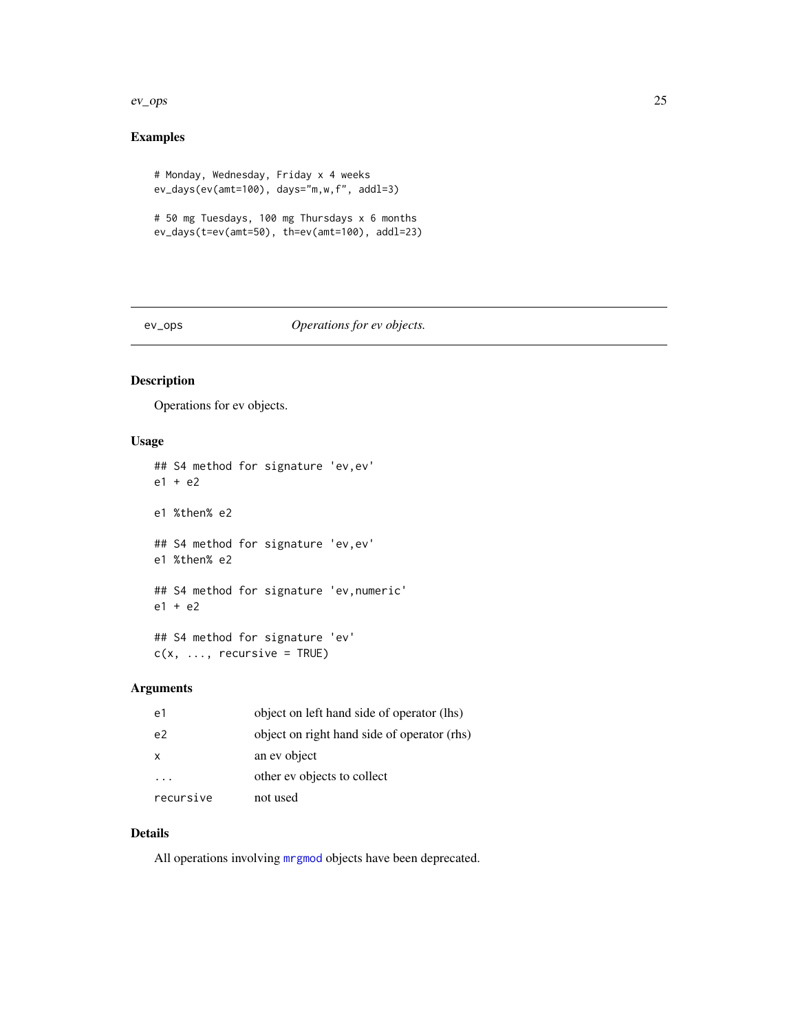### Examples

```
# Monday, Wednesday, Friday x 4 weeks
ev_days(ev(amt=100), days="m,w,f", addl=3)

# 50 mg Tuesdays, 100 mg Thursdays x 6 months
ev_days(t=ev(amt=50), th=ev(amt=100), addl=23)
```

---

## ev_ops — *Operations for ev objects.*

### Description

Operations for ev objects.

### Usage

```
## S4 method for signature 'ev,ev'
e1 + e2

e1 %then% e2

## S4 method for signature 'ev,ev'
e1 %then% e2

## S4 method for signature 'ev,numeric'
e1 + e2

## S4 method for signature 'ev'
c(x, ..., recursive = TRUE)
```

### Arguments

| | |
|---|---|
| `e1` | object on left hand side of operator (lhs) |
| `e2` | object on right hand side of operator (rhs) |
| `x` | an ev object |
| `...` | other ev objects to collect |
| `recursive` | not used |

### Details

All operations involving `mrgmod` objects have been deprecated.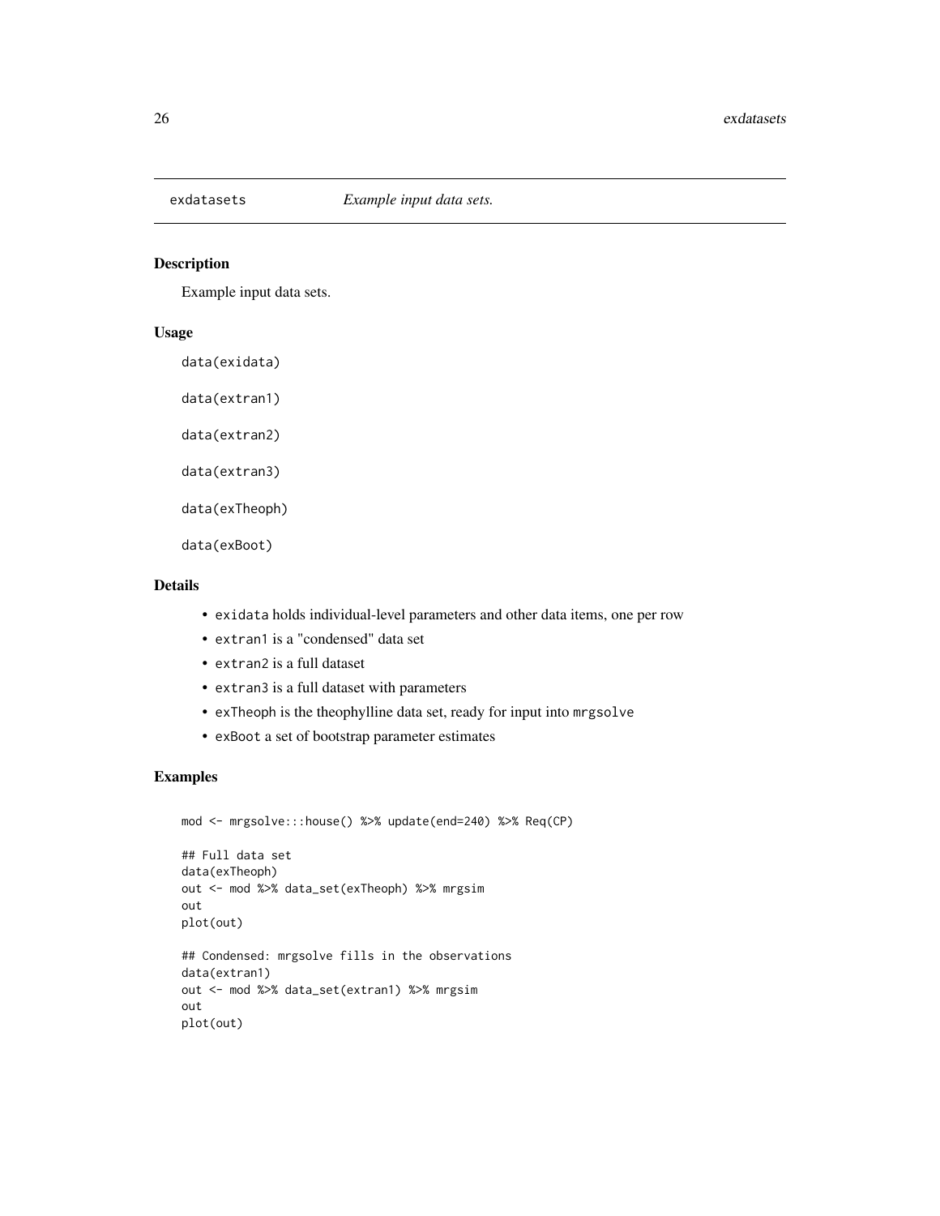## exdatasets *Example input data sets.*

### Description

Example input data sets.

### Usage

```
data(exidata)

data(extran1)

data(extran2)

data(extran3)

data(exTheoph)

data(exBoot)
```

### Details

- `exidata` holds individual-level parameters and other data items, one per row
- `extran1` is a "condensed" data set
- `extran2` is a full dataset
- `extran3` is a full dataset with parameters
- `exTheoph` is the theophylline data set, ready for input into `mrgsolve`
- `exBoot` a set of bootstrap parameter estimates

### Examples

```
mod <- mrgsolve:::house() %>% update(end=240) %>% Req(CP)

## Full data set
data(exTheoph)
out <- mod %>% data_set(exTheoph) %>% mrgsim
out
plot(out)

## Condensed: mrgsolve fills in the observations
data(extran1)
out <- mod %>% data_set(extran1) %>% mrgsim
out
plot(out)
```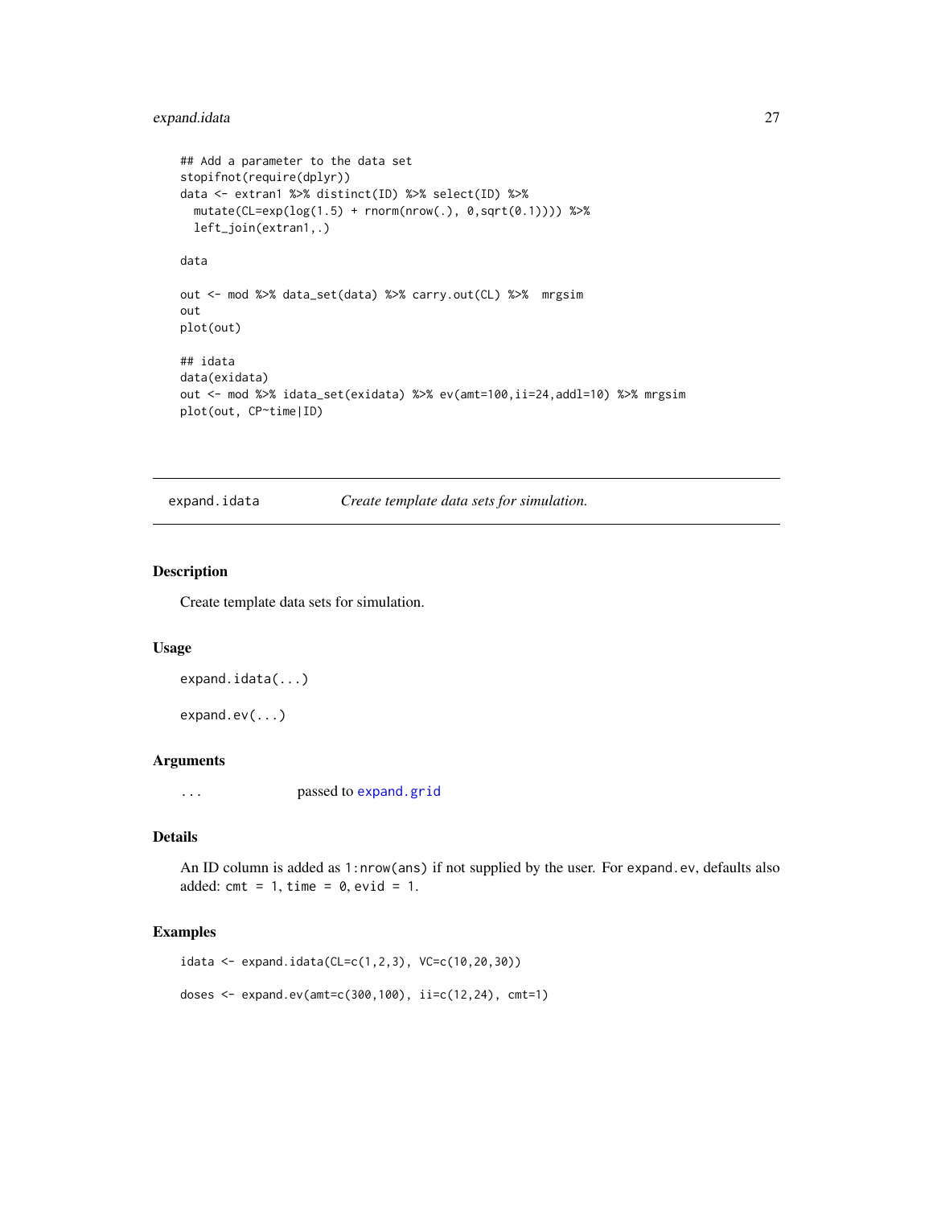```
## Add a parameter to the data set
stopifnot(require(dplyr))
data <- extran1 %>% distinct(ID) %>% select(ID) %>%
  mutate(CL=exp(log(1.5) + rnorm(nrow(.), 0,sqrt(0.1)))) %>%
  left_join(extran1,.)

data

out <- mod %>% data_set(data) %>% carry.out(CL) %>%  mrgsim
out
plot(out)

## idata
data(exidata)
out <- mod %>% idata_set(exidata) %>% ev(amt=100,ii=24,addl=10) %>% mrgsim
plot(out, CP~time|ID)
```

## expand.idata — *Create template data sets for simulation.*

### Description

Create template data sets for simulation.

### Usage

```
expand.idata(...)

expand.ev(...)
```

### Arguments

| | |
|---|---|
| ... | passed to expand.grid |

### Details

An ID column is added as `1:nrow(ans)` if not supplied by the user. For `expand.ev`, defaults also added: `cmt = 1`, `time = 0`, `evid = 1`.

### Examples

```
idata <- expand.idata(CL=c(1,2,3), VC=c(10,20,30))

doses <- expand.ev(amt=c(300,100), ii=c(12,24), cmt=1)
```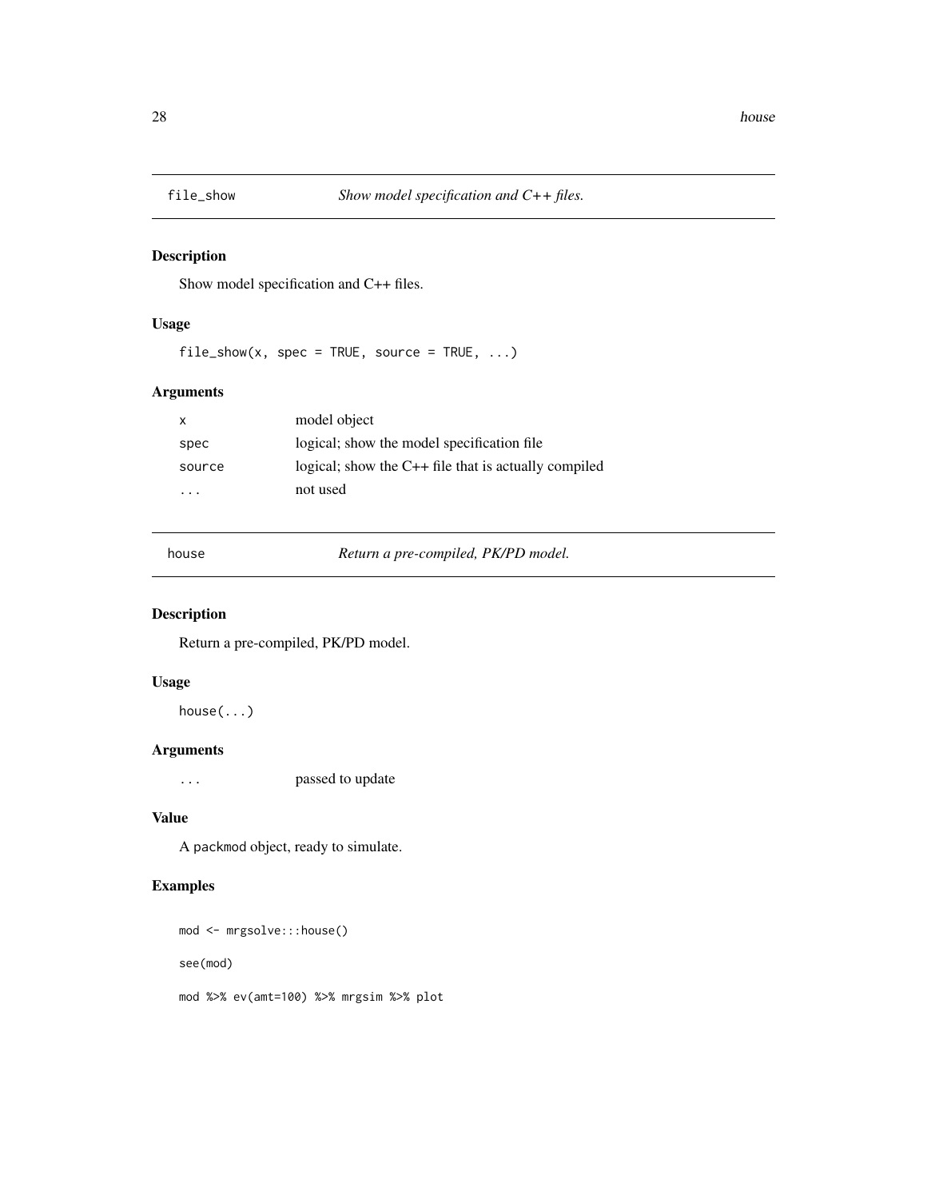## file_show — *Show model specification and C++ files.*

### Description

Show model specification and C++ files.

### Usage

```
file_show(x, spec = TRUE, source = TRUE, ...)
```

### Arguments

| | |
|---|---|
| x | model object |
| spec | logical; show the model specification file |
| source | logical; show the C++ file that is actually compiled |
| ... | not used |

## house — *Return a pre-compiled, PK/PD model.*

### Description

Return a pre-compiled, PK/PD model.

### Usage

```
house(...)
```

### Arguments

| | |
|---|---|
| ... | passed to update |

### Value

A packmod object, ready to simulate.

### Examples

```
mod <- mrgsolve:::house()

see(mod)

mod %>% ev(amt=100) %>% mrgsim %>% plot
```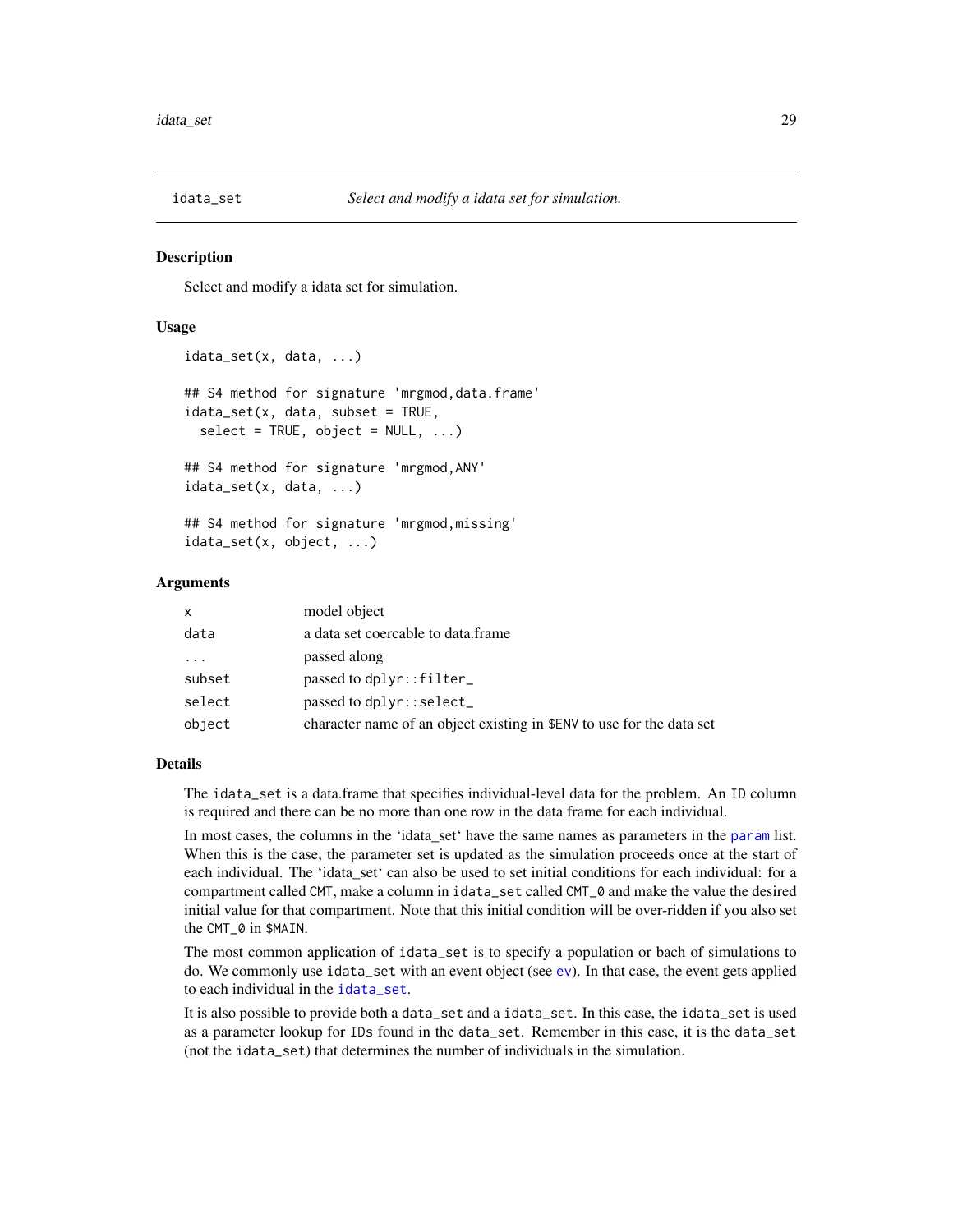## idata_set — *Select and modify a idata set for simulation.*

### Description

Select and modify a idata set for simulation.

### Usage

```
idata_set(x, data, ...)

## S4 method for signature 'mrgmod,data.frame'
idata_set(x, data, subset = TRUE,
  select = TRUE, object = NULL, ...)

## S4 method for signature 'mrgmod,ANY'
idata_set(x, data, ...)

## S4 method for signature 'mrgmod,missing'
idata_set(x, object, ...)
```

### Arguments

| | |
|---|---|
| `x` | model object |
| `data` | a data set coercable to data.frame |
| `...` | passed along |
| `subset` | passed to `dplyr::filter_` |
| `select` | passed to `dplyr::select_` |
| `object` | character name of an object existing in `$ENV` to use for the data set |

### Details

The `idata_set` is a data.frame that specifies individual-level data for the problem. An `ID` column is required and there can be no more than one row in the data frame for each individual.

In most cases, the columns in the 'idata_set' have the same names as parameters in the `param` list. When this is the case, the parameter set is updated as the simulation proceeds once at the start of each individual. The 'idata_set' can also be used to set initial conditions for each individual: for a compartment called `CMT`, make a column in `idata_set` called `CMT_0` and make the value the desired initial value for that compartment. Note that this initial condition will be over-ridden if you also set the `CMT_0` in `$MAIN`.

The most common application of `idata_set` is to specify a population or bach of simulations to do. We commonly use `idata_set` with an event object (see `ev`). In that case, the event gets applied to each individual in the `idata_set`.

It is also possible to provide both a `data_set` and a `idata_set`. In this case, the `idata_set` is used as a parameter lookup for `ID`s found in the `data_set`. Remember in this case, it is the `data_set` (not the `idata_set`) that determines the number of individuals in the simulation.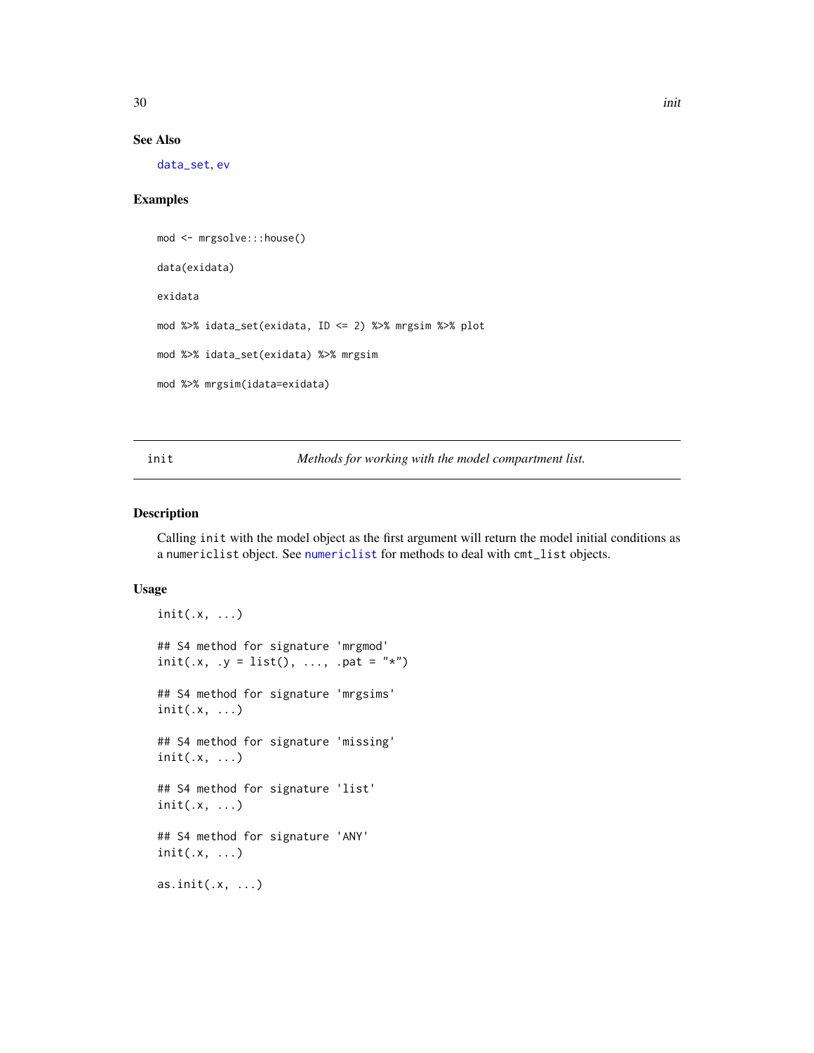## See Also

data_set, ev

## Examples

```
mod <- mrgsolve:::house()

data(exidata)

exidata

mod %>% idata_set(exidata, ID <= 2) %>% mrgsim %>% plot

mod %>% idata_set(exidata) %>% mrgsim

mod %>% mrgsim(idata=exidata)
```

---

# init — *Methods for working with the model compartment list.*

## Description

Calling `init` with the model object as the first argument will return the model initial conditions as a `numericlist` object. See `numericlist` for methods to deal with `cmt_list` objects.

## Usage

```
init(.x, ...)

## S4 method for signature 'mrgmod'
init(.x, .y = list(), ..., .pat = "*")

## S4 method for signature 'mrgsims'
init(.x, ...)

## S4 method for signature 'missing'
init(.x, ...)

## S4 method for signature 'list'
init(.x, ...)

## S4 method for signature 'ANY'
init(.x, ...)

as.init(.x, ...)
```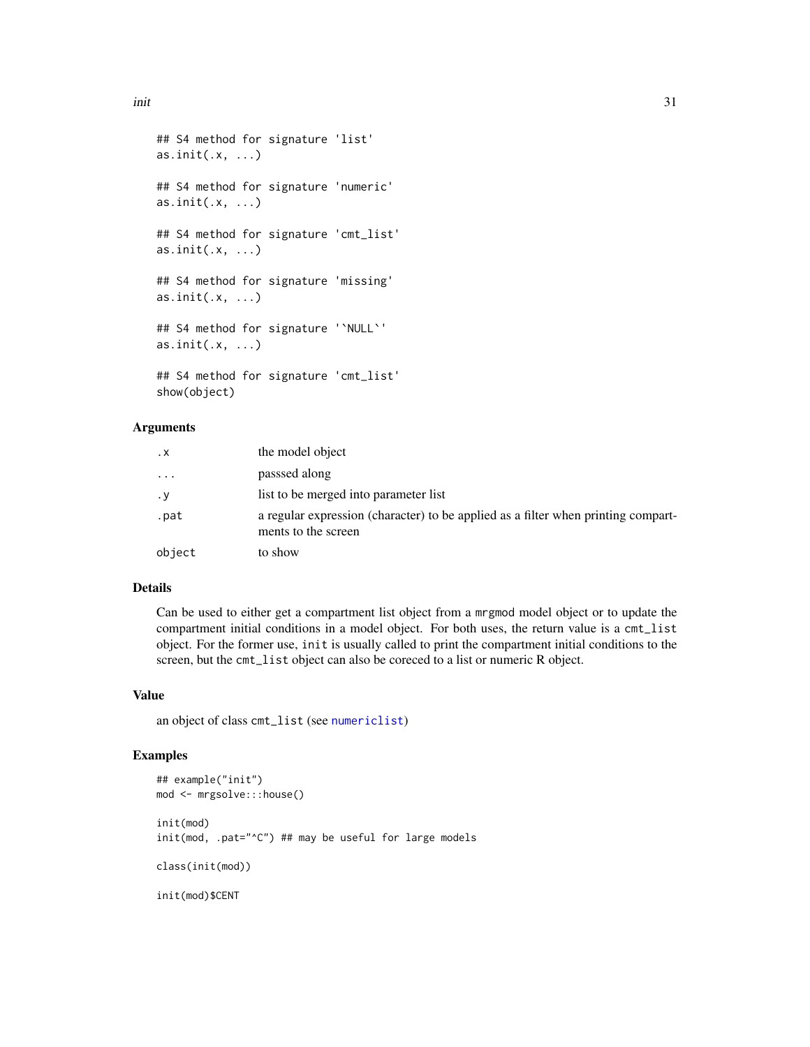```
## S4 method for signature 'list'
as.init(.x, ...)

## S4 method for signature 'numeric'
as.init(.x, ...)

## S4 method for signature 'cmt_list'
as.init(.x, ...)

## S4 method for signature 'missing'
as.init(.x, ...)

## S4 method for signature '`NULL`'
as.init(.x, ...)

## S4 method for signature 'cmt_list'
show(object)
```

## Arguments

| | |
|---|---|
| `.x` | the model object |
| `...` | passsed along |
| `.y` | list to be merged into parameter list |
| `.pat` | a regular expression (character) to be applied as a filter when printing compartments to the screen |
| `object` | to show |

## Details

Can be used to either get a compartment list object from a `mrgmod` model object or to update the compartment initial conditions in a model object. For both uses, the return value is a `cmt_list` object. For the former use, `init` is usually called to print the compartment initial conditions to the screen, but the `cmt_list` object can also be coreced to a list or numeric R object.

## Value

an object of class `cmt_list` (see `numericlist`)

## Examples

```
## example("init")
mod <- mrgsolve:::house()

init(mod)
init(mod, .pat="^C") ## may be useful for large models

class(init(mod))

init(mod)$CENT
```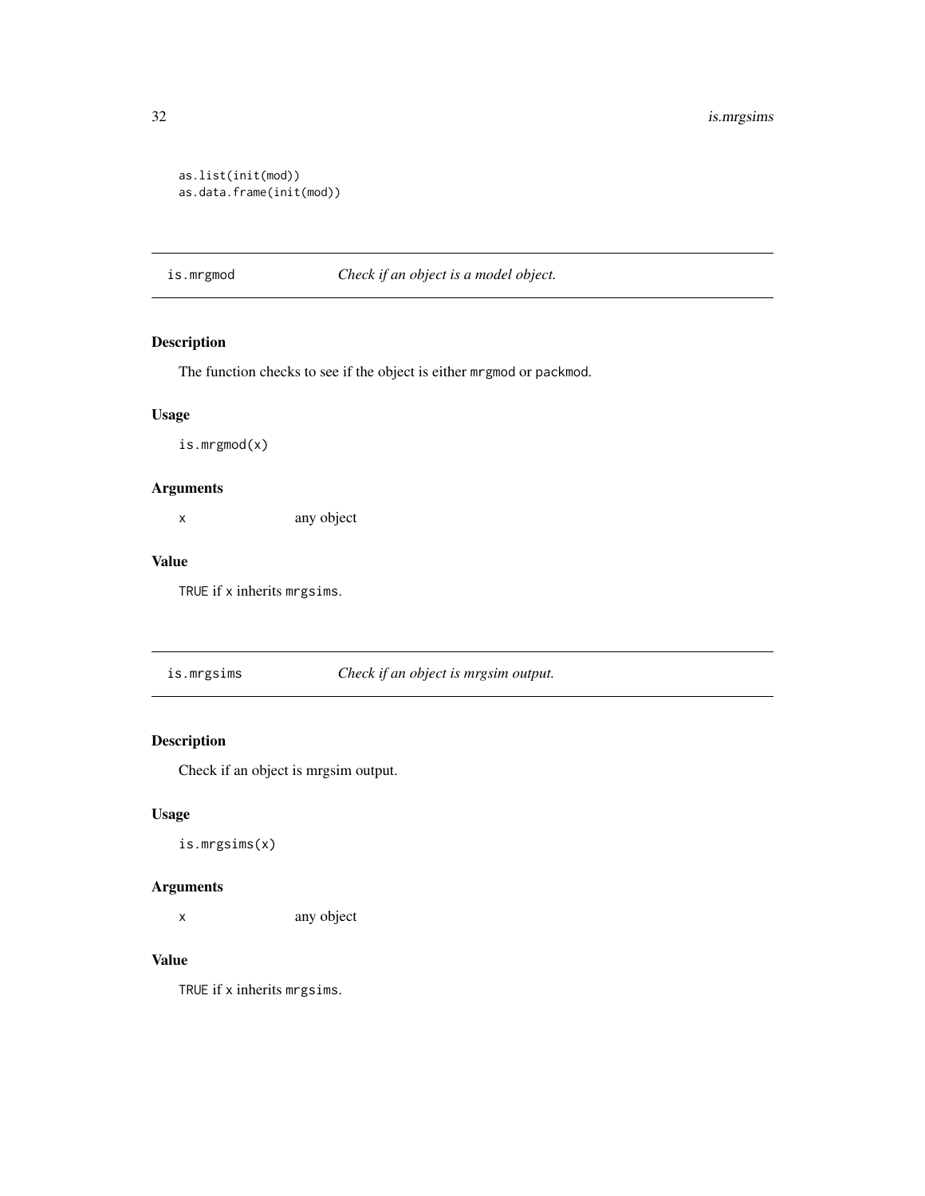```
as.list(init(mod))
as.data.frame(init(mod))
```

## is.mrgmod — *Check if an object is a model object.*

### Description

The function checks to see if the object is either `mrgmod` or `packmod`.

### Usage

```
is.mrgmod(x)
```

### Arguments

| | |
|---|---|
| `x` | any object |

### Value

`TRUE` if `x` inherits `mrgsims`.

## is.mrgsims — *Check if an object is mrgsim output.*

### Description

Check if an object is mrgsim output.

### Usage

```
is.mrgsims(x)
```

### Arguments

| | |
|---|---|
| `x` | any object |

### Value

`TRUE` if `x` inherits `mrgsims`.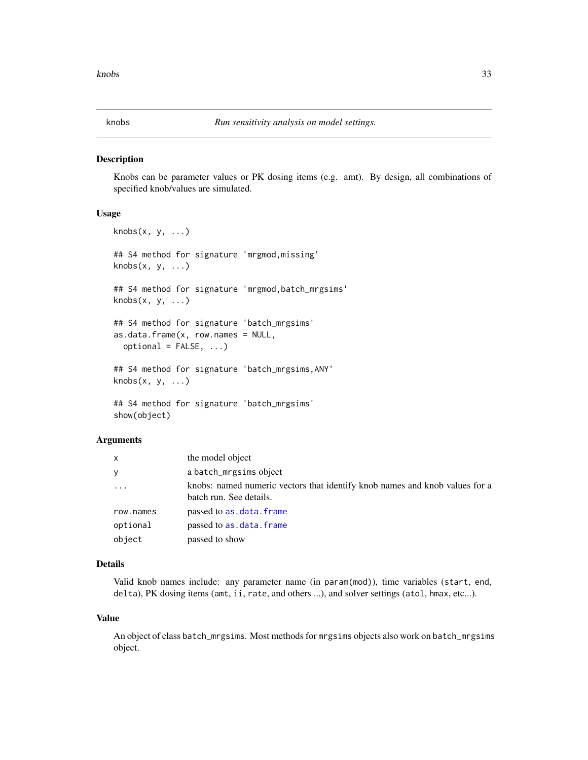## knobs *Run sensitivity analysis on model settings.*

### Description

Knobs can be parameter values or PK dosing items (e.g. amt). By design, all combinations of specified knob/values are simulated.

### Usage

```
knobs(x, y, ...)

## S4 method for signature 'mrgmod,missing'
knobs(x, y, ...)

## S4 method for signature 'mrgmod,batch_mrgsims'
knobs(x, y, ...)

## S4 method for signature 'batch_mrgsims'
as.data.frame(x, row.names = NULL,
  optional = FALSE, ...)

## S4 method for signature 'batch_mrgsims,ANY'
knobs(x, y, ...)

## S4 method for signature 'batch_mrgsims'
show(object)
```

### Arguments

| | |
|---|---|
| `x` | the model object |
| `y` | a `batch_mrgsims` object |
| `...` | knobs: named numeric vectors that identify knob names and knob values for a batch run. See details. |
| `row.names` | passed to `as.data.frame` |
| `optional` | passed to `as.data.frame` |
| `object` | passed to show |

### Details

Valid knob names include: any parameter name (in `param(mod)`), time variables (`start`, `end`, `delta`), PK dosing items (`amt`, `ii`, `rate`, and others ...), and solver settings (`atol`, `hmax`, etc...).

### Value

An object of class `batch_mrgsims`. Most methods for `mrgsims` objects also work on `batch_mrgsims` object.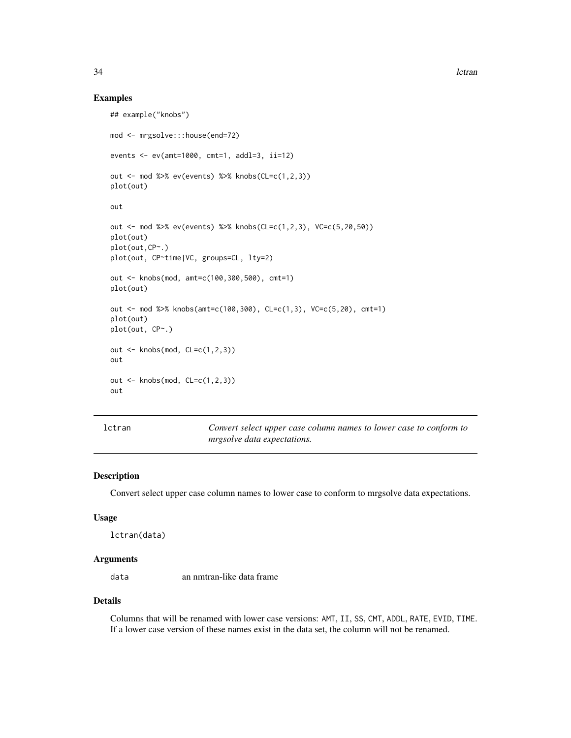## Examples

```
## example("knobs")

mod <- mrgsolve:::house(end=72)

events <- ev(amt=1000, cmt=1, addl=3, ii=12)

out <- mod %>% ev(events) %>% knobs(CL=c(1,2,3))
plot(out)

out

out <- mod %>% ev(events) %>% knobs(CL=c(1,2,3), VC=c(5,20,50))
plot(out)
plot(out,CP~.)
plot(out, CP~time|VC, groups=CL, lty=2)

out <- knobs(mod, amt=c(100,300,500), cmt=1)
plot(out)

out <- mod %>% knobs(amt=c(100,300), CL=c(1,3), VC=c(5,20), cmt=1)
plot(out)
plot(out, CP~.)

out <- knobs(mod, CL=c(1,2,3))
out

out <- knobs(mod, CL=c(1,2,3))
out
```

---

# lctran *Convert select upper case column names to lower case to conform to mrgsolve data expectations.*

## Description

Convert select upper case column names to lower case to conform to mrgsolve data expectations.

## Usage

```
lctran(data)
```

## Arguments

| | |
|---|---|
| data | an nmtran-like data frame |

## Details

Columns that will be renamed with lower case versions: AMT, II, SS, CMT, ADDL, RATE, EVID, TIME. If a lower case version of these names exist in the data set, the column will not be renamed.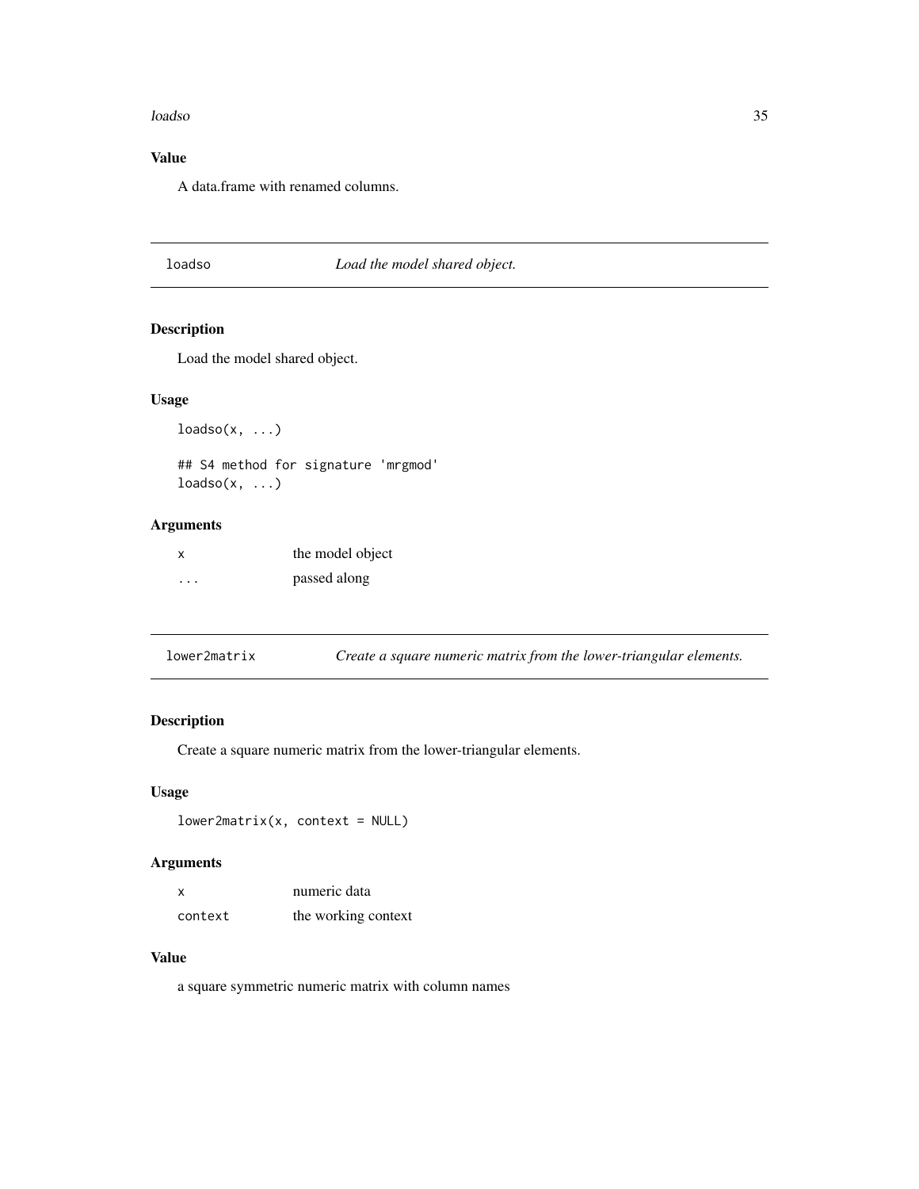### Value

A data.frame with renamed columns.

## loadso — *Load the model shared object.*

### Description

Load the model shared object.

### Usage

```
loadso(x, ...)

## S4 method for signature 'mrgmod'
loadso(x, ...)
```

### Arguments

| | |
|---|---|
| `x` | the model object |
| `...` | passed along |

## lower2matrix — *Create a square numeric matrix from the lower-triangular elements.*

### Description

Create a square numeric matrix from the lower-triangular elements.

### Usage

```
lower2matrix(x, context = NULL)
```

### Arguments

| | |
|---|---|
| `x` | numeric data |
| `context` | the working context |

### Value

a square symmetric numeric matrix with column names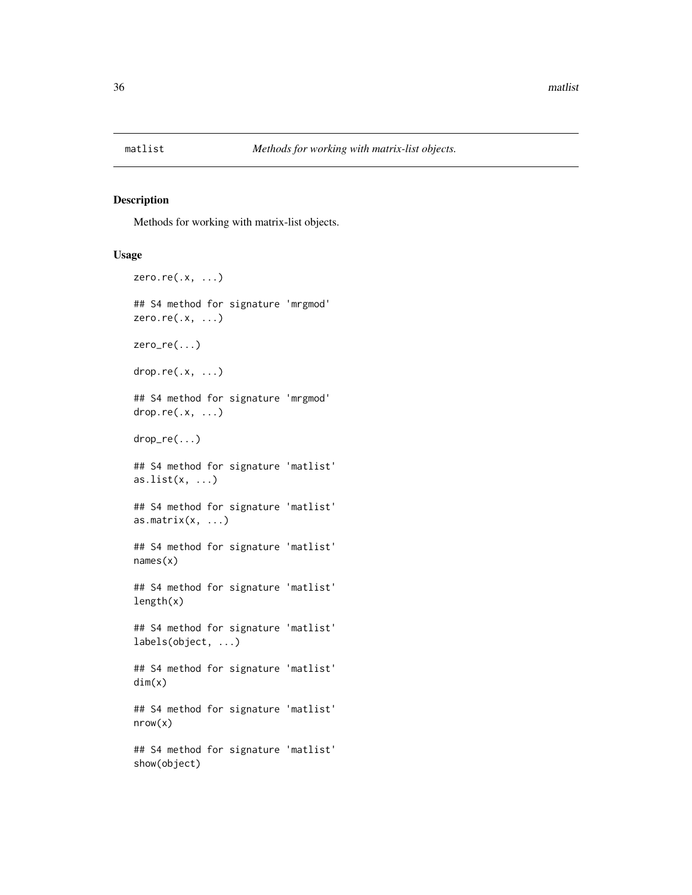matlist *Methods for working with matrix-list objects.*

## Description

Methods for working with matrix-list objects.

## Usage

```
zero.re(.x, ...)

## S4 method for signature 'mrgmod'
zero.re(.x, ...)

zero_re(...)

drop.re(.x, ...)

## S4 method for signature 'mrgmod'
drop.re(.x, ...)

drop_re(...)

## S4 method for signature 'matlist'
as.list(x, ...)

## S4 method for signature 'matlist'
as.matrix(x, ...)

## S4 method for signature 'matlist'
names(x)

## S4 method for signature 'matlist'
length(x)

## S4 method for signature 'matlist'
labels(object, ...)

## S4 method for signature 'matlist'
dim(x)

## S4 method for signature 'matlist'
nrow(x)

## S4 method for signature 'matlist'
show(object)
```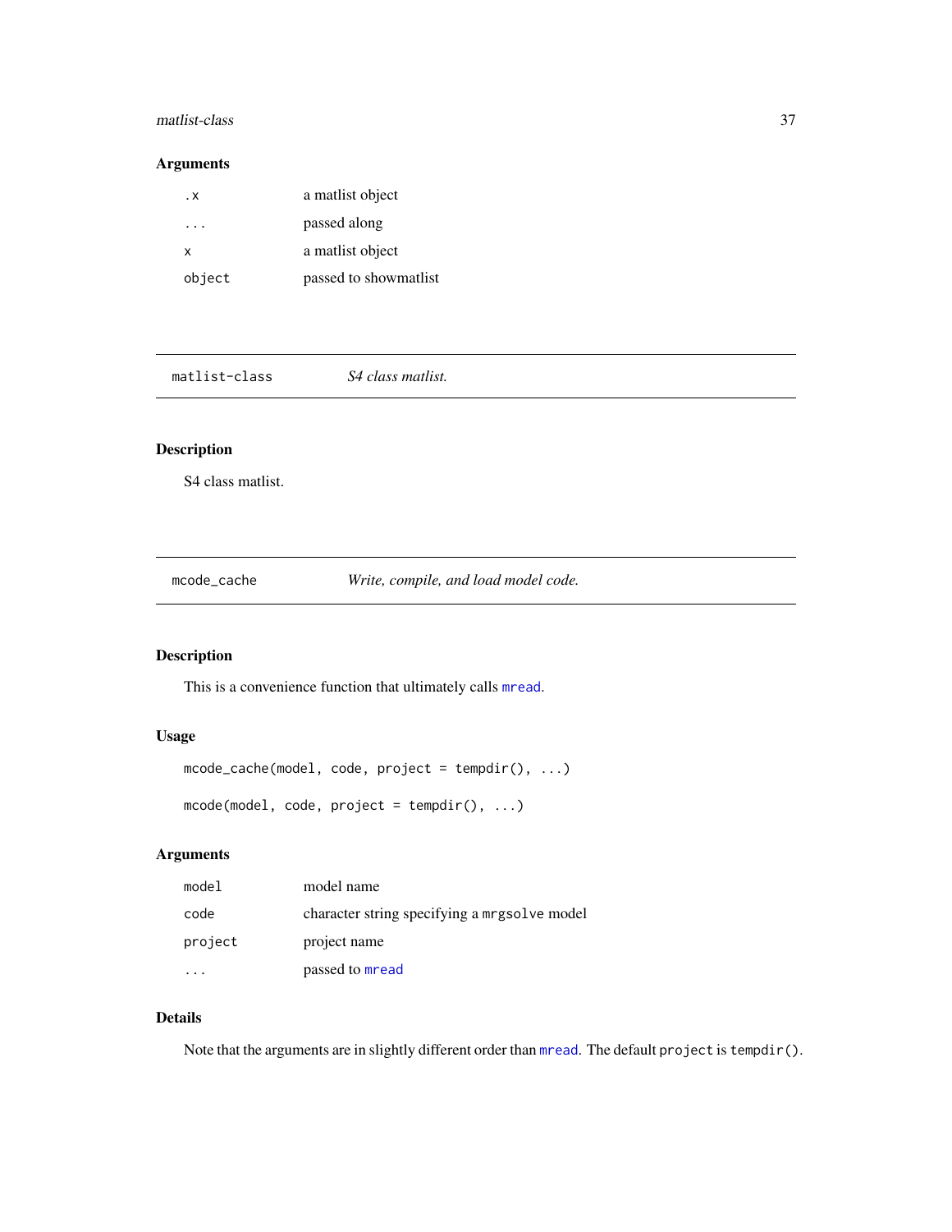### Arguments

| | |
|---|---|
| `.x` | a matlist object |
| `...` | passed along |
| `x` | a matlist object |
| `object` | passed to showmatlist |

---

## matlist-class — *S4 class matlist.*

### Description

S4 class matlist.

---

## mcode_cache — *Write, compile, and load model code.*

### Description

This is a convenience function that ultimately calls mread.

### Usage

```
mcode_cache(model, code, project = tempdir(), ...)

mcode(model, code, project = tempdir(), ...)
```

### Arguments

| | |
|---|---|
| `model` | model name |
| `code` | character string specifying a `mrgsolve` model |
| `project` | project name |
| `...` | passed to mread |

### Details

Note that the arguments are in slightly different order than mread. The default `project` is `tempdir()`.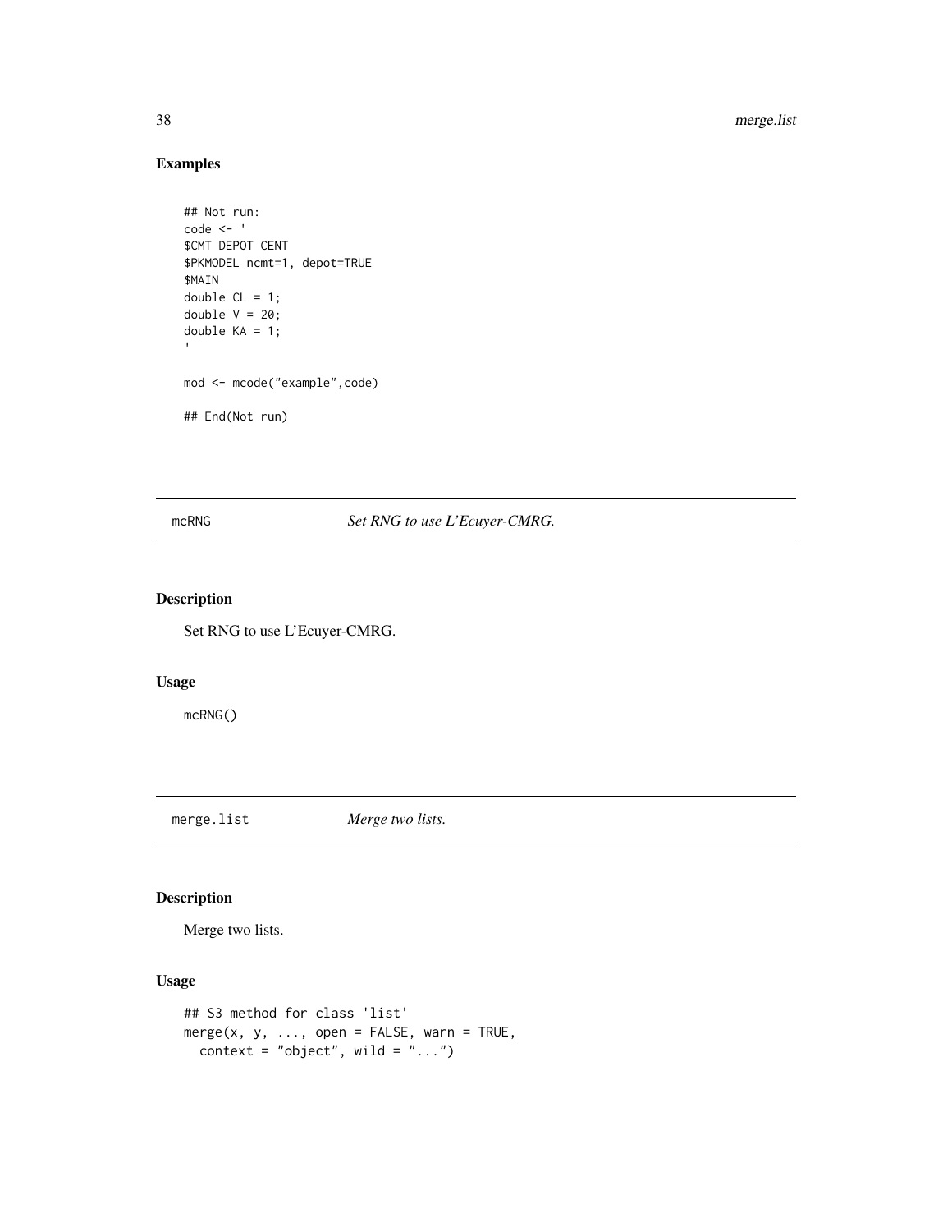## Examples

```
## Not run:
code <- '
$CMT DEPOT CENT
$PKMODEL ncmt=1, depot=TRUE
$MAIN
double CL = 1;
double V = 20;
double KA = 1;
'

mod <- mcode("example",code)

## End(Not run)
```

---

# mcRNG    *Set RNG to use L'Ecuyer-CMRG.*

---

## Description

Set RNG to use L'Ecuyer-CMRG.

## Usage

```
mcRNG()
```

---

# merge.list    *Merge two lists.*

---

## Description

Merge two lists.

## Usage

```
## S3 method for class 'list'
merge(x, y, ..., open = FALSE, warn = TRUE,
  context = "object", wild = "...")
```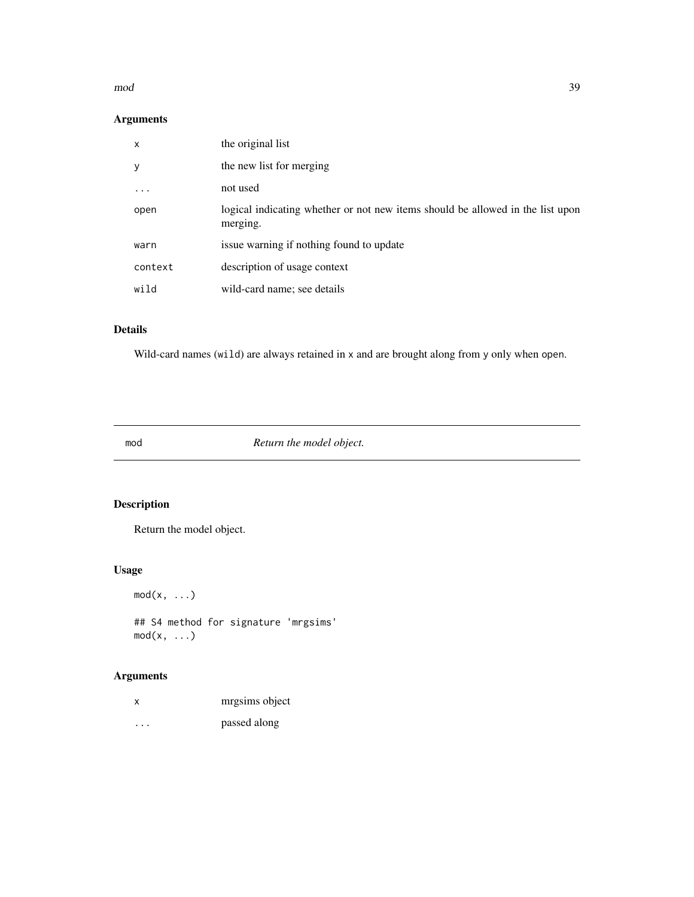## Arguments

| | |
|---|---|
| `x` | the original list |
| `y` | the new list for merging |
| `...` | not used |
| `open` | logical indicating whether or not new items should be allowed in the list upon merging. |
| `warn` | issue warning if nothing found to update |
| `context` | description of usage context |
| `wild` | wild-card name; see details |

## Details

Wild-card names (`wild`) are always retained in `x` and are brought along from `y` only when `open`.

---

# mod — *Return the model object.*

## Description

Return the model object.

## Usage

```
mod(x, ...)

## S4 method for signature 'mrgsims'
mod(x, ...)
```

## Arguments

| | |
|---|---|
| `x` | mrgsims object |
| `...` | passed along |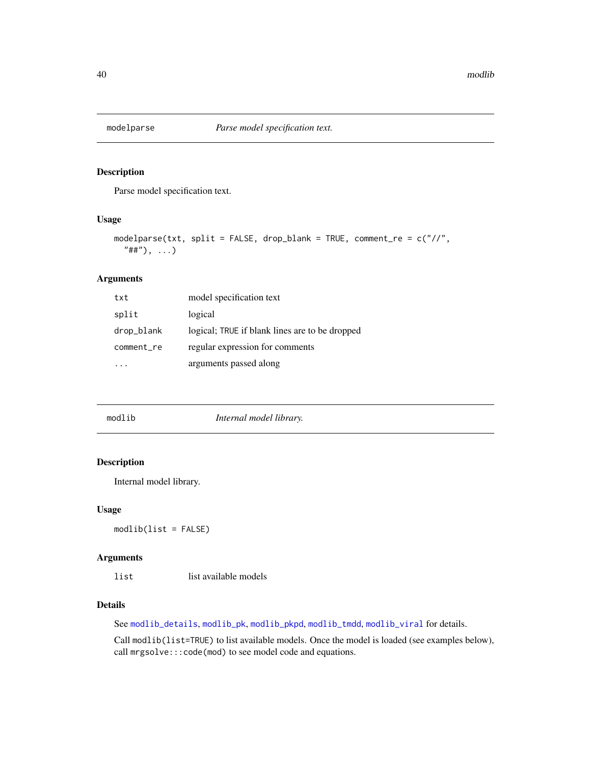## modelparse — *Parse model specification text.*

### Description

Parse model specification text.

### Usage

```
modelparse(txt, split = FALSE, drop_blank = TRUE, comment_re = c("//",
  "##"), ...)
```

### Arguments

| | |
|---|---|
| txt | model specification text |
| split | logical |
| drop_blank | logical; TRUE if blank lines are to be dropped |
| comment_re | regular expression for comments |
| ... | arguments passed along |

## modlib — *Internal model library.*

### Description

Internal model library.

### Usage

```
modlib(list = FALSE)
```

### Arguments

| | |
|---|---|
| list | list available models |

### Details

See modlib_details, modlib_pk, modlib_pkpd, modlib_tmdd, modlib_viral for details.

Call `modlib(list=TRUE)` to list available models. Once the model is loaded (see examples below), call `mrgsolve:::code(mod)` to see model code and equations.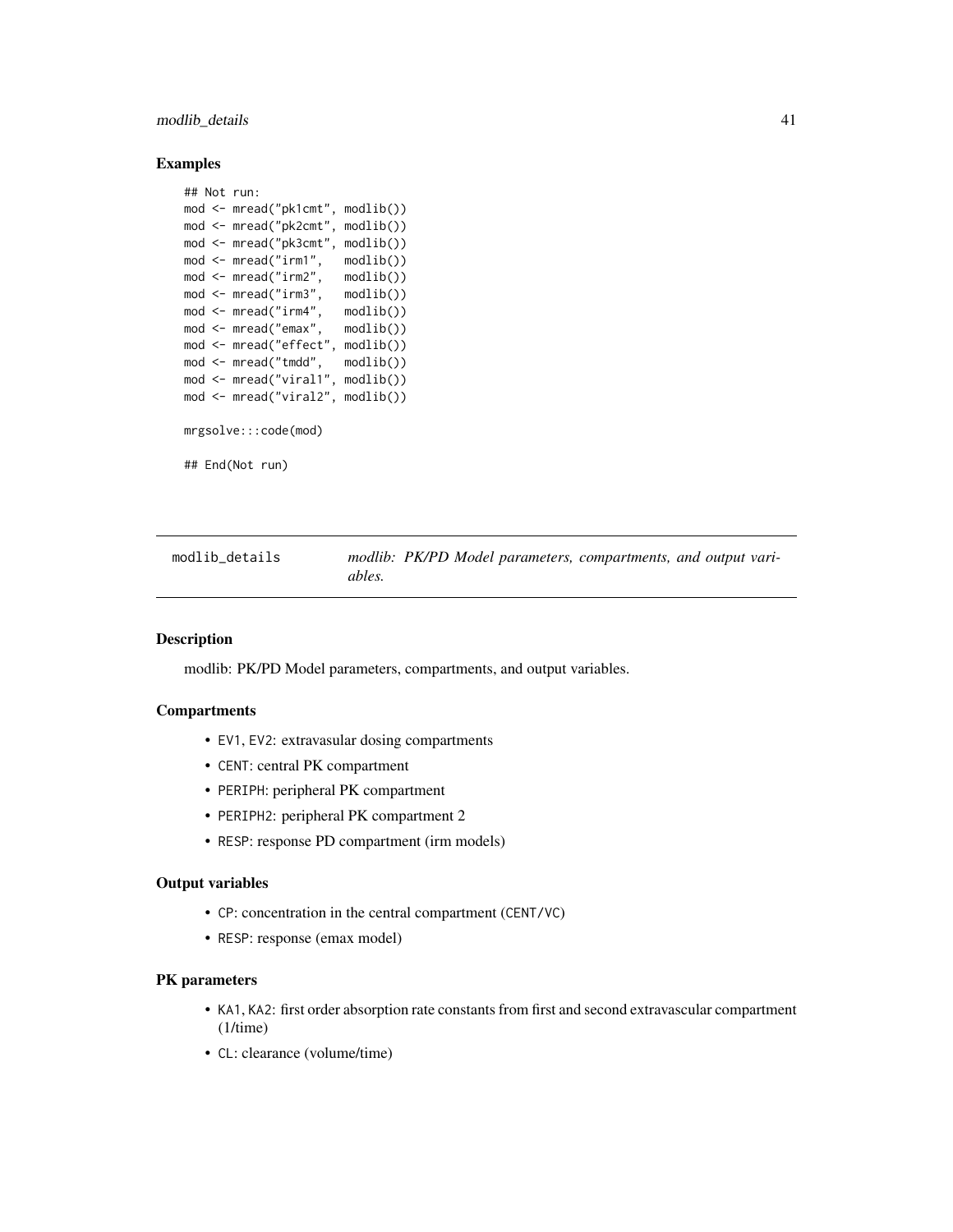### Examples

```
## Not run:
mod <- mread("pk1cmt", modlib())
mod <- mread("pk2cmt", modlib())
mod <- mread("pk3cmt", modlib())
mod <- mread("irm1",   modlib())
mod <- mread("irm2",   modlib())
mod <- mread("irm3",   modlib())
mod <- mread("irm4",   modlib())
mod <- mread("emax",   modlib())
mod <- mread("effect", modlib())
mod <- mread("tmdd",   modlib())
mod <- mread("viral1", modlib())
mod <- mread("viral2", modlib())

mrgsolve:::code(mod)

## End(Not run)
```

---

## modlib_details — *modlib: PK/PD Model parameters, compartments, and output variables.*

---

### Description

modlib: PK/PD Model parameters, compartments, and output variables.

### Compartments

- `EV1`, `EV2`: extravasular dosing compartments
- `CENT`: central PK compartment
- `PERIPH`: peripheral PK compartment
- `PERIPH2`: peripheral PK compartment 2
- `RESP`: response PD compartment (irm models)

### Output variables

- `CP`: concentration in the central compartment (`CENT/VC`)
- `RESP`: response (emax model)

### PK parameters

- `KA1`, `KA2`: first order absorption rate constants from first and second extravascular compartment (1/time)
- `CL`: clearance (volume/time)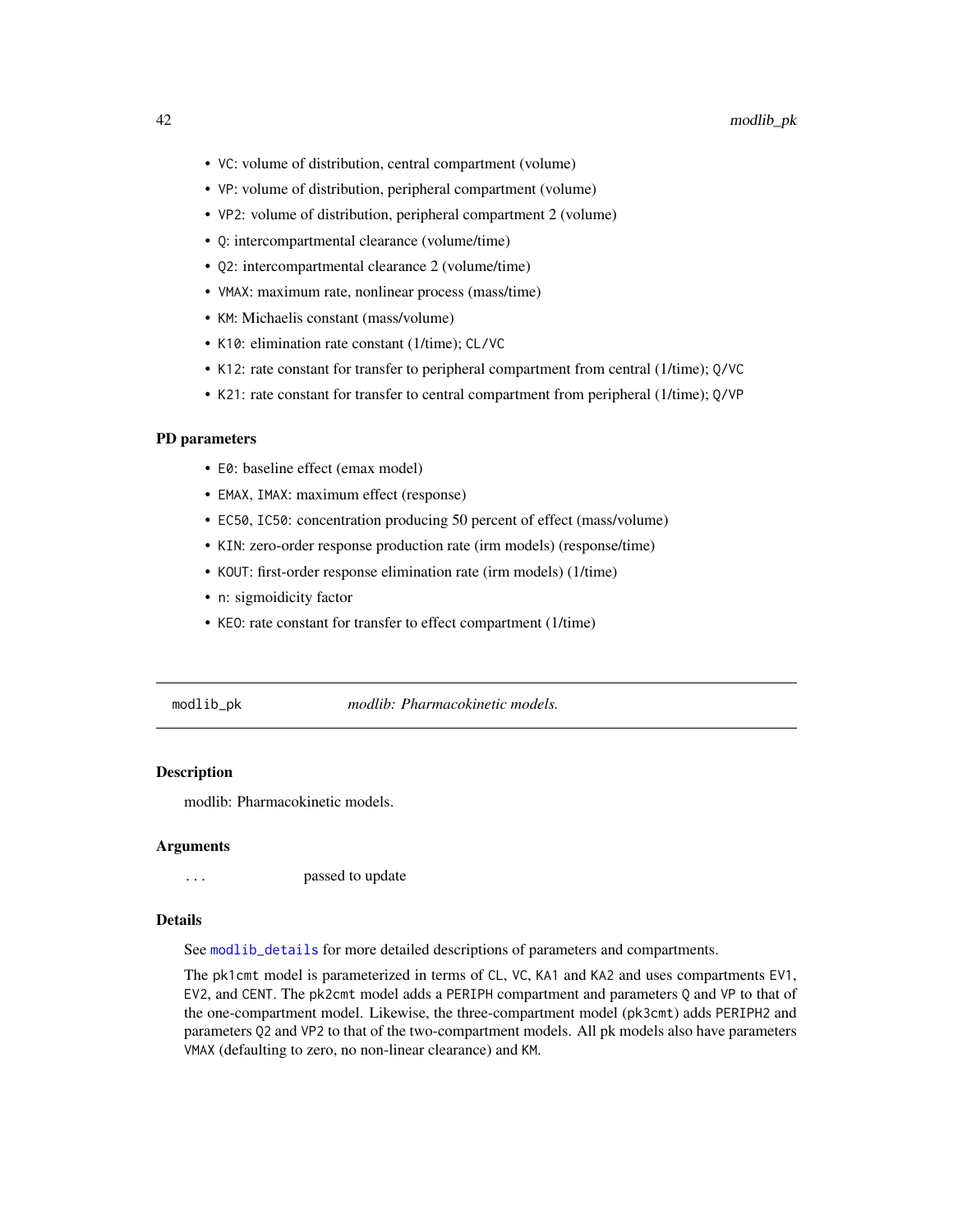- VC: volume of distribution, central compartment (volume)
- VP: volume of distribution, peripheral compartment (volume)
- VP2: volume of distribution, peripheral compartment 2 (volume)
- Q: intercompartmental clearance (volume/time)
- Q2: intercompartmental clearance 2 (volume/time)
- VMAX: maximum rate, nonlinear process (mass/time)
- KM: Michaelis constant (mass/volume)
- K10: elimination rate constant (1/time); CL/VC
- K12: rate constant for transfer to peripheral compartment from central (1/time); Q/VC
- K21: rate constant for transfer to central compartment from peripheral (1/time); Q/VP

### PD parameters

- E0: baseline effect (emax model)
- EMAX, IMAX: maximum effect (response)
- EC50, IC50: concentration producing 50 percent of effect (mass/volume)
- KIN: zero-order response production rate (irm models) (response/time)
- KOUT: first-order response elimination rate (irm models) (1/time)
- n: sigmoidicity factor
- KEO: rate constant for transfer to effect compartment (1/time)

---

## modlib_pk — *modlib: Pharmacokinetic models.*

### Description

modlib: Pharmacokinetic models.

### Arguments

| | |
|---|---|
| ... | passed to update |

### Details

See modlib_details for more detailed descriptions of parameters and compartments.

The pk1cmt model is parameterized in terms of CL, VC, KA1 and KA2 and uses compartments EV1, EV2, and CENT. The pk2cmt model adds a PERIPH compartment and parameters Q and VP to that of the one-compartment model. Likewise, the three-compartment model (pk3cmt) adds PERIPH2 and parameters Q2 and VP2 to that of the two-compartment models. All pk models also have parameters VMAX (defaulting to zero, no non-linear clearance) and KM.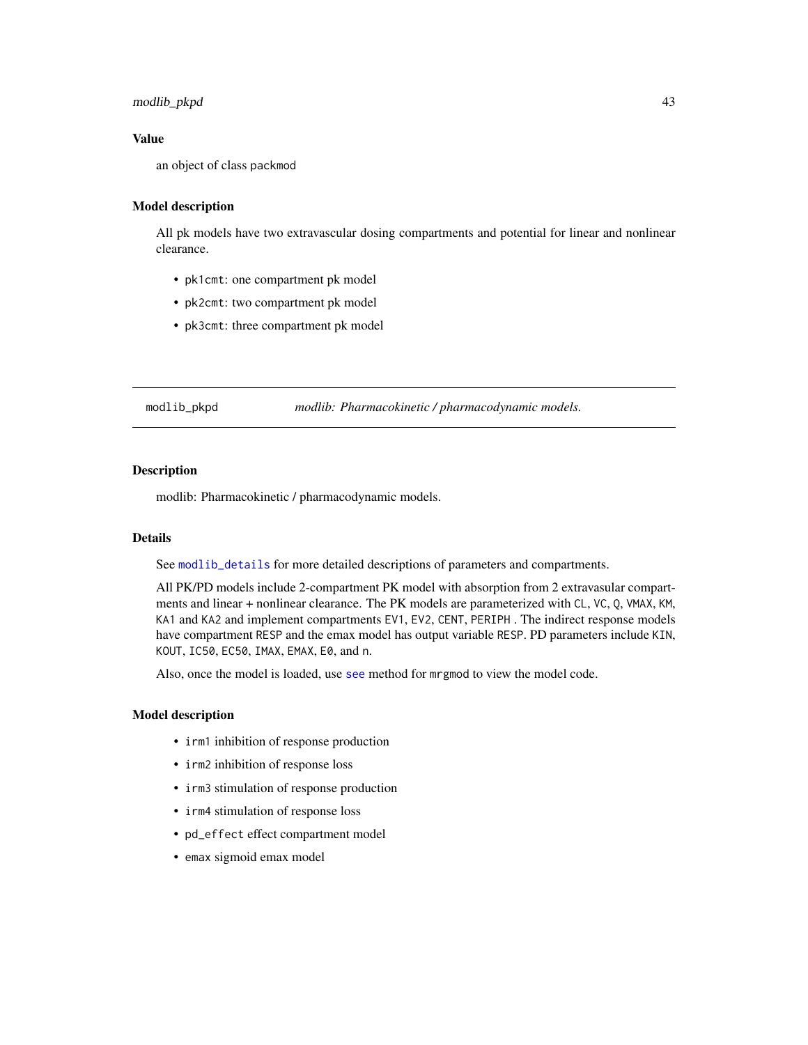### Value

an object of class packmod

### Model description

All pk models have two extravascular dosing compartments and potential for linear and nonlinear clearance.

- pk1cmt: one compartment pk model
- pk2cmt: two compartment pk model
- pk3cmt: three compartment pk model

---

## modlib_pkpd — *modlib: Pharmacokinetic / pharmacodynamic models.*

---

### Description

modlib: Pharmacokinetic / pharmacodynamic models.

### Details

See modlib_details for more detailed descriptions of parameters and compartments.

All PK/PD models include 2-compartment PK model with absorption from 2 extravasular compartments and linear + nonlinear clearance. The PK models are parameterized with CL, VC, Q, VMAX, KM, KA1 and KA2 and implement compartments EV1, EV2, CENT, PERIPH . The indirect response models have compartment RESP and the emax model has output variable RESP. PD parameters include KIN, KOUT, IC50, EC50, IMAX, EMAX, E0, and n.

Also, once the model is loaded, use see method for mrgmod to view the model code.

### Model description

- irm1 inhibition of response production
- irm2 inhibition of response loss
- irm3 stimulation of response production
- irm4 stimulation of response loss
- pd_effect effect compartment model
- emax sigmoid emax model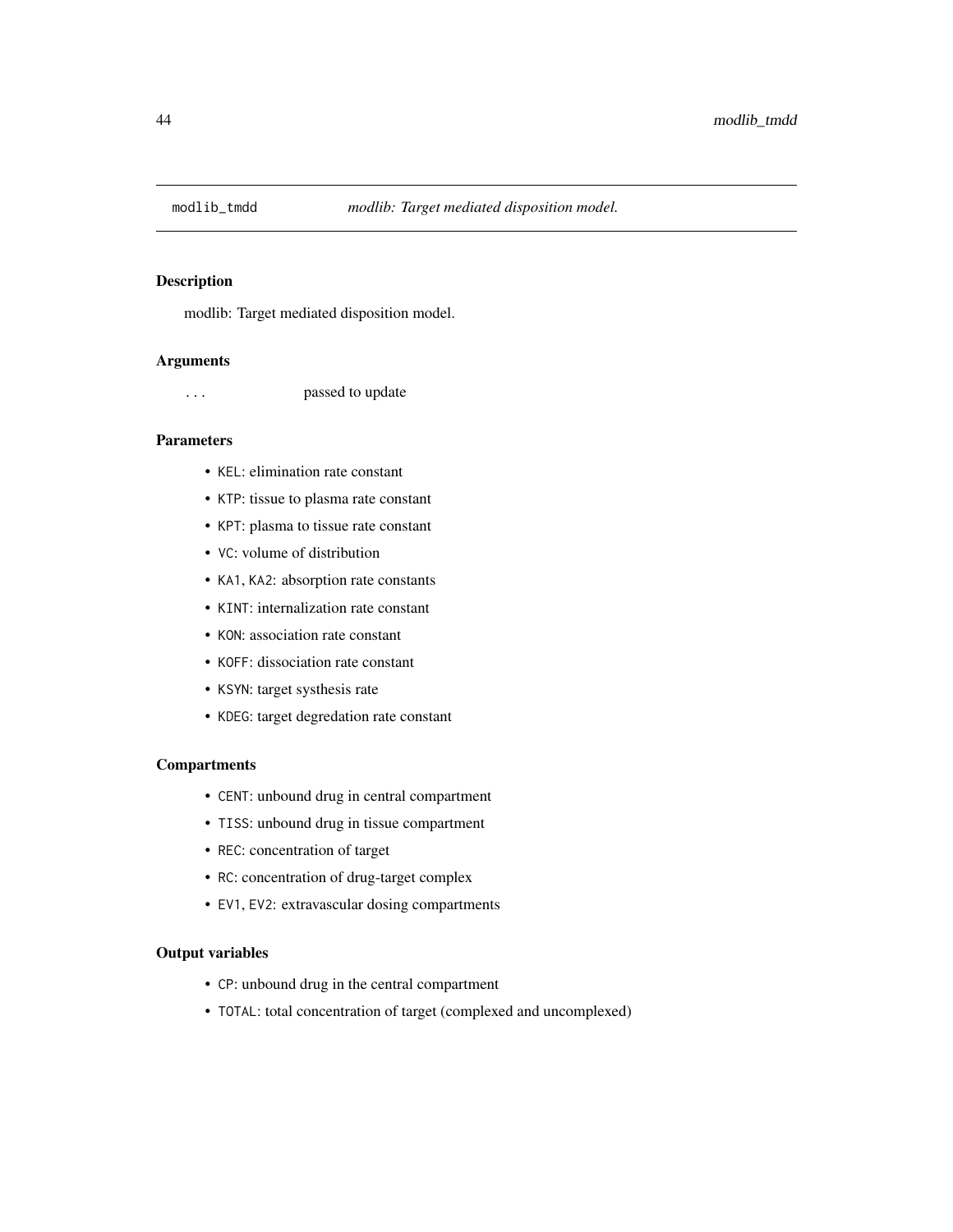# modlib_tmdd — *modlib: Target mediated disposition model.*

## Description

modlib: Target mediated disposition model.

## Arguments

`...` passed to update

## Parameters

- `KEL`: elimination rate constant
- `KTP`: tissue to plasma rate constant
- `KPT`: plasma to tissue rate constant
- `VC`: volume of distribution
- `KA1`, `KA2`: absorption rate constants
- `KINT`: internalization rate constant
- `KON`: association rate constant
- `KOFF`: dissociation rate constant
- `KSYN`: target systhesis rate
- `KDEG`: target degredation rate constant

## Compartments

- `CENT`: unbound drug in central compartment
- `TISS`: unbound drug in tissue compartment
- `REC`: concentration of target
- `RC`: concentration of drug-target complex
- `EV1`, `EV2`: extravascular dosing compartments

## Output variables

- `CP`: unbound drug in the central compartment
- `TOTAL`: total concentration of target (complexed and uncomplexed)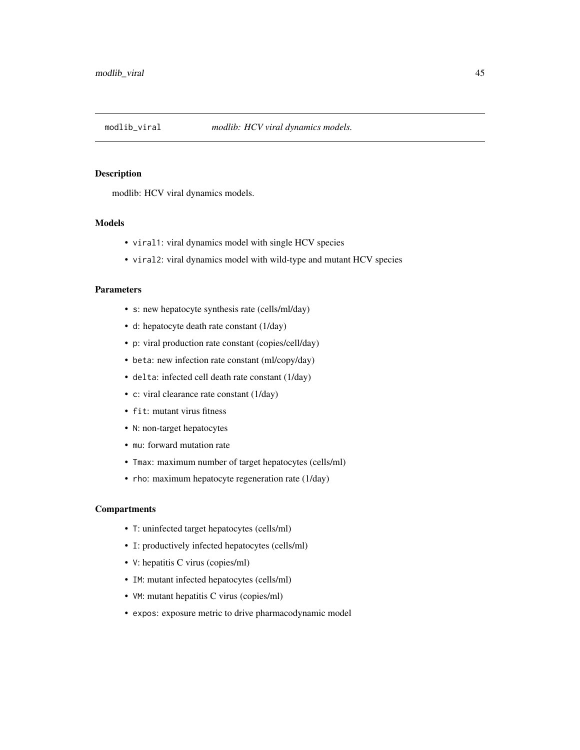`modlib_viral` *modlib: HCV viral dynamics models.*

## Description

modlib: HCV viral dynamics models.

## Models

- `viral1`: viral dynamics model with single HCV species
- `viral2`: viral dynamics model with wild-type and mutant HCV species

## Parameters

- `s`: new hepatocyte synthesis rate (cells/ml/day)
- `d`: hepatocyte death rate constant (1/day)
- `p`: viral production rate constant (copies/cell/day)
- `beta`: new infection rate constant (ml/copy/day)
- `delta`: infected cell death rate constant (1/day)
- `c`: viral clearance rate constant (1/day)
- `fit`: mutant virus fitness
- `N`: non-target hepatocytes
- `mu`: forward mutation rate
- `Tmax`: maximum number of target hepatocytes (cells/ml)
- `rho`: maximum hepatocyte regeneration rate (1/day)

## Compartments

- `T`: uninfected target hepatocytes (cells/ml)
- `I`: productively infected hepatocytes (cells/ml)
- `V`: hepatitis C virus (copies/ml)
- `IM`: mutant infected hepatocytes (cells/ml)
- `VM`: mutant hepatitis C virus (copies/ml)
- `expos`: exposure metric to drive pharmacodynamic model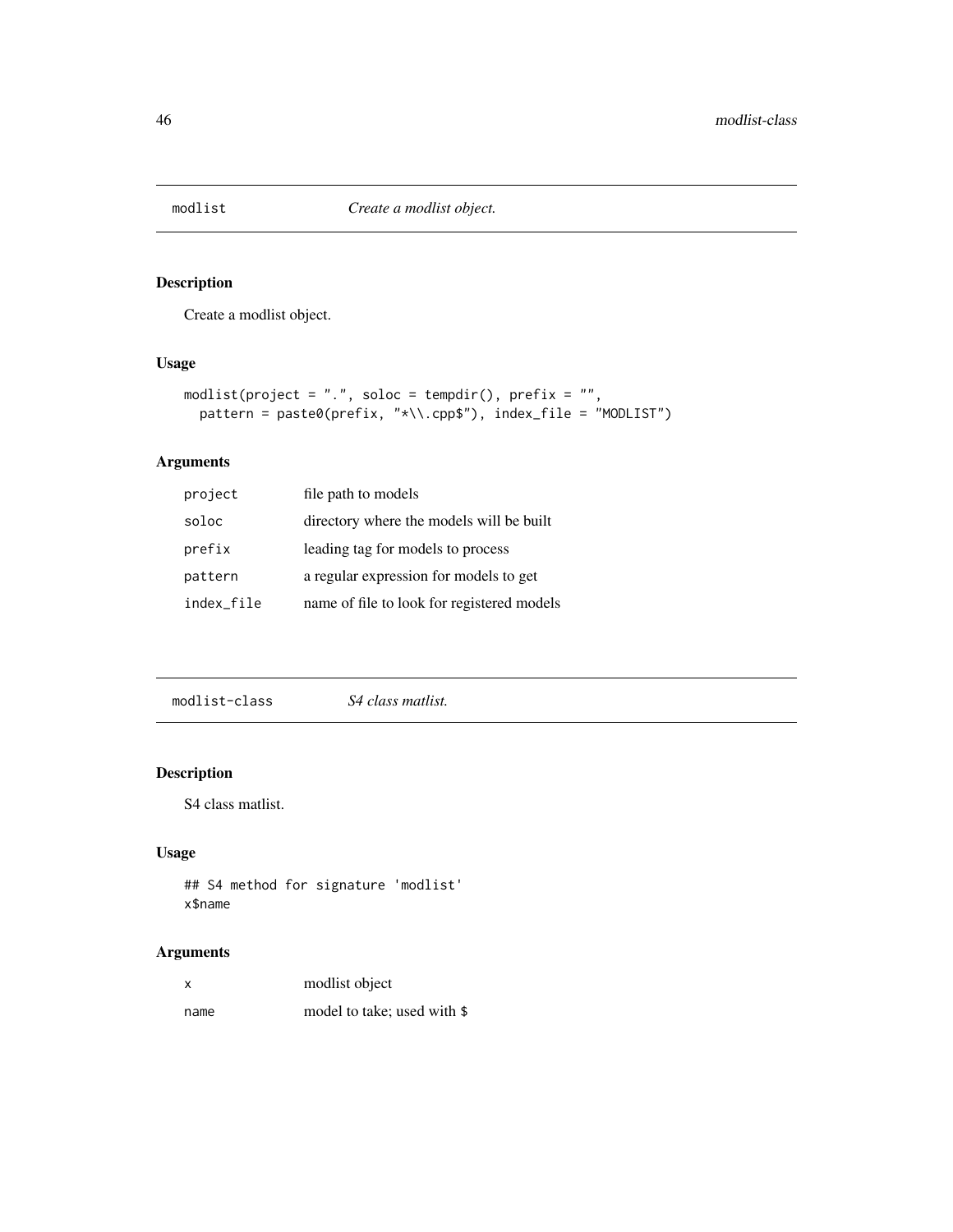## modlist — *Create a modlist object.*

### Description

Create a modlist object.

### Usage

```
modlist(project = ".", soloc = tempdir(), prefix = "",
  pattern = paste0(prefix, "*\\.cpp$"), index_file = "MODLIST")
```

### Arguments

| | |
|---|---|
| project | file path to models |
| soloc | directory where the models will be built |
| prefix | leading tag for models to process |
| pattern | a regular expression for models to get |
| index_file | name of file to look for registered models |

## modlist-class — *S4 class matlist.*

### Description

S4 class matlist.

### Usage

```
## S4 method for signature 'modlist'
x$name
```

### Arguments

| | |
|---|---|
| x | modlist object |
| name | model to take; used with $ |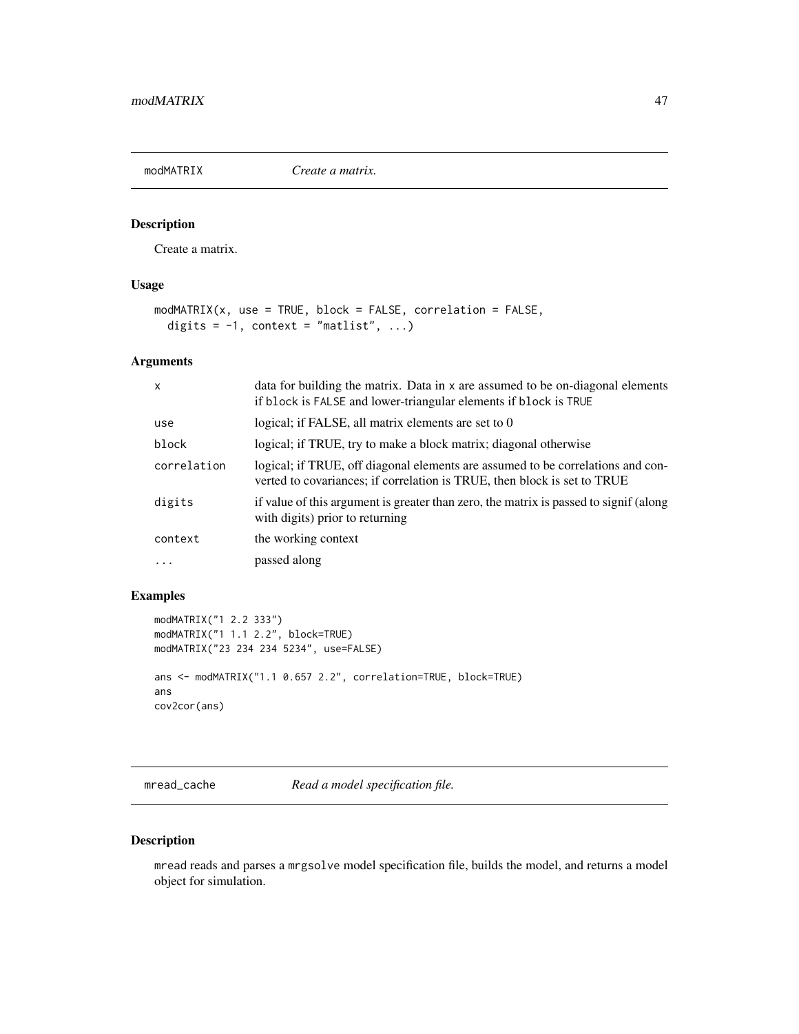## modMATRIX *Create a matrix.*

### Description

Create a matrix.

### Usage

```
modMATRIX(x, use = TRUE, block = FALSE, correlation = FALSE,
  digits = -1, context = "matlist", ...)
```

### Arguments

| | |
|---|---|
| x | data for building the matrix. Data in x are assumed to be on-diagonal elements if block is FALSE and lower-triangular elements if block is TRUE |
| use | logical; if FALSE, all matrix elements are set to 0 |
| block | logical; if TRUE, try to make a block matrix; diagonal otherwise |
| correlation | logical; if TRUE, off diagonal elements are assumed to be correlations and converted to covariances; if correlation is TRUE, then block is set to TRUE |
| digits | if value of this argument is greater than zero, the matrix is passed to signif (along with digits) prior to returning |
| context | the working context |
| ... | passed along |

### Examples

```
modMATRIX("1 2.2 333")
modMATRIX("1 1.1 2.2", block=TRUE)
modMATRIX("23 234 234 5234", use=FALSE)

ans <- modMATRIX("1.1 0.657 2.2", correlation=TRUE, block=TRUE)
ans
cov2cor(ans)
```

## mread_cache *Read a model specification file.*

### Description

mread reads and parses a mrgsolve model specification file, builds the model, and returns a model object for simulation.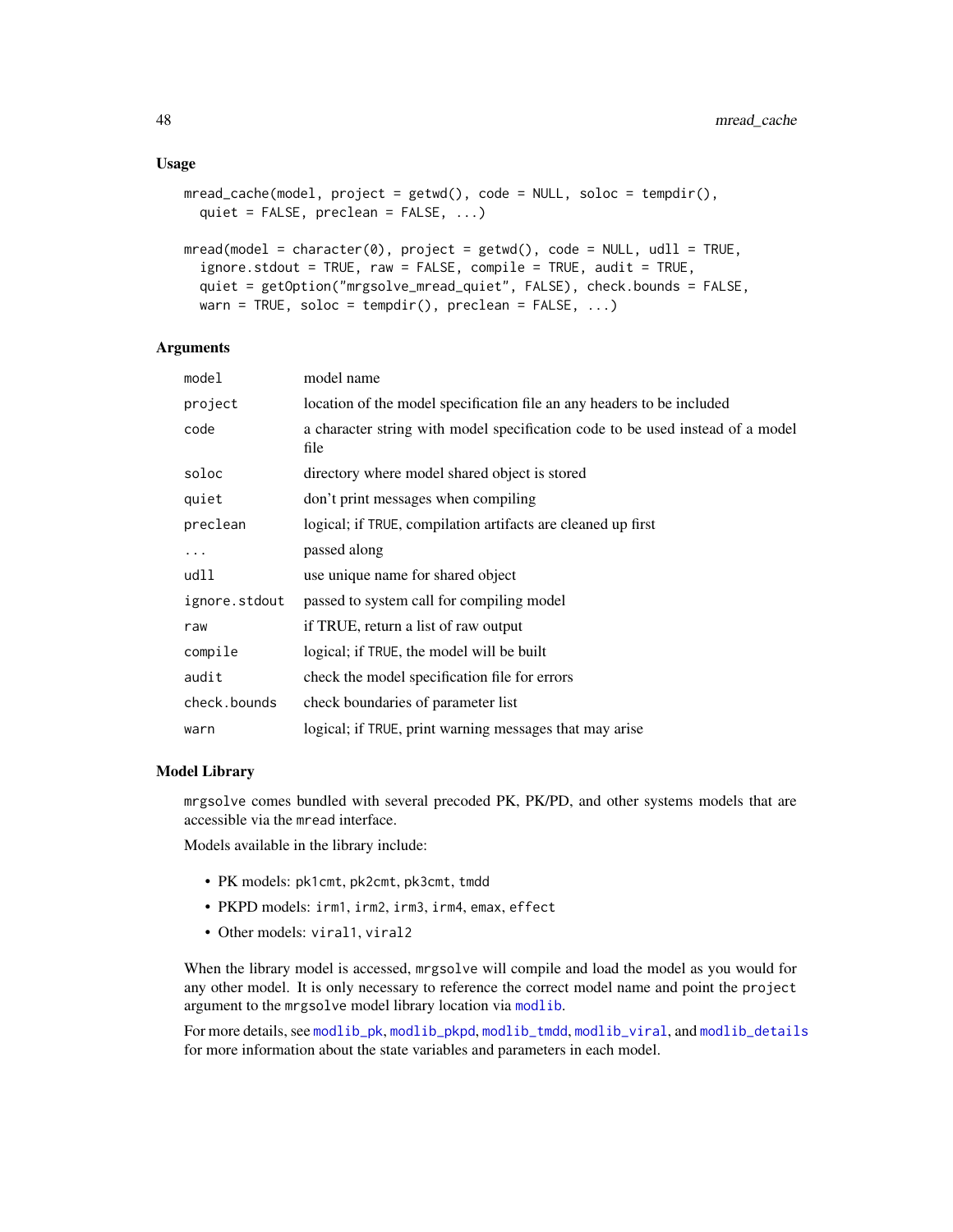### Usage

```
mread_cache(model, project = getwd(), code = NULL, soloc = tempdir(),
  quiet = FALSE, preclean = FALSE, ...)

mread(model = character(0), project = getwd(), code = NULL, udll = TRUE,
  ignore.stdout = TRUE, raw = FALSE, compile = TRUE, audit = TRUE,
  quiet = getOption("mrgsolve_mread_quiet", FALSE), check.bounds = FALSE,
  warn = TRUE, soloc = tempdir(), preclean = FALSE, ...)
```

### Arguments

| | |
|---|---|
| `model` | model name |
| `project` | location of the model specification file an any headers to be included |
| `code` | a character string with model specification code to be used instead of a model file |
| `soloc` | directory where model shared object is stored |
| `quiet` | don't print messages when compiling |
| `preclean` | logical; if `TRUE`, compilation artifacts are cleaned up first |
| `...` | passed along |
| `udll` | use unique name for shared object |
| `ignore.stdout` | passed to system call for compiling model |
| `raw` | if TRUE, return a list of raw output |
| `compile` | logical; if `TRUE`, the model will be built |
| `audit` | check the model specification file for errors |
| `check.bounds` | check boundaries of parameter list |
| `warn` | logical; if `TRUE`, print warning messages that may arise |

### Model Library

`mrgsolve` comes bundled with several precoded PK, PK/PD, and other systems models that are accessible via the `mread` interface.

Models available in the library include:

- PK models: `pk1cmt`, `pk2cmt`, `pk3cmt`, `tmdd`
- PKPD models: `irm1`, `irm2`, `irm3`, `irm4`, `emax`, `effect`
- Other models: `viral1`, `viral2`

When the library model is accessed, `mrgsolve` will compile and load the model as you would for any other model. It is only necessary to reference the correct model name and point the `project` argument to the `mrgsolve` model library location via `modlib`.

For more details, see `modlib_pk`, `modlib_pkpd`, `modlib_tmdd`, `modlib_viral`, and `modlib_details` for more information about the state variables and parameters in each model.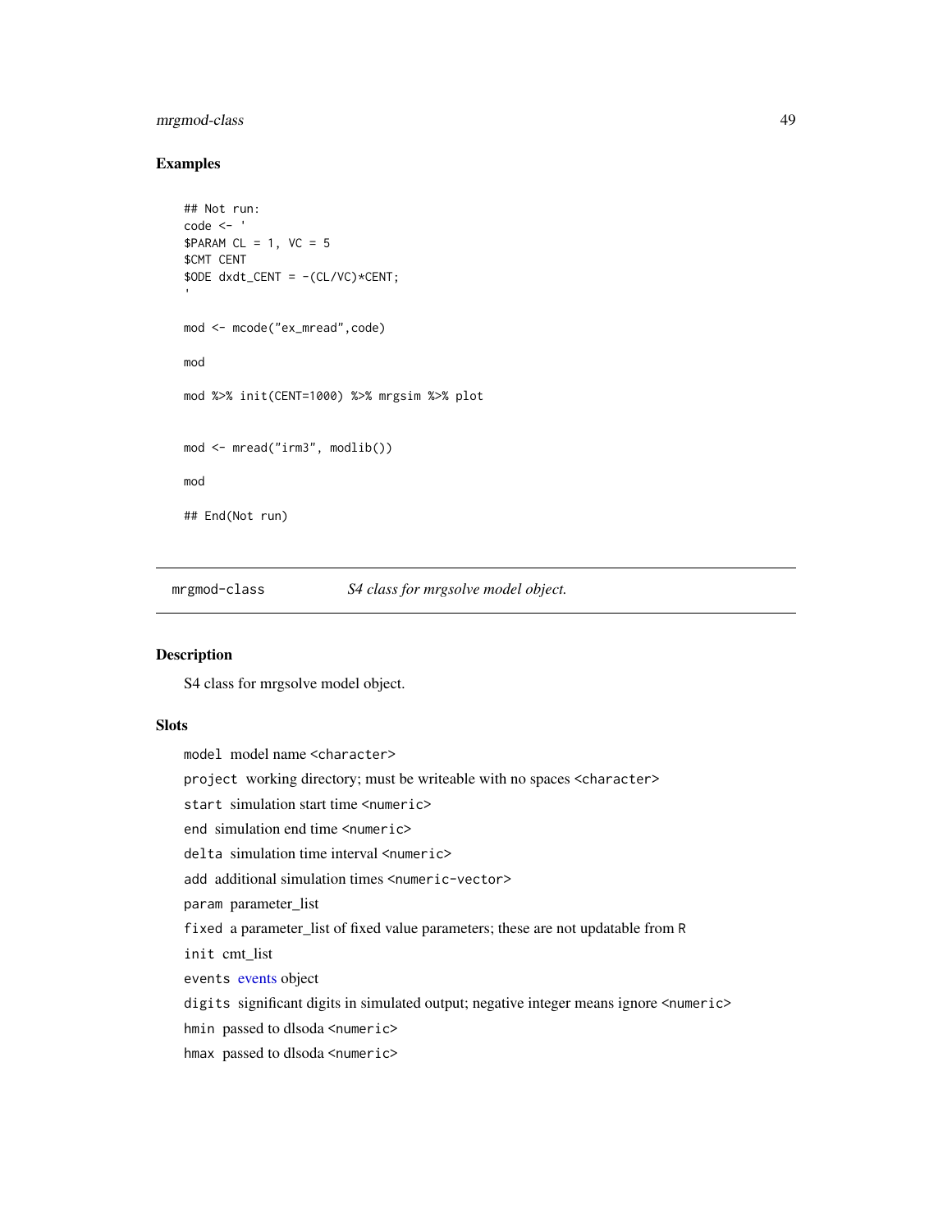### Examples

```
## Not run:
code <- '
$PARAM CL = 1, VC = 5
$CMT CENT
$ODE dxdt_CENT = -(CL/VC)*CENT;
'

mod <- mcode("ex_mread",code)

mod

mod %>% init(CENT=1000) %>% mrgsim %>% plot


mod <- mread("irm3", modlib())

mod

## End(Not run)
```

---

## mrgmod-class — *S4 class for mrgsolve model object.*

### Description

S4 class for mrgsolve model object.

### Slots

- `model` model name <character>
- `project` working directory; must be writeable with no spaces <character>
- `start` simulation start time <numeric>
- `end` simulation end time <numeric>
- `delta` simulation time interval <numeric>
- `add` additional simulation times <numeric-vector>
- `param` parameter_list
- `fixed` a parameter_list of fixed value parameters; these are not updatable from R
- `init` cmt_list
- `events` events object
- `digits` significant digits in simulated output; negative integer means ignore <numeric>
- `hmin` passed to dlsoda <numeric>
- `hmax` passed to dlsoda <numeric>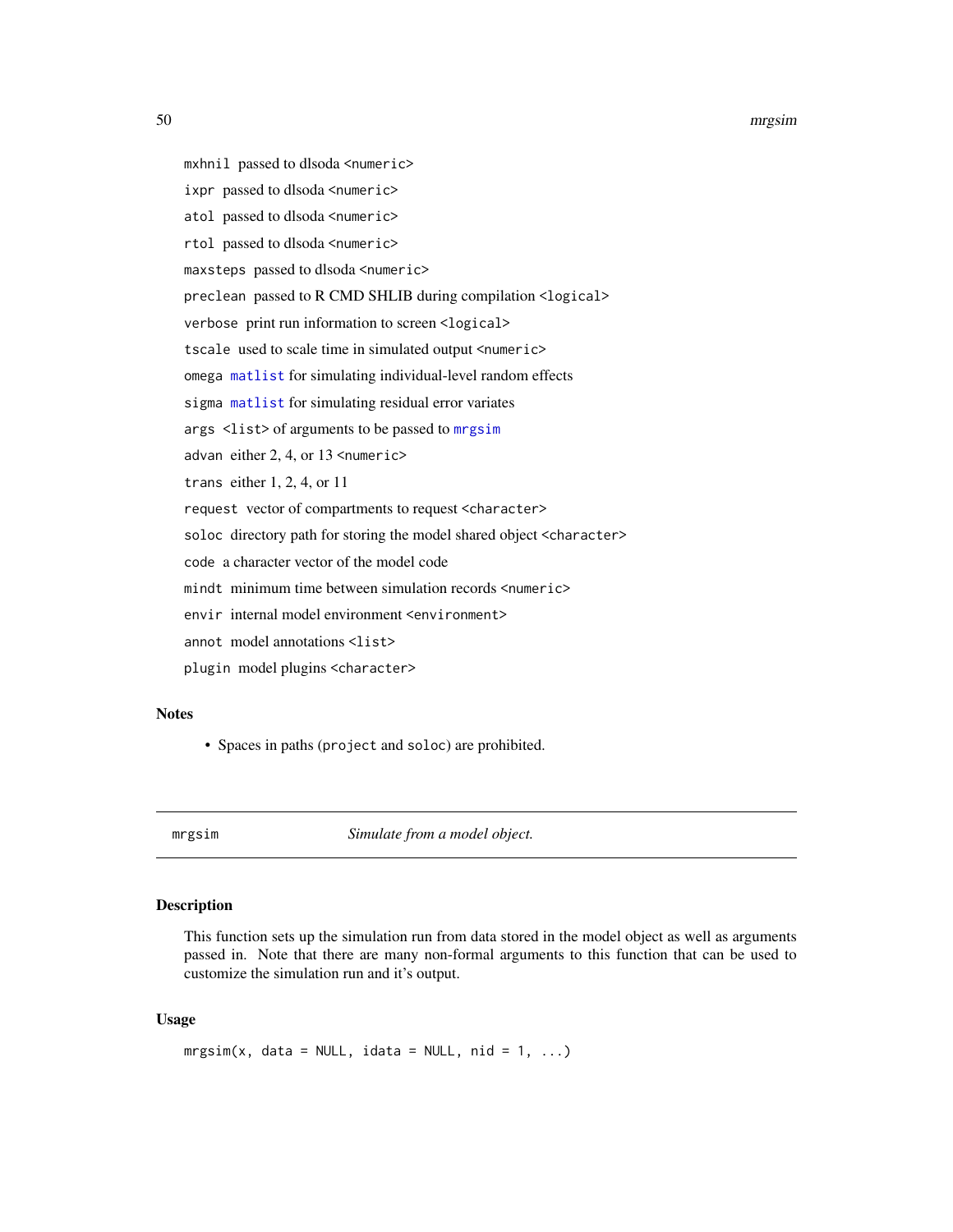`mxhnil` passed to dlsoda `<numeric>`

`ixpr` passed to dlsoda `<numeric>`

`atol` passed to dlsoda `<numeric>`

`rtol` passed to dlsoda `<numeric>`

`maxsteps` passed to dlsoda `<numeric>`

`preclean` passed to R CMD SHLIB during compilation `<logical>`

`verbose` print run information to screen `<logical>`

`tscale` used to scale time in simulated output `<numeric>`

`omega` `matlist` for simulating individual-level random effects

`sigma` `matlist` for simulating residual error variates

`args` `<list>` of arguments to be passed to `mrgsim`

`advan` either 2, 4, or 13 `<numeric>`

`trans` either 1, 2, 4, or 11

`request` vector of compartments to request `<character>`

`soloc` directory path for storing the model shared object `<character>`

`code` a character vector of the model code

`mindt` minimum time between simulation records `<numeric>`

`envir` internal model environment `<environment>`

`annot` model annotations `<list>`

`plugin` model plugins `<character>`

### Notes

- Spaces in paths (`project` and `soloc`) are prohibited.

---

## mrgsim — *Simulate from a model object.*

---

### Description

This function sets up the simulation run from data stored in the model object as well as arguments passed in. Note that there are many non-formal arguments to this function that can be used to customize the simulation run and it's output.

### Usage

```
mrgsim(x, data = NULL, idata = NULL, nid = 1, ...)
```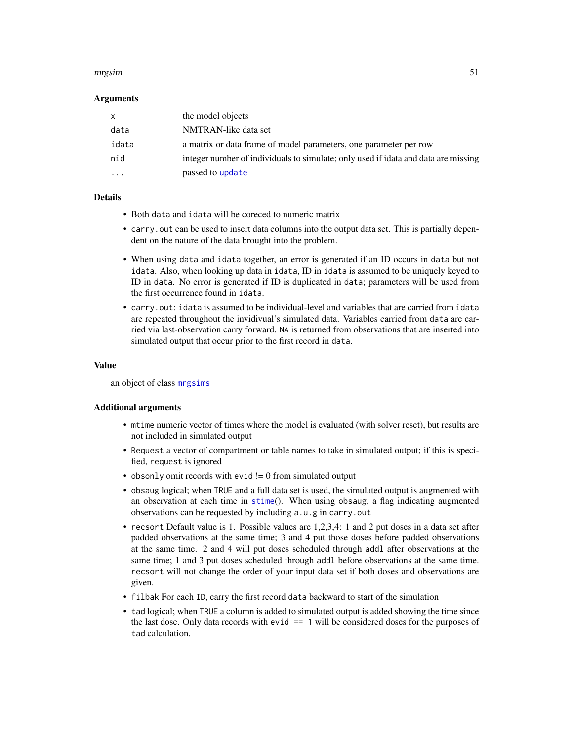### Arguments

| | |
|---|---|
| `x` | the model objects |
| `data` | NMTRAN-like data set |
| `idata` | a matrix or data frame of model parameters, one parameter per row |
| `nid` | integer number of individuals to simulate; only used if idata and data are missing |
| `...` | passed to `update` |

### Details

- Both `data` and `idata` will be coreced to numeric matrix
- `carry.out` can be used to insert data columns into the output data set. This is partially dependent on the nature of the data brought into the problem.
- When using `data` and `idata` together, an error is generated if an ID occurs in `data` but not `idata`. Also, when looking up data in `idata`, ID in `idata` is assumed to be uniquely keyed to ID in `data`. No error is generated if ID is duplicated in `data`; parameters will be used from the first occurrence found in `idata`.
- `carry.out`: `idata` is assumed to be individual-level and variables that are carried from `idata` are repeated throughout the invidivual's simulated data. Variables carried from `data` are carried via last-observation carry forward. `NA` is returned from observations that are inserted into simulated output that occur prior to the first record in `data`.

### Value

an object of class `mrgsims`

### Additional arguments

- `mtime` numeric vector of times where the model is evaluated (with solver reset), but results are not included in simulated output
- `Request` a vector of compartment or table names to take in simulated output; if this is specified, `request` is ignored
- `obsonly` omit records with `evid` != 0 from simulated output
- `obsaug` logical; when `TRUE` and a full data set is used, the simulated output is augmented with an observation at each time in `stime`(). When using `obsaug`, a flag indicating augmented observations can be requested by including `a.u.g` in `carry.out`
- `recsort` Default value is 1. Possible values are 1,2,3,4: 1 and 2 put doses in a data set after padded observations at the same time; 3 and 4 put those doses before padded observations at the same time. 2 and 4 will put doses scheduled through `addl` after observations at the same time; 1 and 3 put doses scheduled through `addl` before observations at the same time. `recsort` will not change the order of your input data set if both doses and observations are given.
- `filbak` For each `ID`, carry the first record `data` backward to start of the simulation
- `tad` logical; when `TRUE` a column is added to simulated output is added showing the time since the last dose. Only data records with `evid == 1` will be considered doses for the purposes of `tad` calculation.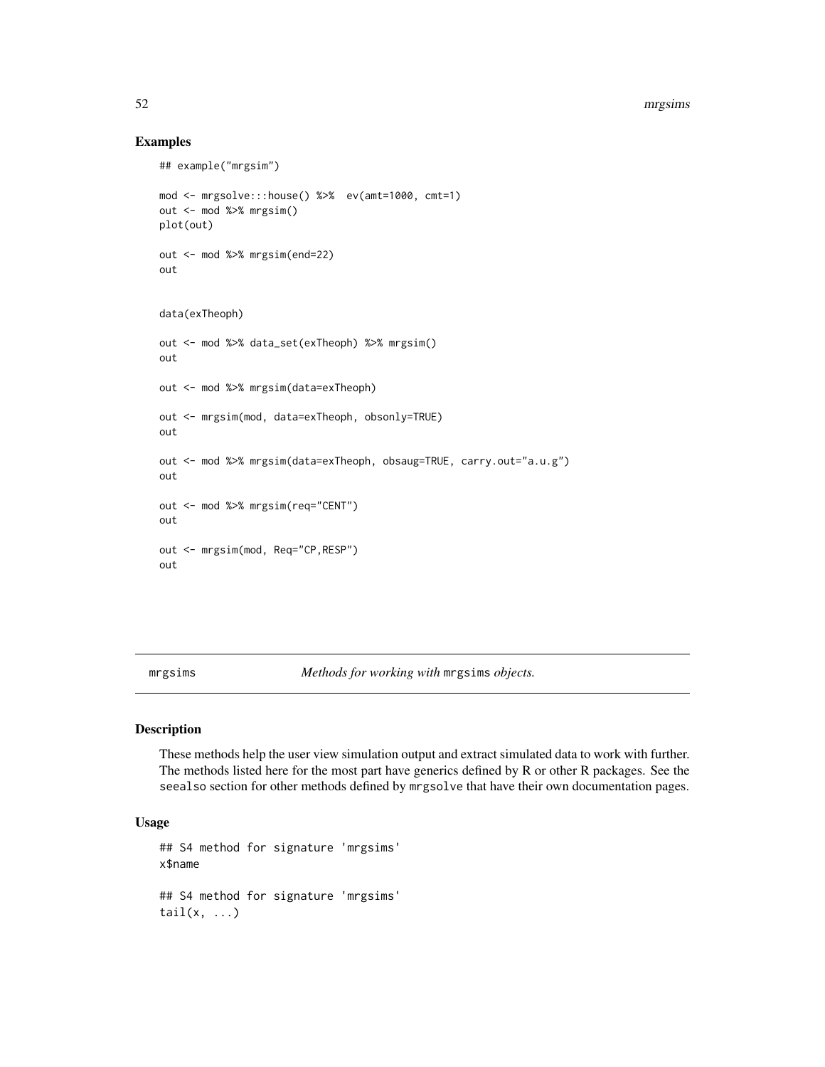## Examples

```
## example("mrgsim")

mod <- mrgsolve:::house() %>%  ev(amt=1000, cmt=1)
out <- mod %>% mrgsim()
plot(out)

out <- mod %>% mrgsim(end=22)
out


data(exTheoph)

out <- mod %>% data_set(exTheoph) %>% mrgsim()
out

out <- mod %>% mrgsim(data=exTheoph)

out <- mrgsim(mod, data=exTheoph, obsonly=TRUE)
out

out <- mod %>% mrgsim(data=exTheoph, obsaug=TRUE, carry.out="a.u.g")
out

out <- mod %>% mrgsim(req="CENT")
out

out <- mrgsim(mod, Req="CP,RESP")
out
```

---

mrgsims &nbsp;&nbsp;&nbsp;&nbsp;&nbsp;&nbsp;&nbsp;&nbsp; *Methods for working with* `mrgsims` *objects.*

---

## Description

These methods help the user view simulation output and extract simulated data to work with further. The methods listed here for the most part have generics defined by R or other R packages. See the `seealso` section for other methods defined by `mrgsolve` that have their own documentation pages.

## Usage

```
## S4 method for signature 'mrgsims'
x$name

## S4 method for signature 'mrgsims'
tail(x, ...)
```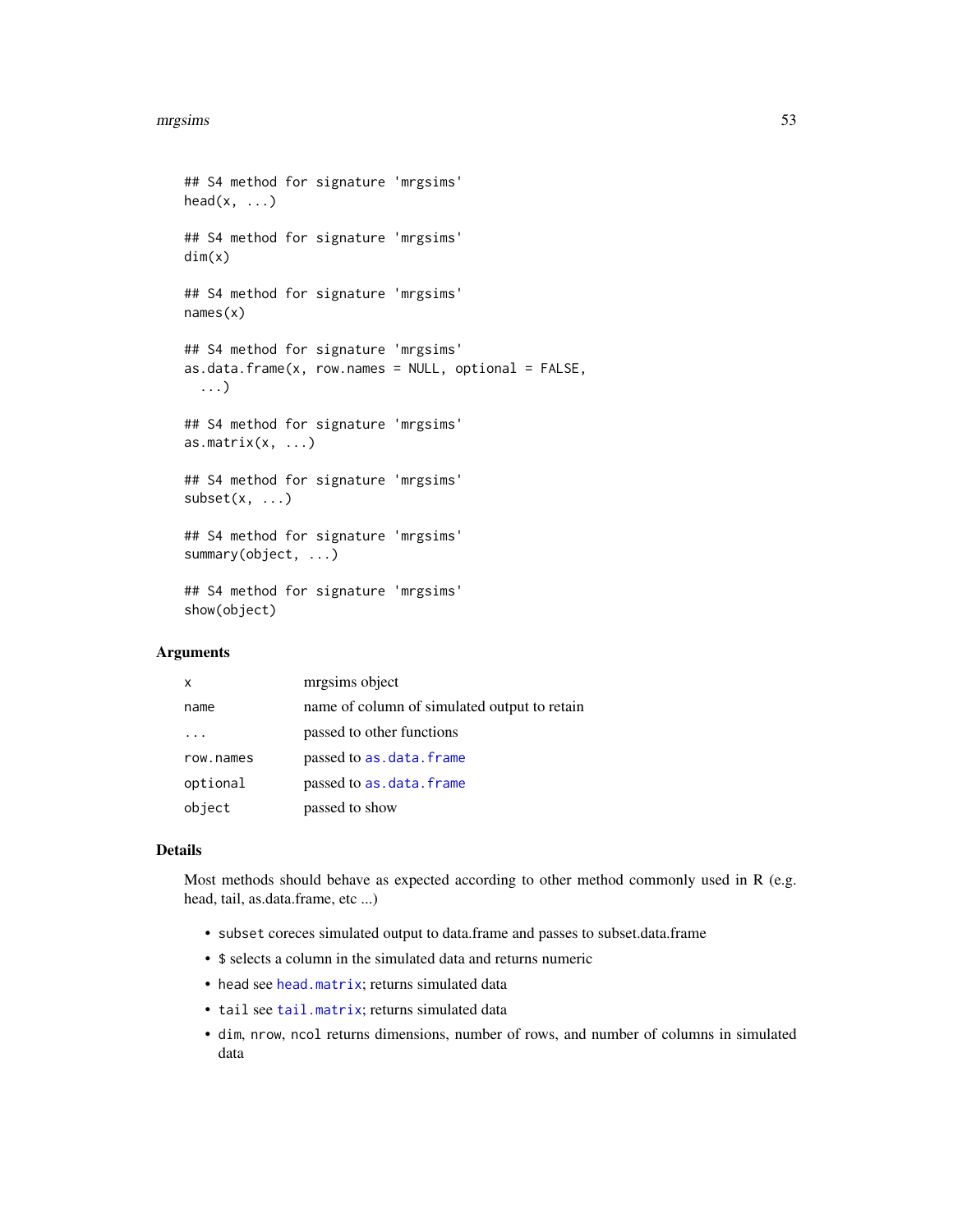```
## S4 method for signature 'mrgsims'
head(x, ...)

## S4 method for signature 'mrgsims'
dim(x)

## S4 method for signature 'mrgsims'
names(x)

## S4 method for signature 'mrgsims'
as.data.frame(x, row.names = NULL, optional = FALSE,
  ...)

## S4 method for signature 'mrgsims'
as.matrix(x, ...)

## S4 method for signature 'mrgsims'
subset(x, ...)

## S4 method for signature 'mrgsims'
summary(object, ...)

## S4 method for signature 'mrgsims'
show(object)
```

## Arguments

| | |
|---|---|
| `x` | mrgsims object |
| `name` | name of column of simulated output to retain |
| `...` | passed to other functions |
| `row.names` | passed to `as.data.frame` |
| `optional` | passed to `as.data.frame` |
| `object` | passed to show |

## Details

Most methods should behave as expected according to other method commonly used in R (e.g. head, tail, as.data.frame, etc ...)

- `subset` coreces simulated output to data.frame and passes to subset.data.frame
- `$` selects a column in the simulated data and returns numeric
- `head` see `head.matrix`; returns simulated data
- `tail` see `tail.matrix`; returns simulated data
- `dim`, `nrow`, `ncol` returns dimensions, number of rows, and number of columns in simulated data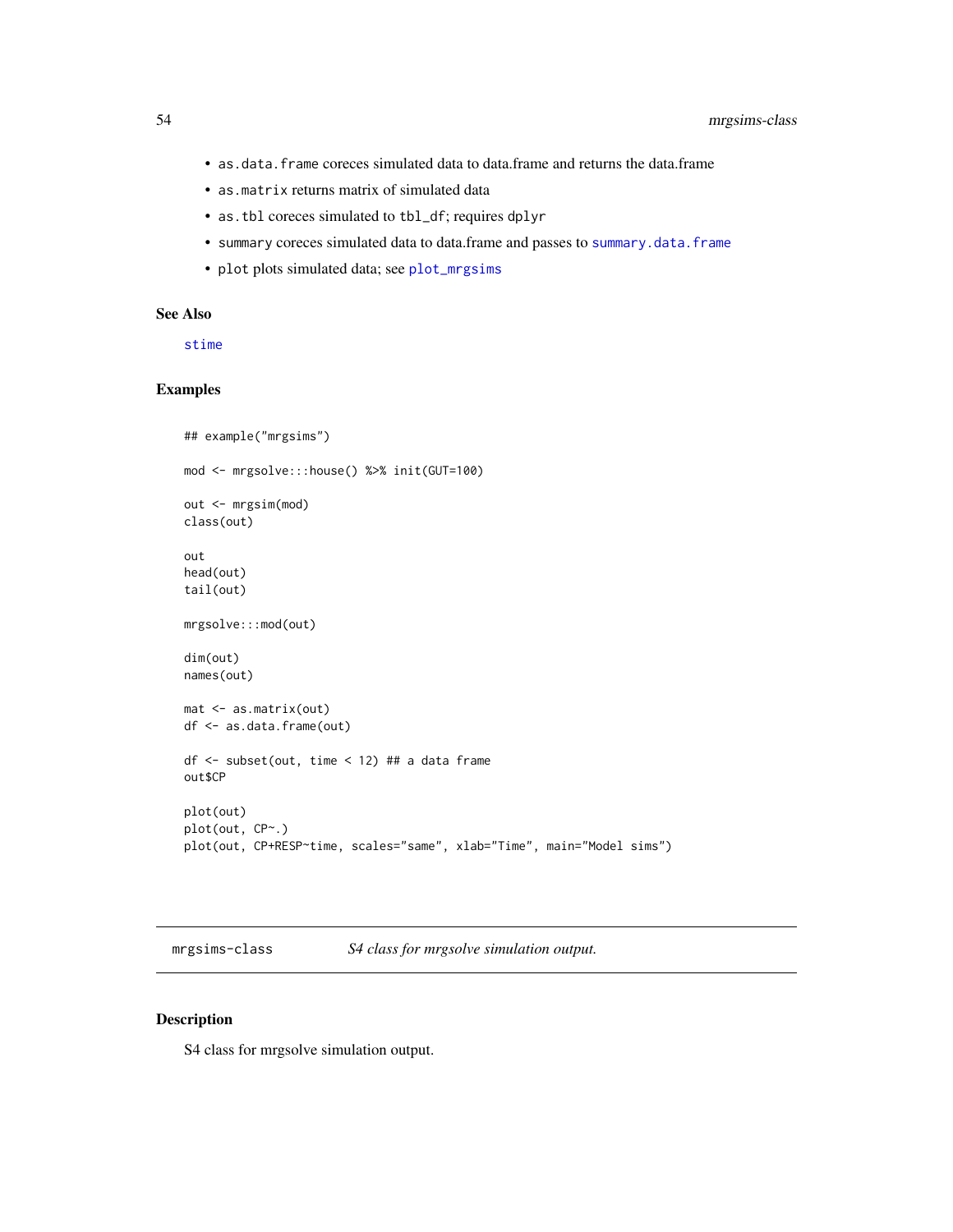- `as.data.frame` coreces simulated data to data.frame and returns the data.frame
- `as.matrix` returns matrix of simulated data
- `as.tbl` coreces simulated to `tbl_df`; requires `dplyr`
- `summary` coreces simulated data to data.frame and passes to `summary.data.frame`
- `plot` plots simulated data; see `plot_mrgsims`

### See Also

`stime`

### Examples

```
## example("mrgsims")

mod <- mrgsolve:::house() %>% init(GUT=100)

out <- mrgsim(mod)
class(out)

out
head(out)
tail(out)

mrgsolve:::mod(out)

dim(out)
names(out)

mat <- as.matrix(out)
df <- as.data.frame(out)

df <- subset(out, time < 12) ## a data frame
out$CP

plot(out)
plot(out, CP~.)
plot(out, CP+RESP~time, scales="same", xlab="Time", main="Model sims")
```

---

## mrgsims-class    *S4 class for mrgsolve simulation output.*

---

### Description

S4 class for mrgsolve simulation output.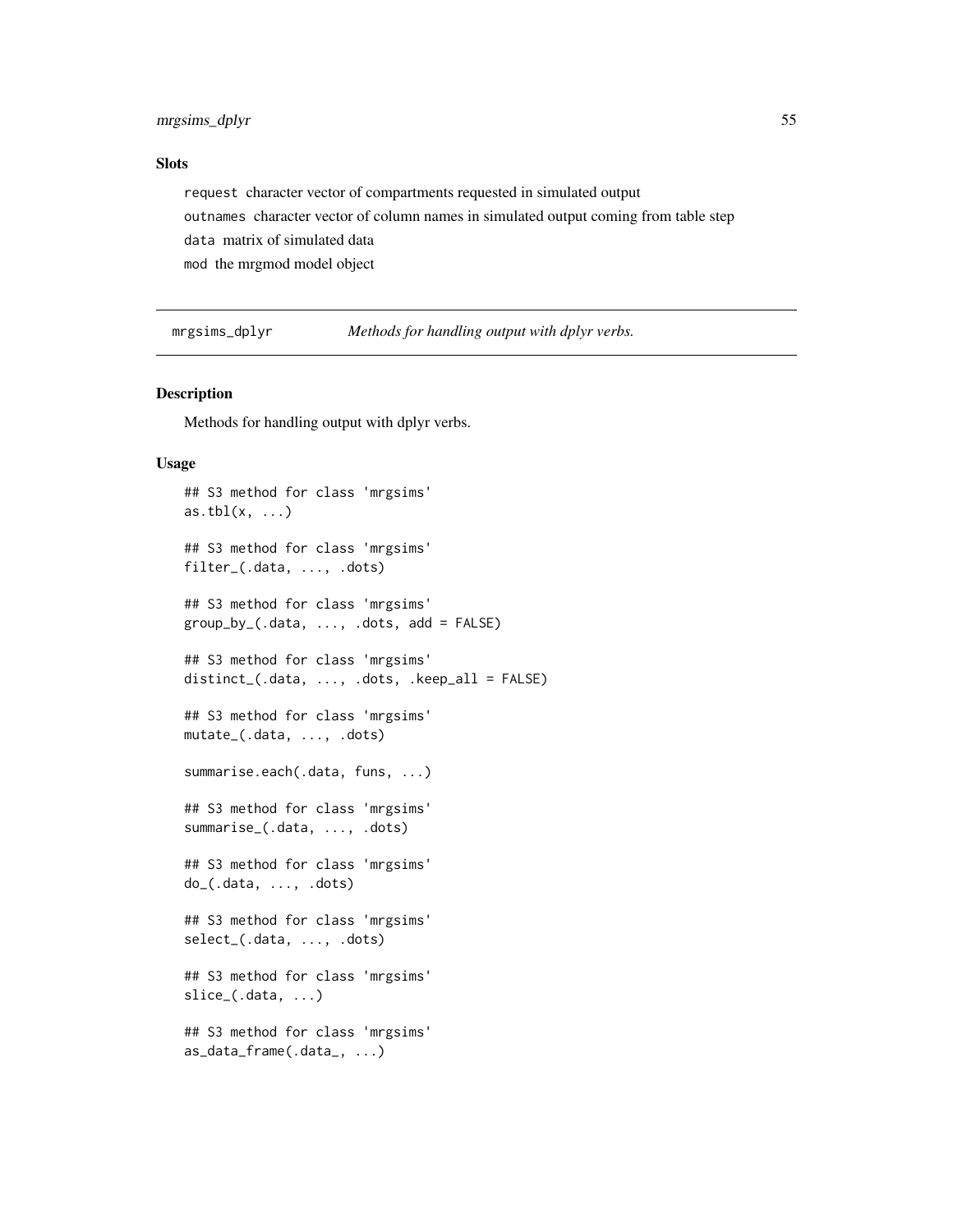### Slots

`request` character vector of compartments requested in simulated output

`outnames` character vector of column names in simulated output coming from table step

`data` matrix of simulated data

`mod` the mrgmod model object

---

## mrgsims_dplyr    *Methods for handling output with dplyr verbs.*

---

### Description

Methods for handling output with dplyr verbs.

### Usage

```
## S3 method for class 'mrgsims'
as.tbl(x, ...)

## S3 method for class 'mrgsims'
filter_(.data, ..., .dots)

## S3 method for class 'mrgsims'
group_by_(.data, ..., .dots, add = FALSE)

## S3 method for class 'mrgsims'
distinct_(.data, ..., .dots, .keep_all = FALSE)

## S3 method for class 'mrgsims'
mutate_(.data, ..., .dots)

summarise.each(.data, funs, ...)

## S3 method for class 'mrgsims'
summarise_(.data, ..., .dots)

## S3 method for class 'mrgsims'
do_(.data, ..., .dots)

## S3 method for class 'mrgsims'
select_(.data, ..., .dots)

## S3 method for class 'mrgsims'
slice_(.data, ...)

## S3 method for class 'mrgsims'
as_data_frame(.data_, ...)
```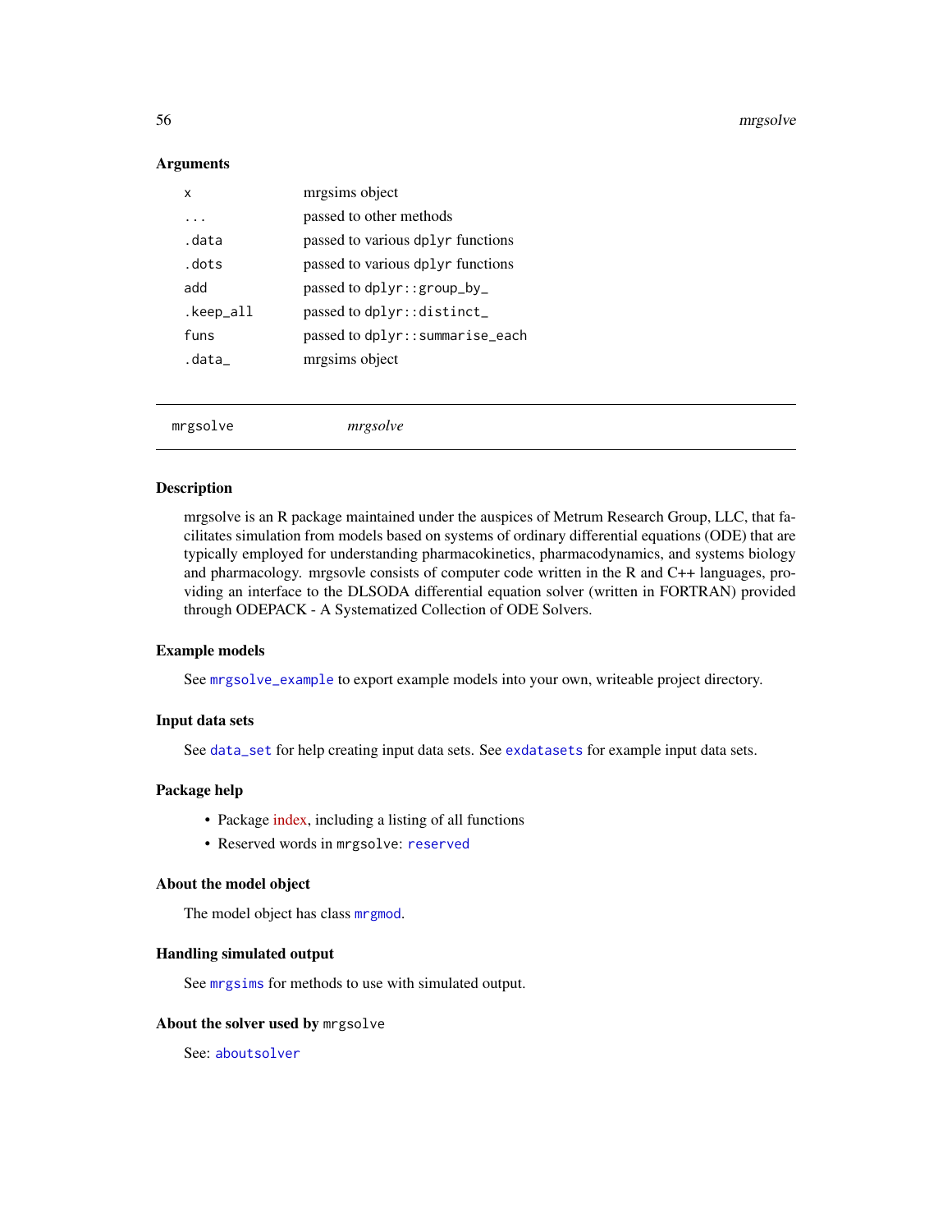### Arguments

| | |
|---|---|
| x | mrgsims object |
| ... | passed to other methods |
| .data | passed to various dplyr functions |
| .dots | passed to various dplyr functions |
| add | passed to dplyr::group_by_ |
| .keep_all | passed to dplyr::distinct_ |
| funs | passed to dplyr::summarise_each |
| .data_ | mrgsims object |

---

## mrgsolve — *mrgsolve*

---

### Description

mrgsolve is an R package maintained under the auspices of Metrum Research Group, LLC, that facilitates simulation from models based on systems of ordinary differential equations (ODE) that are typically employed for understanding pharmacokinetics, pharmacodynamics, and systems biology and pharmacology. mrgsovle consists of computer code written in the R and C++ languages, providing an interface to the DLSODA differential equation solver (written in FORTRAN) provided through ODEPACK - A Systematized Collection of ODE Solvers.

### Example models

See `mrgsolve_example` to export example models into your own, writeable project directory.

### Input data sets

See `data_set` for help creating input data sets. See `exdatasets` for example input data sets.

### Package help

- Package index, including a listing of all functions
- Reserved words in `mrgsolve`: `reserved`

### About the model object

The model object has class `mrgmod`.

### Handling simulated output

See `mrgsims` for methods to use with simulated output.

### About the solver used by `mrgsolve`

See: `aboutsolver`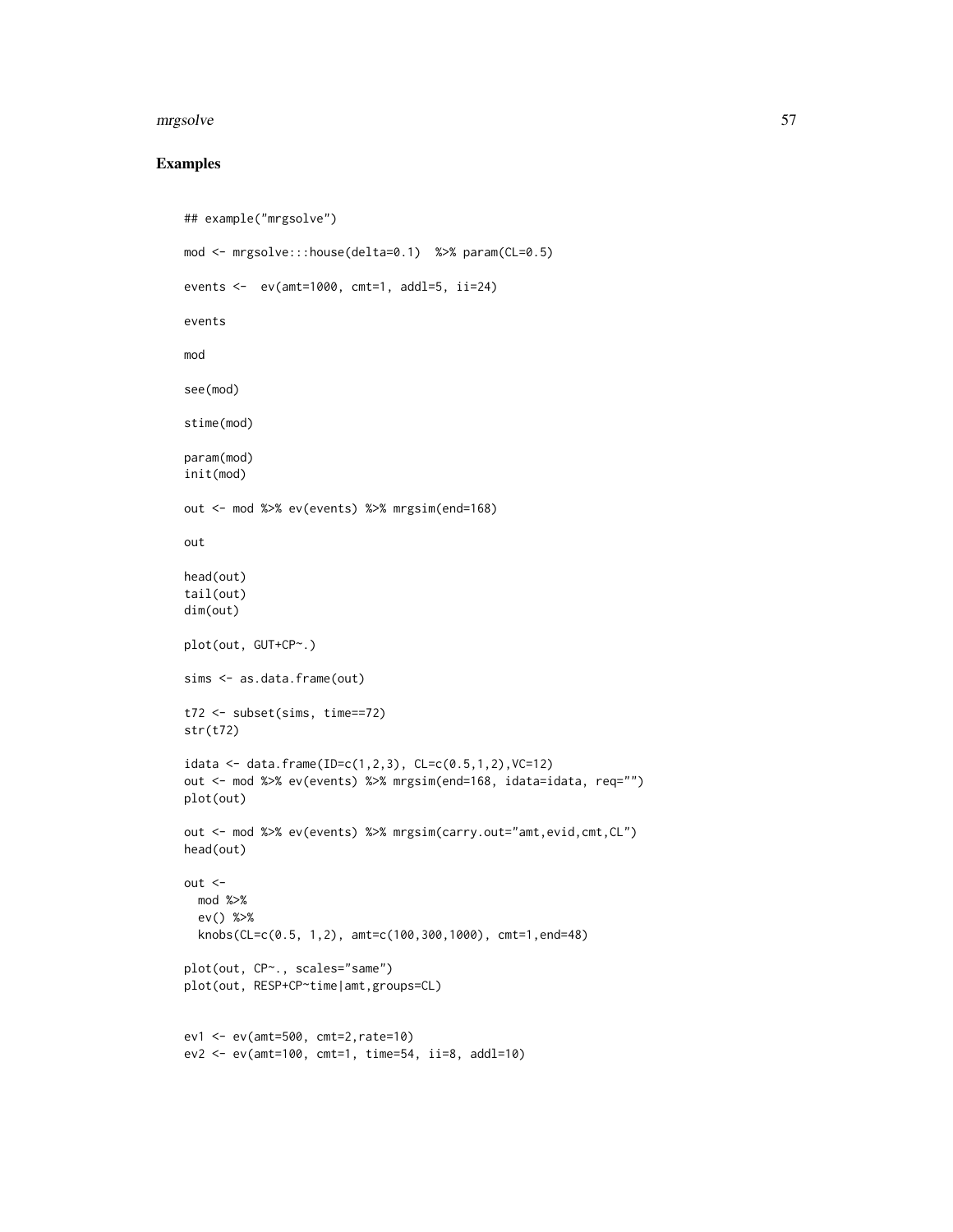## Examples

```
## example("mrgsolve")

mod <- mrgsolve:::house(delta=0.1)  %>% param(CL=0.5)

events <-  ev(amt=1000, cmt=1, addl=5, ii=24)

events

mod

see(mod)

stime(mod)

param(mod)
init(mod)

out <- mod %>% ev(events) %>% mrgsim(end=168)

out

head(out)
tail(out)
dim(out)

plot(out, GUT+CP~.)

sims <- as.data.frame(out)

t72 <- subset(sims, time==72)
str(t72)

idata <- data.frame(ID=c(1,2,3), CL=c(0.5,1,2),VC=12)
out <- mod %>% ev(events) %>% mrgsim(end=168, idata=idata, req="")
plot(out)

out <- mod %>% ev(events) %>% mrgsim(carry.out="amt,evid,cmt,CL")
head(out)

out <-
  mod %>%
  ev() %>%
  knobs(CL=c(0.5, 1,2), amt=c(100,300,1000), cmt=1,end=48)

plot(out, CP~., scales="same")
plot(out, RESP+CP~time|amt,groups=CL)


ev1 <- ev(amt=500, cmt=2,rate=10)
ev2 <- ev(amt=100, cmt=1, time=54, ii=8, addl=10)
```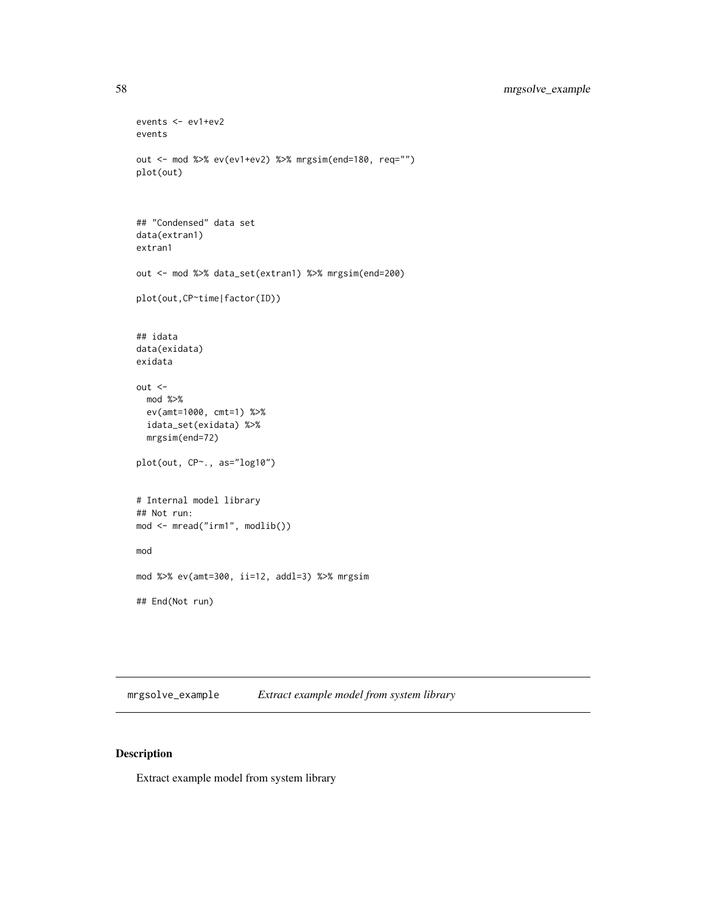```
events <- ev1+ev2
events

out <- mod %>% ev(ev1+ev2) %>% mrgsim(end=180, req="")
plot(out)


## "Condensed" data set
data(extran1)
extran1

out <- mod %>% data_set(extran1) %>% mrgsim(end=200)

plot(out,CP~time|factor(ID))


## idata
data(exidata)
exidata

out <-
  mod %>%
  ev(amt=1000, cmt=1) %>%
  idata_set(exidata) %>%
  mrgsim(end=72)

plot(out, CP~., as="log10")


# Internal model library
## Not run:
mod <- mread("irm1", modlib())

mod

mod %>% ev(amt=300, ii=12, addl=3) %>% mrgsim

## End(Not run)
```

## mrgsolve_example *Extract example model from system library*

### Description

Extract example model from system library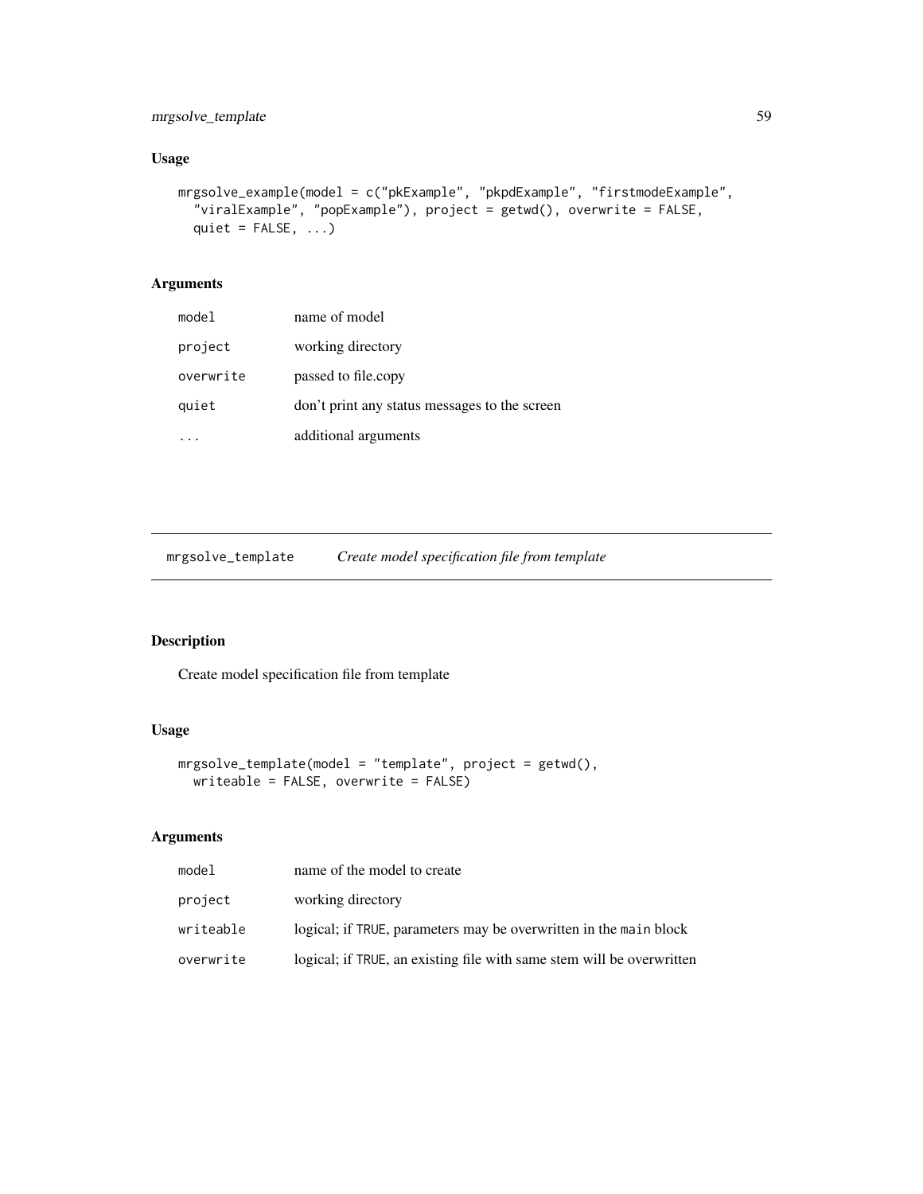## Usage

```
mrgsolve_example(model = c("pkExample", "pkpdExample", "firstmodeExample",
  "viralExample", "popExample"), project = getwd(), overwrite = FALSE,
  quiet = FALSE, ...)
```

## Arguments

| | |
|---|---|
| `model` | name of model |
| `project` | working directory |
| `overwrite` | passed to file.copy |
| `quiet` | don't print any status messages to the screen |
| `...` | additional arguments |

---

# `mrgsolve_template` *Create model specification file from template*

---

## Description

Create model specification file from template

## Usage

```
mrgsolve_template(model = "template", project = getwd(),
  writeable = FALSE, overwrite = FALSE)
```

## Arguments

| | |
|---|---|
| `model` | name of the model to create |
| `project` | working directory |
| `writeable` | logical; if `TRUE`, parameters may be overwritten in the `main` block |
| `overwrite` | logical; if `TRUE`, an existing file with same stem will be overwritten |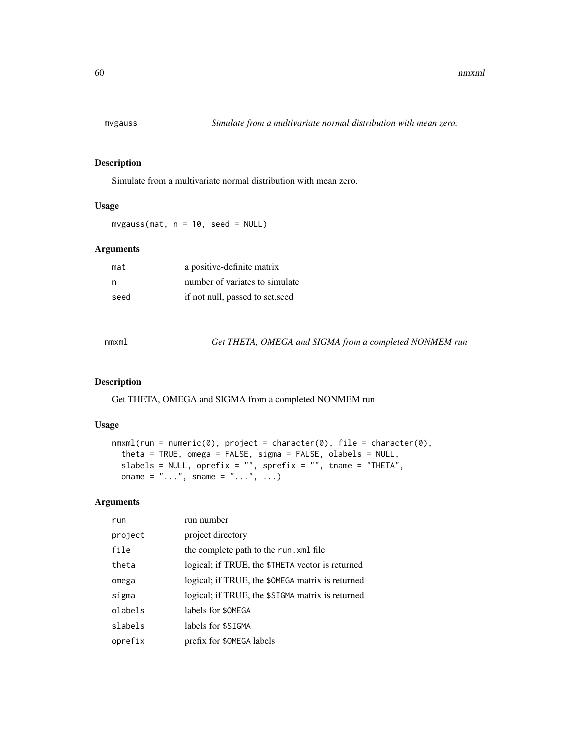## mvgauss — *Simulate from a multivariate normal distribution with mean zero.*

### Description

Simulate from a multivariate normal distribution with mean zero.

### Usage

```
mvgauss(mat, n = 10, seed = NULL)
```

### Arguments

| | |
|---|---|
| mat | a positive-definite matrix |
| n | number of variates to simulate |
| seed | if not null, passed to set.seed |

## nmxml — *Get THETA, OMEGA and SIGMA from a completed NONMEM run*

### Description

Get THETA, OMEGA and SIGMA from a completed NONMEM run

### Usage

```
nmxml(run = numeric(0), project = character(0), file = character(0),
  theta = TRUE, omega = FALSE, sigma = FALSE, olabels = NULL,
  slabels = NULL, oprefix = "", sprefix = "", tname = "THETA",
  oname = "...", sname = "...", ...)
```

### Arguments

| | |
|---|---|
| run | run number |
| project | project directory |
| file | the complete path to the `run.xml` file |
| theta | logical; if TRUE, the `$THETA` vector is returned |
| omega | logical; if TRUE, the `$OMEGA` matrix is returned |
| sigma | logical; if TRUE, the `$SIGMA` matrix is returned |
| olabels | labels for `$OMEGA` |
| slabels | labels for `$SIGMA` |
| oprefix | prefix for `$OMEGA` labels |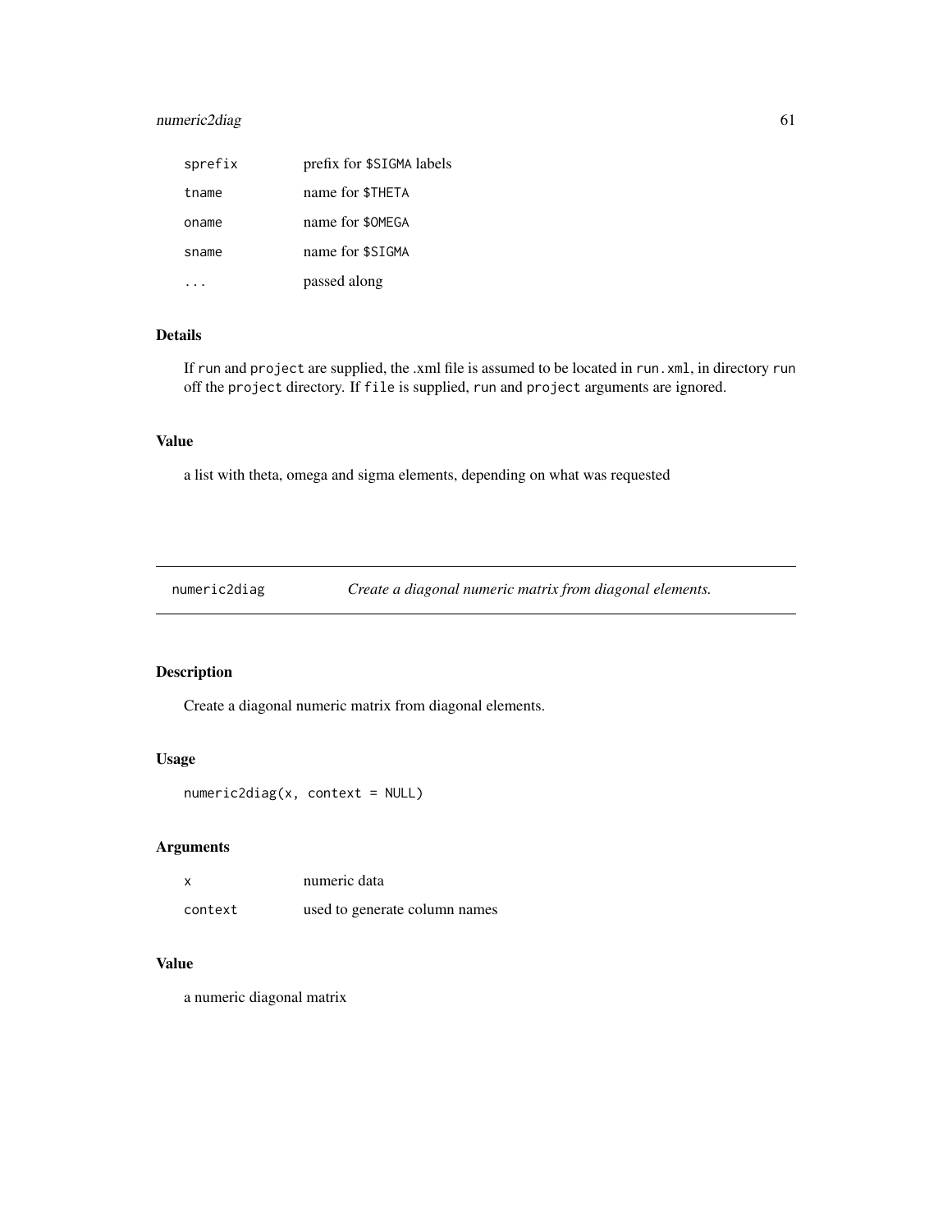| | |
|---|---|
| sprefix | prefix for $SIGMA labels |
| tname | name for $THETA |
| oname | name for $OMEGA |
| sname | name for $SIGMA |
| ... | passed along |

### Details

If run and project are supplied, the .xml file is assumed to be located in run.xml, in directory run off the project directory. If file is supplied, run and project arguments are ignored.

### Value

a list with theta, omega and sigma elements, depending on what was requested

---

## numeric2diag *Create a diagonal numeric matrix from diagonal elements.*

---

### Description

Create a diagonal numeric matrix from diagonal elements.

### Usage

```
numeric2diag(x, context = NULL)
```

### Arguments

| | |
|---|---|
| x | numeric data |
| context | used to generate column names |

### Value

a numeric diagonal matrix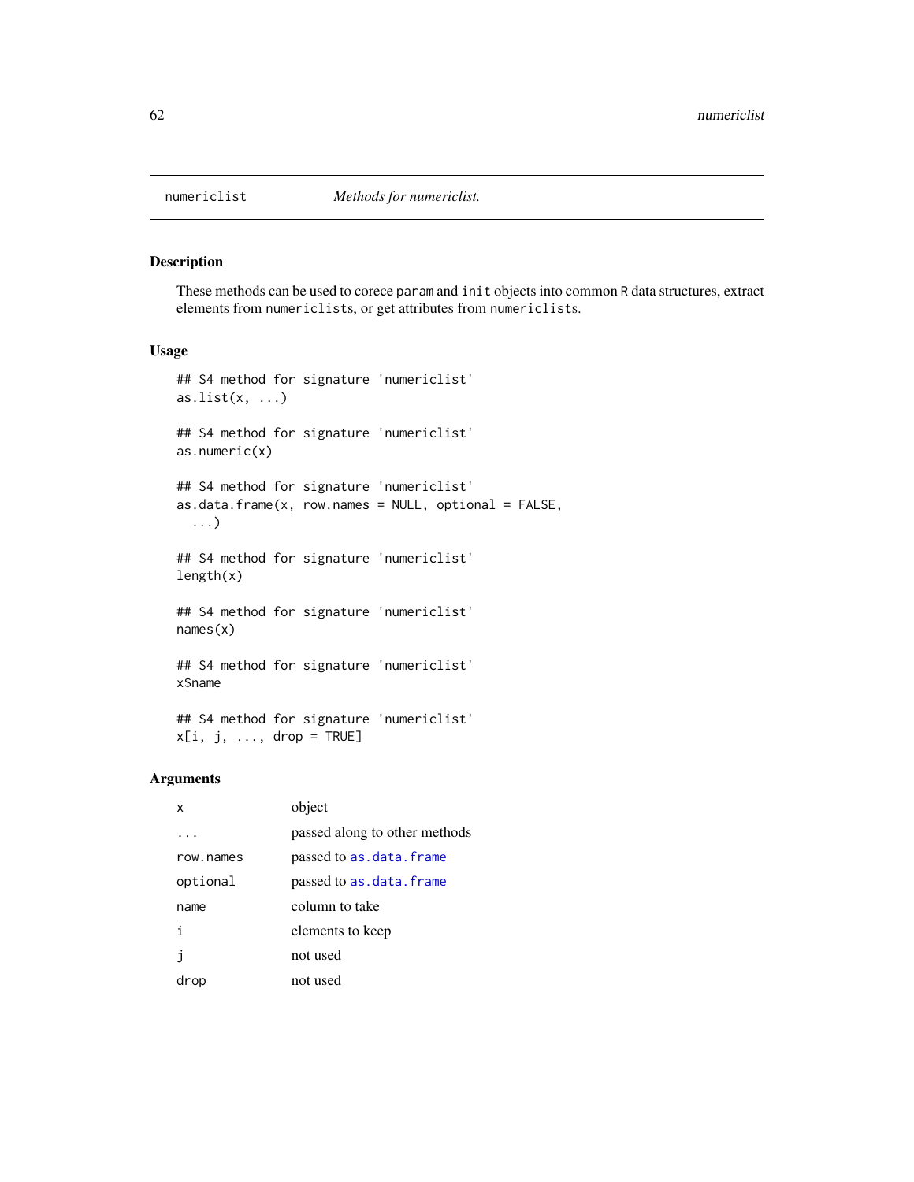numericlist *Methods for numericlist.*

## Description

These methods can be used to corece `param` and `init` objects into common R data structures, extract elements from `numericlists`, or get attributes from `numericlists`.

## Usage

```
## S4 method for signature 'numericlist'
as.list(x, ...)

## S4 method for signature 'numericlist'
as.numeric(x)

## S4 method for signature 'numericlist'
as.data.frame(x, row.names = NULL, optional = FALSE,
  ...)

## S4 method for signature 'numericlist'
length(x)

## S4 method for signature 'numericlist'
names(x)

## S4 method for signature 'numericlist'
x$name

## S4 method for signature 'numericlist'
x[i, j, ..., drop = TRUE]
```

## Arguments

| | |
|---|---|
| `x` | object |
| `...` | passed along to other methods |
| `row.names` | passed to `as.data.frame` |
| `optional` | passed to `as.data.frame` |
| `name` | column to take |
| `i` | elements to keep |
| `j` | not used |
| `drop` | not used |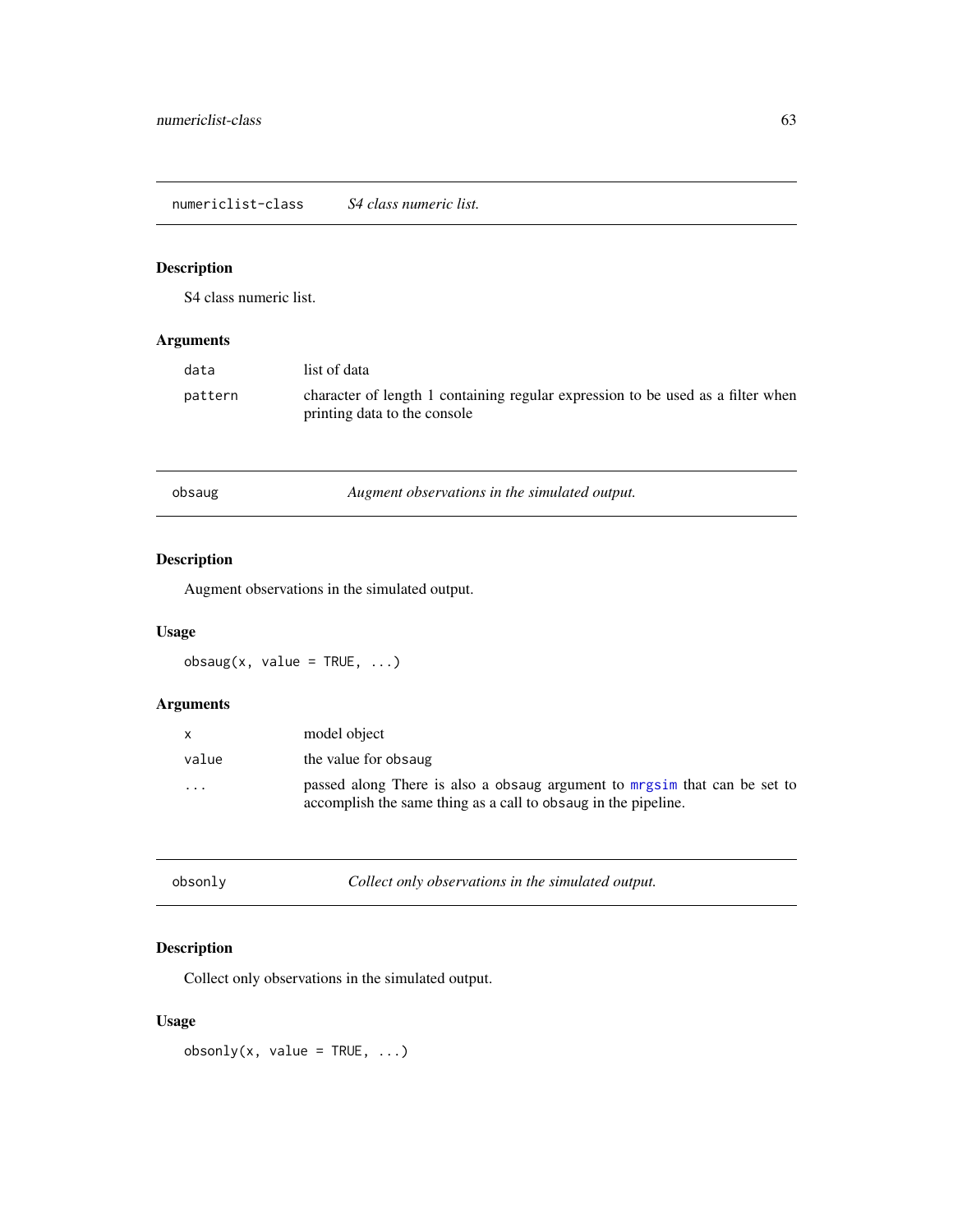## numericlist-class *S4 class numeric list.*

### Description

S4 class numeric list.

### Arguments

| | |
|---|---|
| `data` | list of data |
| `pattern` | character of length 1 containing regular expression to be used as a filter when printing data to the console |

## obsaug *Augment observations in the simulated output.*

### Description

Augment observations in the simulated output.

### Usage

```
obsaug(x, value = TRUE, ...)
```

### Arguments

| | |
|---|---|
| `x` | model object |
| `value` | the value for `obsaug` |
| `...` | passed along There is also a `obsaug` argument to `mrgsim` that can be set to accomplish the same thing as a call to `obsaug` in the pipeline. |

## obsonly *Collect only observations in the simulated output.*

### Description

Collect only observations in the simulated output.

### Usage

```
obsonly(x, value = TRUE, ...)
```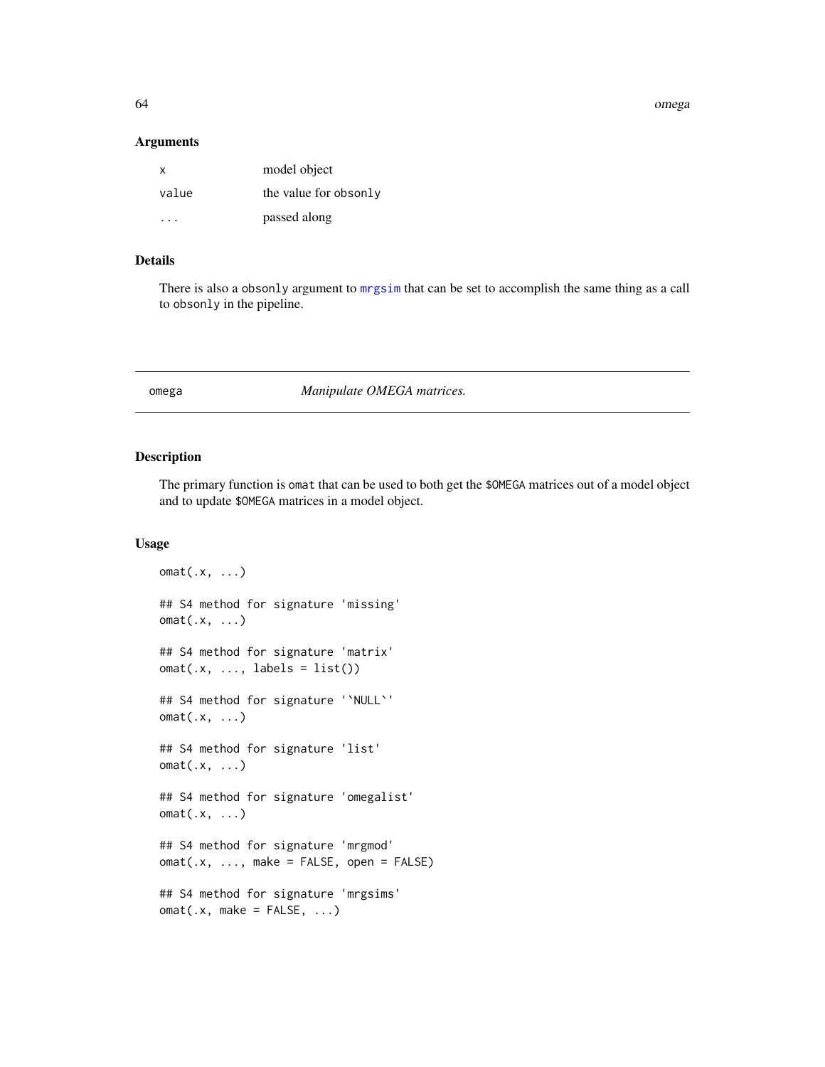### Arguments

| | |
|---|---|
| x | model object |
| value | the value for obsonly |
| ... | passed along |

### Details

There is also a obsonly argument to mrgsim that can be set to accomplish the same thing as a call to obsonly in the pipeline.

---

## omega — *Manipulate OMEGA matrices.*

---

### Description

The primary function is omat that can be used to both get the $OMEGA matrices out of a model object and to update $OMEGA matrices in a model object.

### Usage

```
omat(.x, ...)

## S4 method for signature 'missing'
omat(.x, ...)

## S4 method for signature 'matrix'
omat(.x, ..., labels = list())

## S4 method for signature '`NULL`'
omat(.x, ...)

## S4 method for signature 'list'
omat(.x, ...)

## S4 method for signature 'omegalist'
omat(.x, ...)

## S4 method for signature 'mrgmod'
omat(.x, ..., make = FALSE, open = FALSE)

## S4 method for signature 'mrgsims'
omat(.x, make = FALSE, ...)
```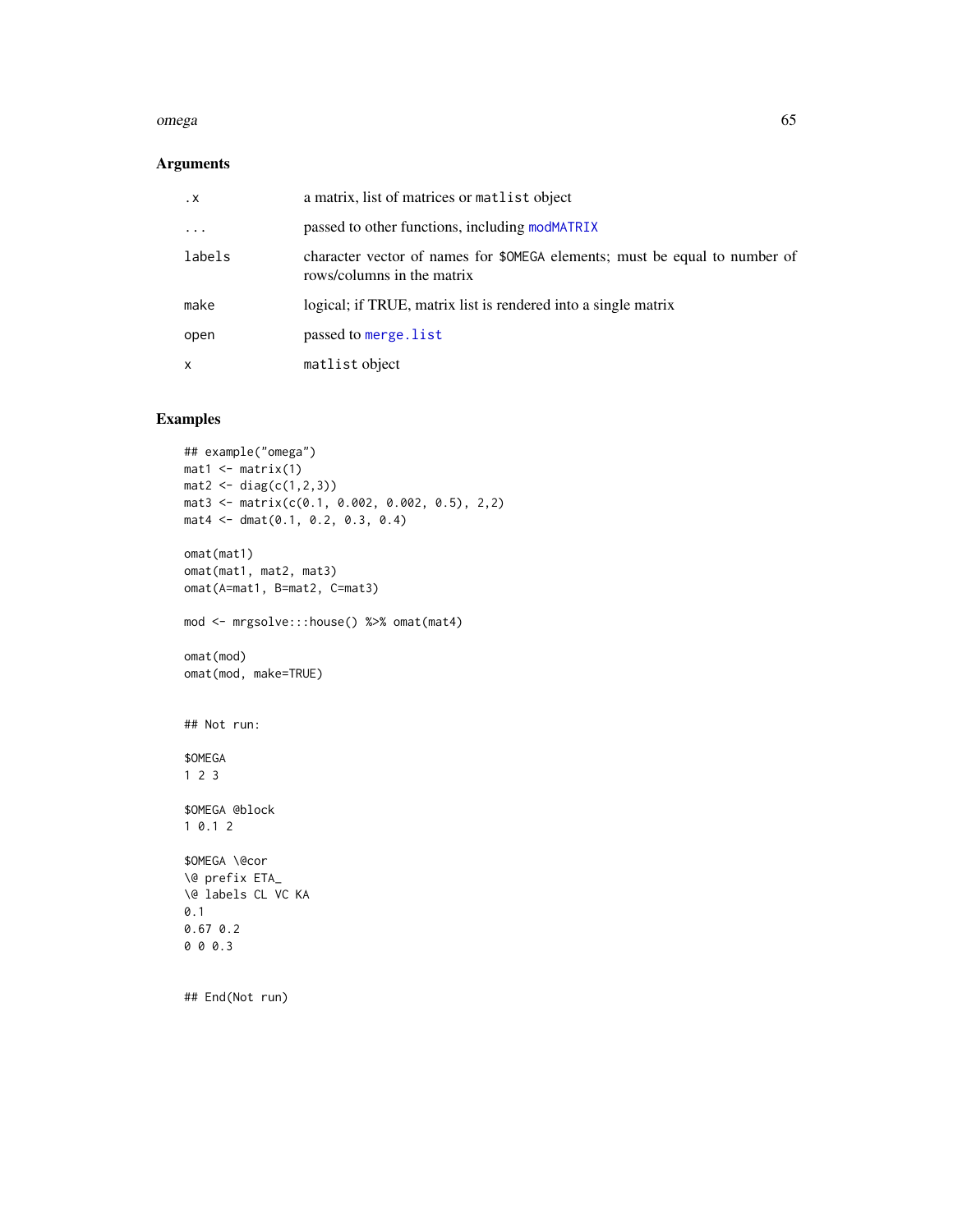## Arguments

| | |
|---|---|
| .x | a matrix, list of matrices or `matlist` object |
| ... | passed to other functions, including `modMATRIX` |
| labels | character vector of names for `$OMEGA` elements; must be equal to number of rows/columns in the matrix |
| make | logical; if TRUE, matrix list is rendered into a single matrix |
| open | passed to `merge.list` |
| x | `matlist` object |

## Examples

```
## example("omega")
mat1 <- matrix(1)
mat2 <- diag(c(1,2,3))
mat3 <- matrix(c(0.1, 0.002, 0.002, 0.5), 2,2)
mat4 <- dmat(0.1, 0.2, 0.3, 0.4)

omat(mat1)
omat(mat1, mat2, mat3)
omat(A=mat1, B=mat2, C=mat3)

mod <- mrgsolve:::house() %>% omat(mat4)

omat(mod)
omat(mod, make=TRUE)


## Not run:

$OMEGA
1 2 3

$OMEGA @block
1 0.1 2

$OMEGA \@cor
\@ prefix ETA_
\@ labels CL VC KA
0.1
0.67 0.2
0 0 0.3


## End(Not run)
```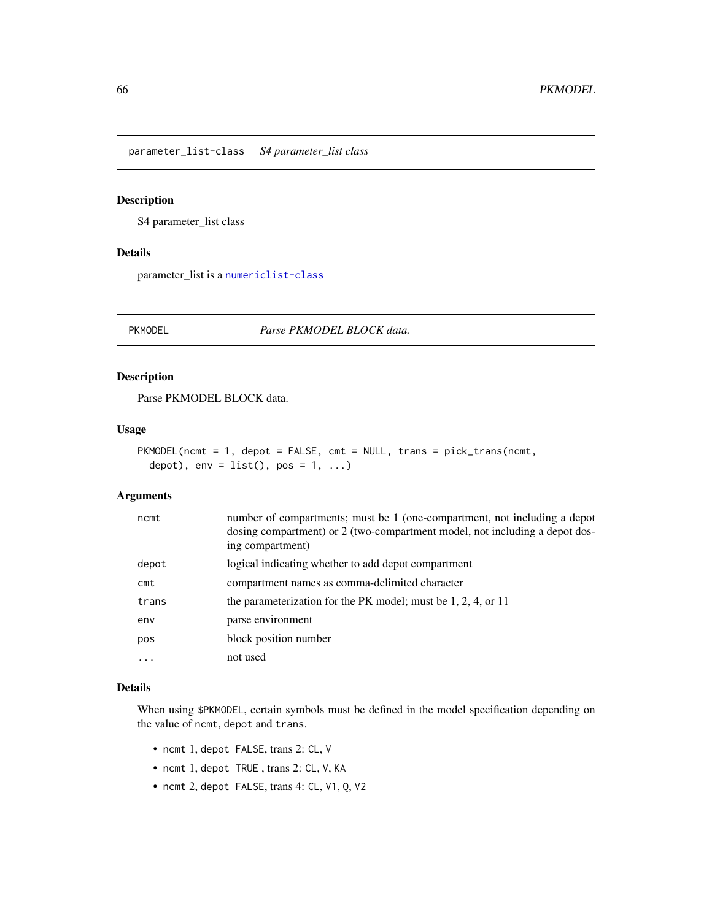## parameter_list-class *S4 parameter_list class*

### Description

S4 parameter_list class

### Details

parameter_list is a `numericlist-class`

## PKMODEL *Parse PKMODEL BLOCK data.*

### Description

Parse PKMODEL BLOCK data.

### Usage

```
PKMODEL(ncmt = 1, depot = FALSE, cmt = NULL, trans = pick_trans(ncmt,
  depot), env = list(), pos = 1, ...)
```

### Arguments

| | |
|---|---|
| `ncmt` | number of compartments; must be 1 (one-compartment, not including a depot dosing compartment) or 2 (two-compartment model, not including a depot dosing compartment) |
| `depot` | logical indicating whether to add depot compartment |
| `cmt` | compartment names as comma-delimited character |
| `trans` | the parameterization for the PK model; must be 1, 2, 4, or 11 |
| `env` | parse environment |
| `pos` | block position number |
| `...` | not used |

### Details

When using `$PKMODEL`, certain symbols must be defined in the model specification depending on the value of `ncmt`, `depot` and `trans`.

- `ncmt` 1, `depot FALSE`, trans 2: `CL`, `V`
- `ncmt` 1, `depot TRUE` , trans 2: `CL`, `V`, `KA`
- `ncmt` 2, `depot FALSE`, trans 4: `CL`, `V1`, `Q`, `V2`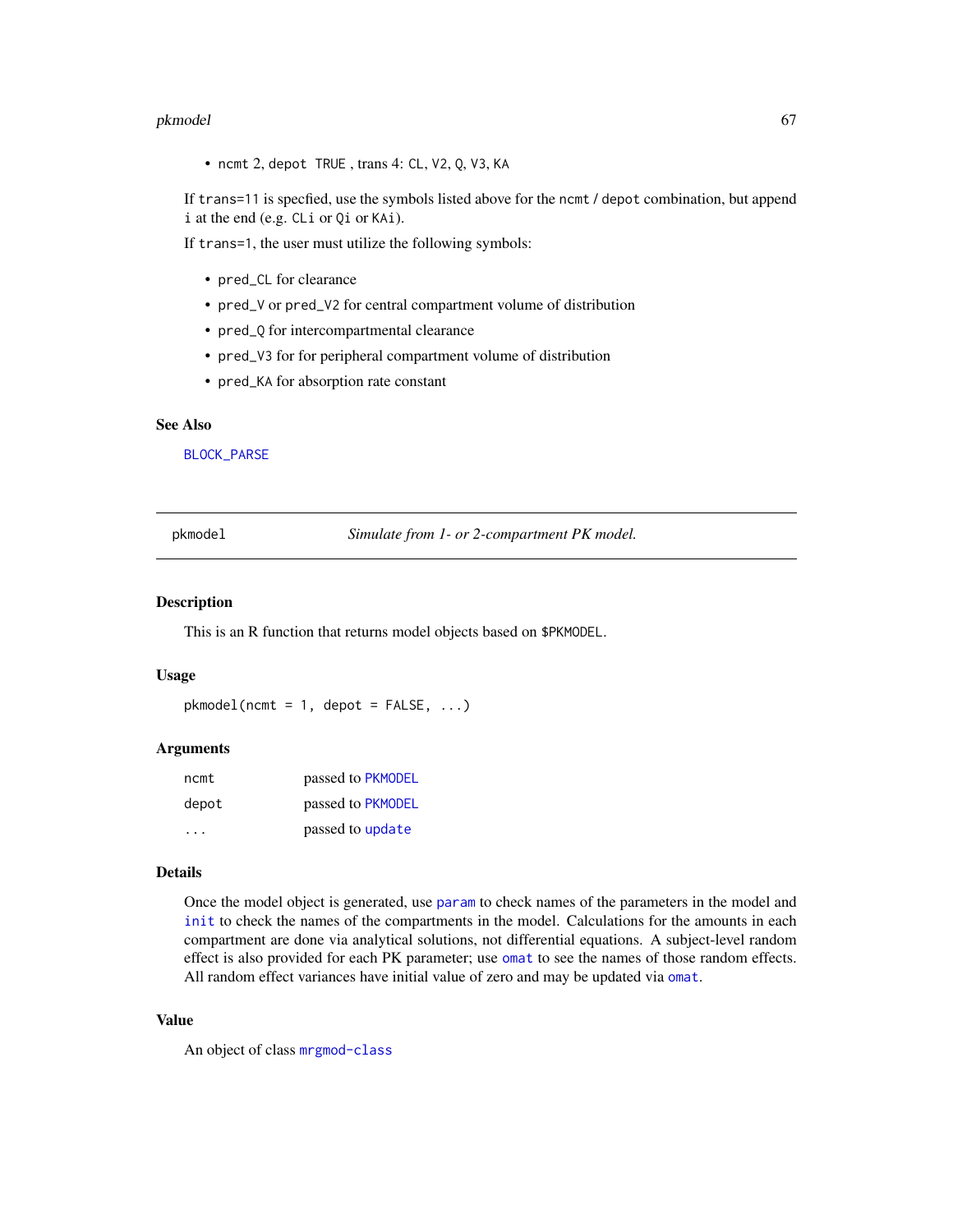- ncmt 2, depot TRUE , trans 4: CL, V2, Q, V3, KA

If trans=11 is specfied, use the symbols listed above for the ncmt / depot combination, but append i at the end (e.g. CLi or Qi or KAi).

If trans=1, the user must utilize the following symbols:

- pred_CL for clearance
- pred_V or pred_V2 for central compartment volume of distribution
- pred_Q for intercompartmental clearance
- pred_V3 for for peripheral compartment volume of distribution
- pred_KA for absorption rate constant

### See Also

BLOCK_PARSE

---

## pkmodel — *Simulate from 1- or 2-compartment PK model.*

### Description

This is an R function that returns model objects based on $PKMODEL.

### Usage

```
pkmodel(ncmt = 1, depot = FALSE, ...)
```

### Arguments

| | |
|---|---|
| ncmt | passed to PKMODEL |
| depot | passed to PKMODEL |
| ... | passed to update |

### Details

Once the model object is generated, use param to check names of the parameters in the model and init to check the names of the compartments in the model. Calculations for the amounts in each compartment are done via analytical solutions, not differential equations. A subject-level random effect is also provided for each PK parameter; use omat to see the names of those random effects. All random effect variances have initial value of zero and may be updated via omat.

### Value

An object of class mrgmod-class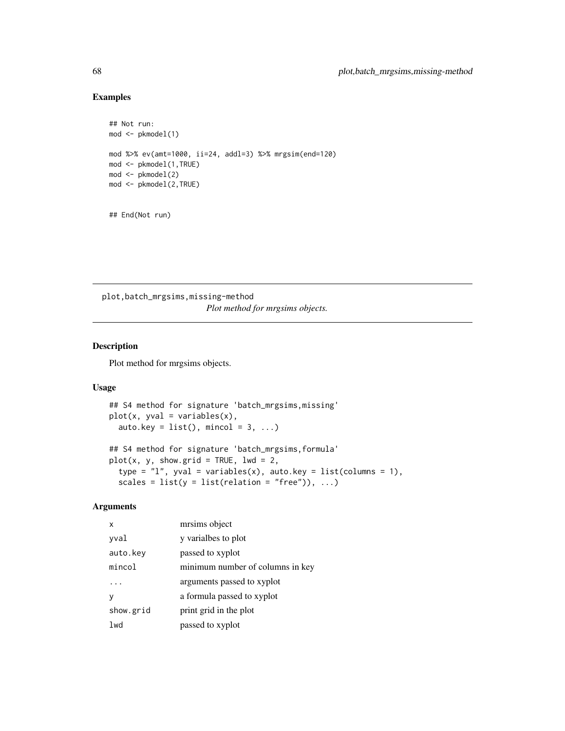## Examples

```
## Not run:
mod <- pkmodel(1)

mod %>% ev(amt=1000, ii=24, addl=3) %>% mrgsim(end=120)
mod <- pkmodel(1,TRUE)
mod <- pkmodel(2)
mod <- pkmodel(2,TRUE)


## End(Not run)
```

---

# plot,batch_mrgsims,missing-method

*Plot method for mrgsims objects.*

---

## Description

Plot method for mrgsims objects.

## Usage

```
## S4 method for signature 'batch_mrgsims,missing'
plot(x, yval = variables(x),
  auto.key = list(), mincol = 3, ...)

## S4 method for signature 'batch_mrgsims,formula'
plot(x, y, show.grid = TRUE, lwd = 2,
  type = "l", yval = variables(x), auto.key = list(columns = 1),
  scales = list(y = list(relation = "free")), ...)
```

## Arguments

| | |
|---|---|
| `x` | mrsims object |
| `yval` | y varialbes to plot |
| `auto.key` | passed to xyplot |
| `mincol` | minimum number of columns in key |
| `...` | arguments passed to xyplot |
| `y` | a formula passed to xyplot |
| `show.grid` | print grid in the plot |
| `lwd` | passed to xyplot |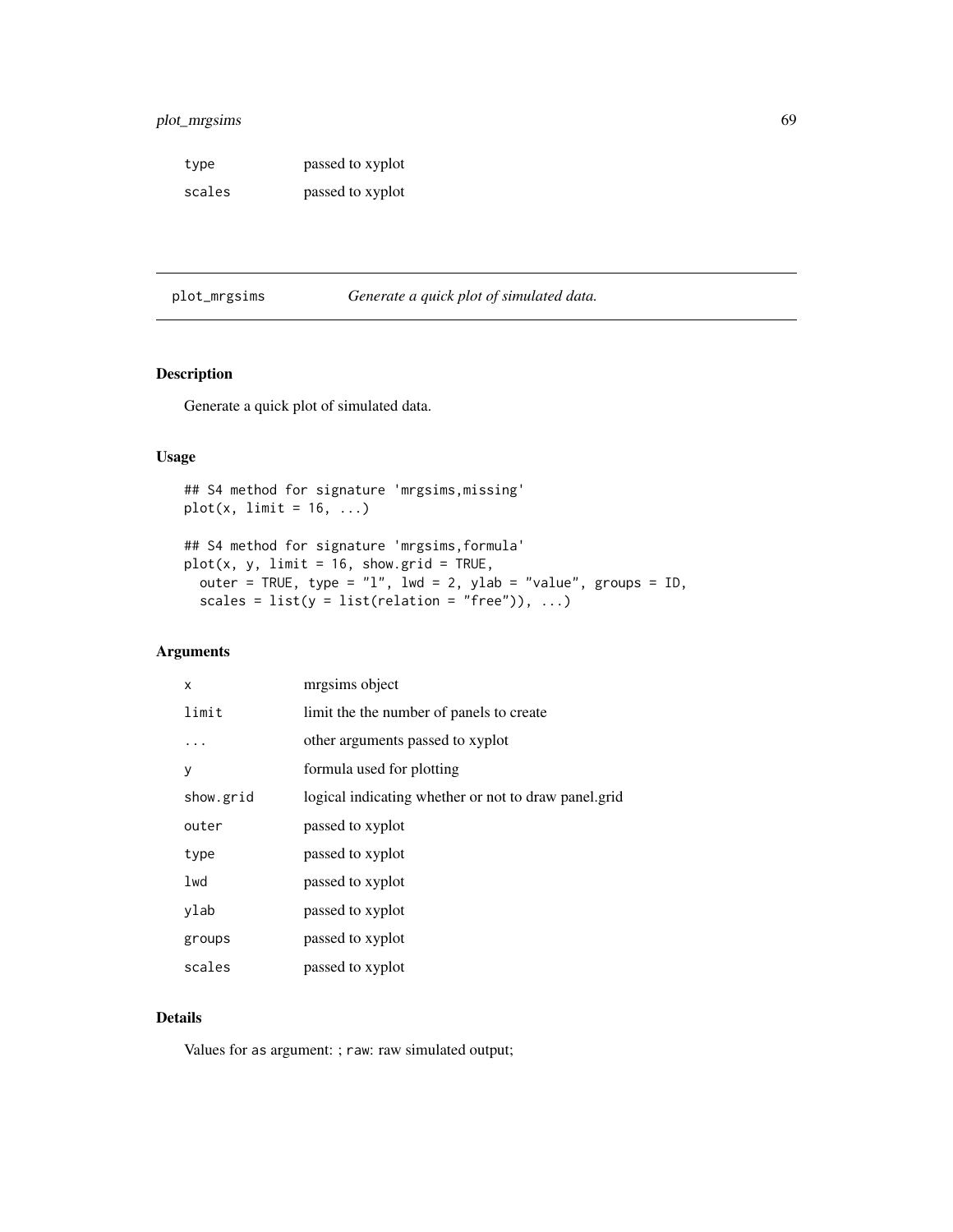| | |
|---|---|
| type | passed to xyplot |
| scales | passed to xyplot |

## plot_mrgsims — *Generate a quick plot of simulated data.*

### Description

Generate a quick plot of simulated data.

### Usage

```
## S4 method for signature 'mrgsims,missing'
plot(x, limit = 16, ...)

## S4 method for signature 'mrgsims,formula'
plot(x, y, limit = 16, show.grid = TRUE,
  outer = TRUE, type = "l", lwd = 2, ylab = "value", groups = ID,
  scales = list(y = list(relation = "free")), ...)
```

### Arguments

| | |
|---|---|
| x | mrgsims object |
| limit | limit the the number of panels to create |
| ... | other arguments passed to xyplot |
| y | formula used for plotting |
| show.grid | logical indicating whether or not to draw panel.grid |
| outer | passed to xyplot |
| type | passed to xyplot |
| lwd | passed to xyplot |
| ylab | passed to xyplot |
| groups | passed to xyplot |
| scales | passed to xyplot |

### Details

Values for `as` argument: ; `raw`: raw simulated output;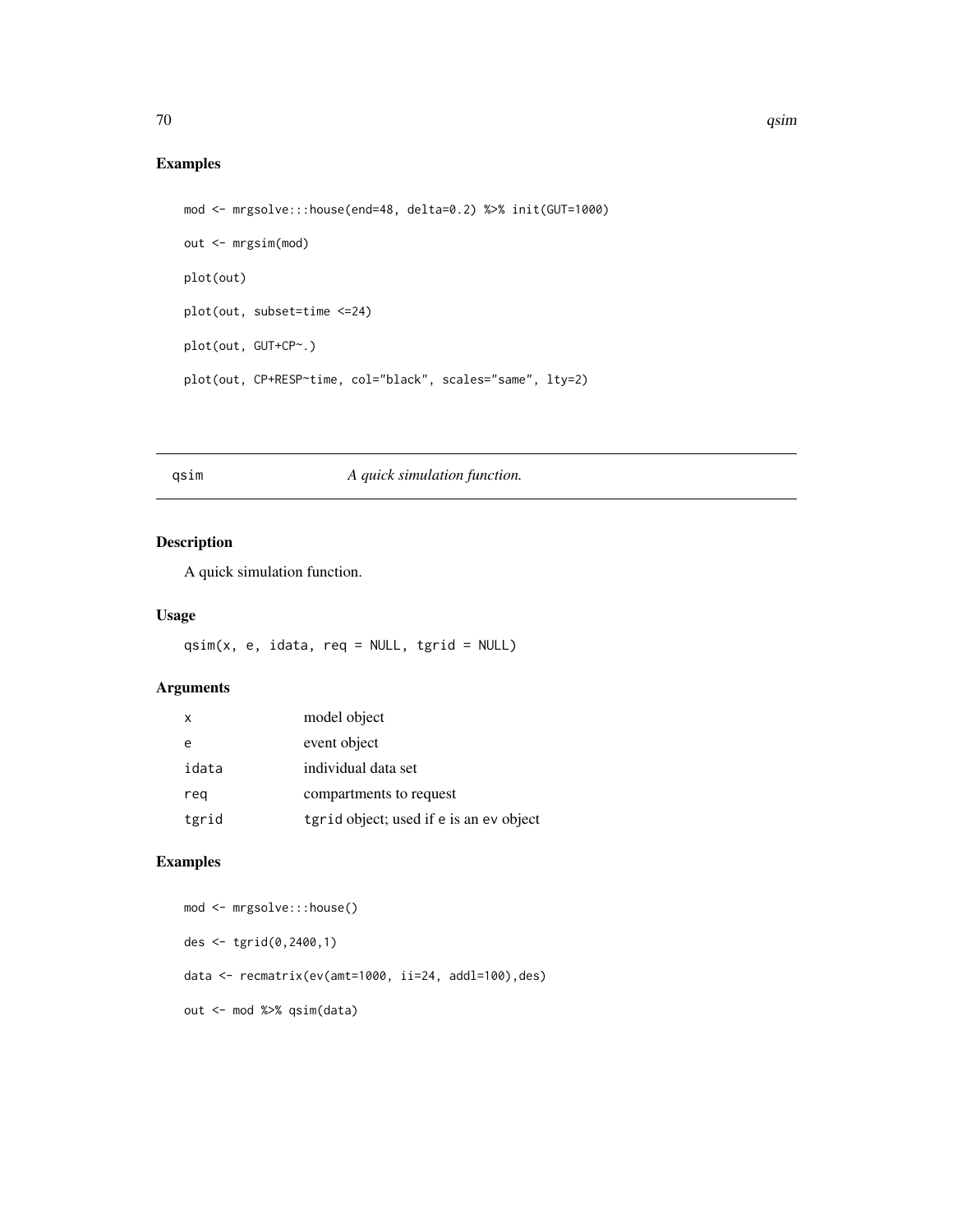## Examples

```
mod <- mrgsolve:::house(end=48, delta=0.2) %>% init(GUT=1000)

out <- mrgsim(mod)

plot(out)

plot(out, subset=time <=24)

plot(out, GUT+CP~.)

plot(out, CP+RESP~time, col="black", scales="same", lty=2)
```

---

# qsim — *A quick simulation function.*

## Description

A quick simulation function.

## Usage

```
qsim(x, e, idata, req = NULL, tgrid = NULL)
```

## Arguments

| | |
|---|---|
| x | model object |
| e | event object |
| idata | individual data set |
| req | compartments to request |
| tgrid | tgrid object; used if e is an ev object |

## Examples

```
mod <- mrgsolve:::house()

des <- tgrid(0,2400,1)

data <- recmatrix(ev(amt=1000, ii=24, addl=100),des)

out <- mod %>% qsim(data)
```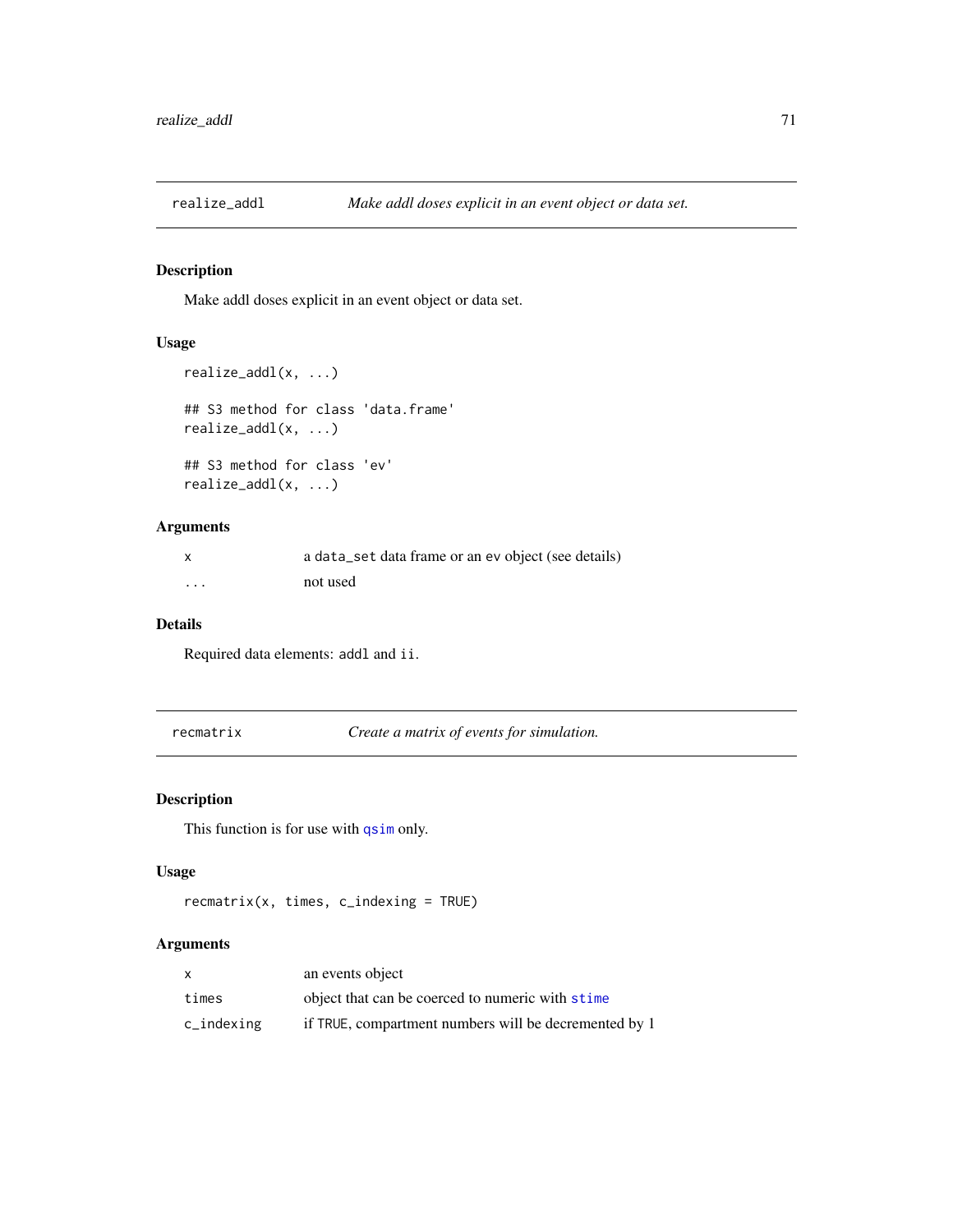## realize_addl — *Make addl doses explicit in an event object or data set.*

### Description

Make addl doses explicit in an event object or data set.

### Usage

```
realize_addl(x, ...)

## S3 method for class 'data.frame'
realize_addl(x, ...)

## S3 method for class 'ev'
realize_addl(x, ...)
```

### Arguments

| | |
|---|---|
| x | a `data_set` data frame or an `ev` object (see details) |
| ... | not used |

### Details

Required data elements: `addl` and `ii`.

## recmatrix — *Create a matrix of events for simulation.*

### Description

This function is for use with `qsim` only.

### Usage

```
recmatrix(x, times, c_indexing = TRUE)
```

### Arguments

| | |
|---|---|
| x | an events object |
| times | object that can be coerced to numeric with `stime` |
| c_indexing | if `TRUE`, compartment numbers will be decremented by 1 |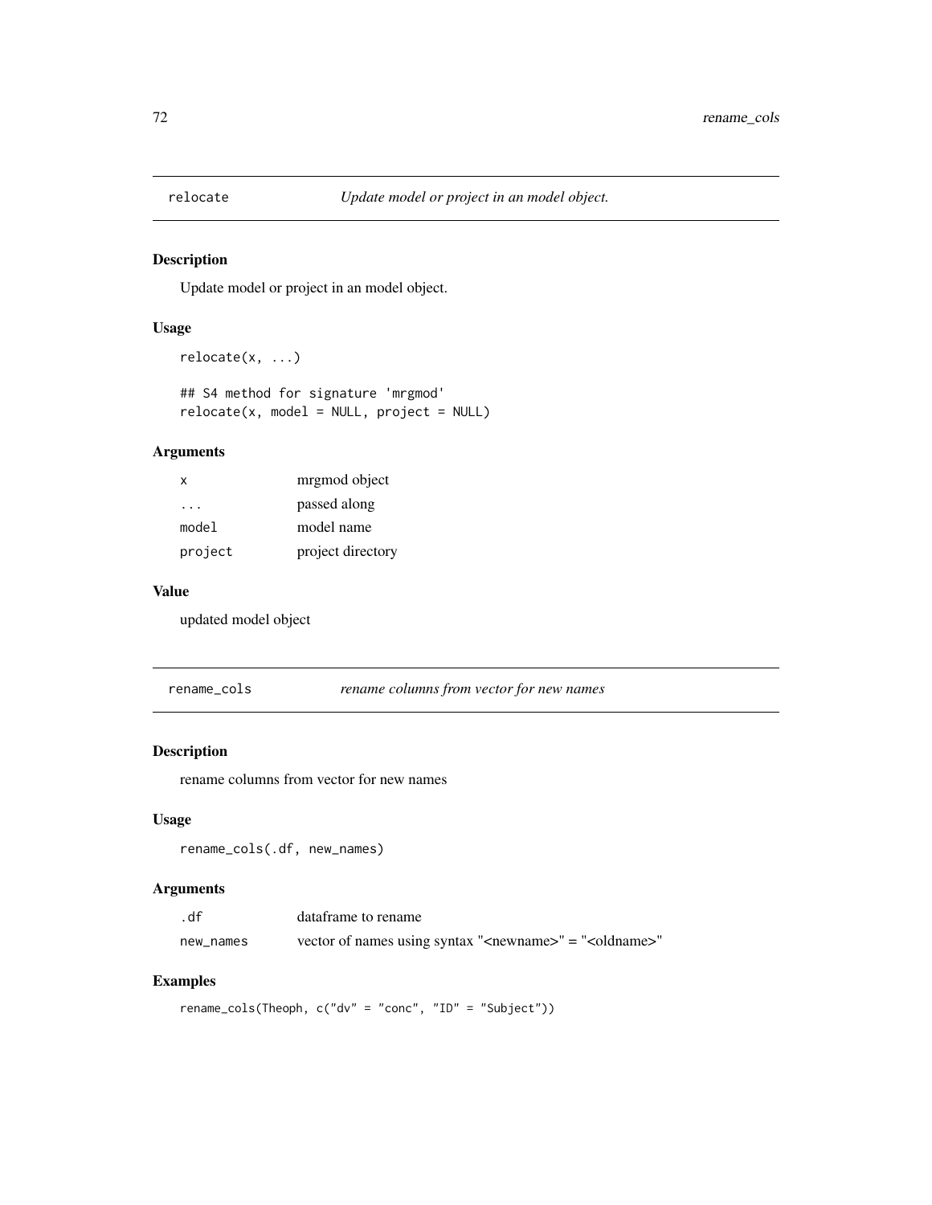## relocate — *Update model or project in an model object.*

### Description

Update model or project in an model object.

### Usage

```
relocate(x, ...)

## S4 method for signature 'mrgmod'
relocate(x, model = NULL, project = NULL)
```

### Arguments

| | |
|---|---|
| x | mrgmod object |
| ... | passed along |
| model | model name |
| project | project directory |

### Value

updated model object

## rename_cols — *rename columns from vector for new names*

### Description

rename columns from vector for new names

### Usage

```
rename_cols(.df, new_names)
```

### Arguments

| | |
|---|---|
| .df | dataframe to rename |
| new_names | vector of names using syntax "<newname>" = "<oldname>" |

### Examples

```
rename_cols(Theoph, c("dv" = "conc", "ID" = "Subject"))
```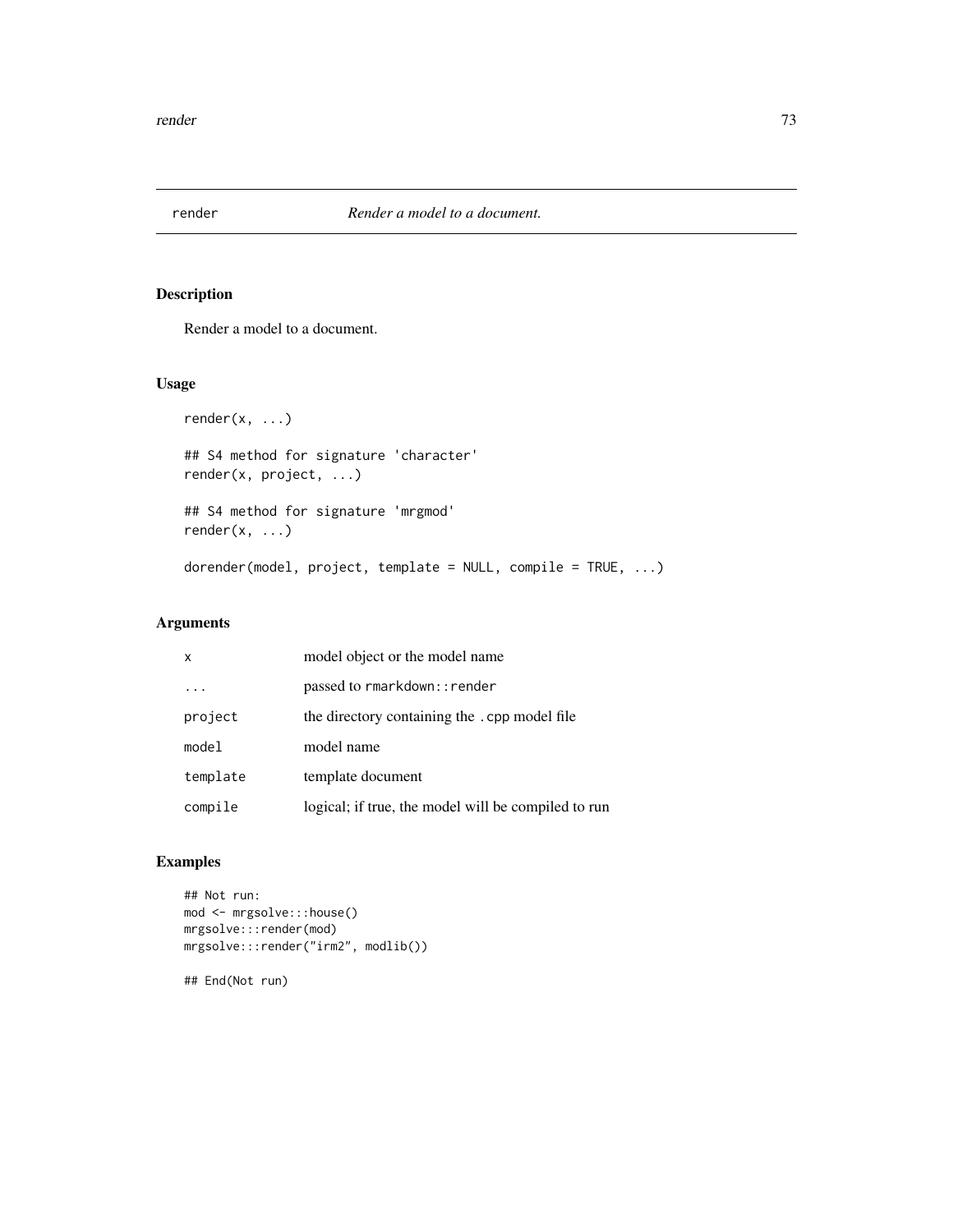## render — *Render a model to a document.*

### Description

Render a model to a document.

### Usage

```
render(x, ...)

## S4 method for signature 'character'
render(x, project, ...)

## S4 method for signature 'mrgmod'
render(x, ...)

dorender(model, project, template = NULL, compile = TRUE, ...)
```

### Arguments

| | |
|---|---|
| `x` | model object or the model name |
| `...` | passed to `rmarkdown::render` |
| `project` | the directory containing the `.cpp` model file |
| `model` | model name |
| `template` | template document |
| `compile` | logical; if true, the model will be compiled to run |

### Examples

```
## Not run:
mod <- mrgsolve:::house()
mrgsolve:::render(mod)
mrgsolve:::render("irm2", modlib())

## End(Not run)
```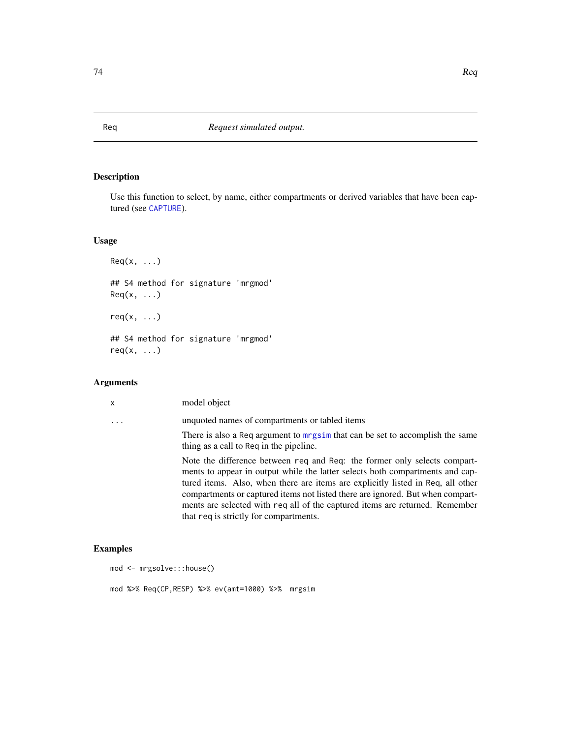## Req — *Request simulated output.*

### Description

Use this function to select, by name, either compartments or derived variables that have been captured (see CAPTURE).

### Usage

```
Req(x, ...)

## S4 method for signature 'mrgmod'
Req(x, ...)

req(x, ...)

## S4 method for signature 'mrgmod'
req(x, ...)
```

### Arguments

| | |
|---|---|
| x | model object |
| ... | unquoted names of compartments or tabled items |
| | There is also a Req argument to mrgsim that can be set to accomplish the same thing as a call to Req in the pipeline. |
| | Note the difference between req and Req: the former only selects compartments to appear in output while the latter selects both compartments and captured items. Also, when there are items are explicitly listed in Req, all other compartments or captured items not listed there are ignored. But when compartments are selected with req all of the captured items are returned. Remember that req is strictly for compartments. |

### Examples

```
mod <- mrgsolve:::house()

mod %>% Req(CP,RESP) %>% ev(amt=1000) %>%  mrgsim
```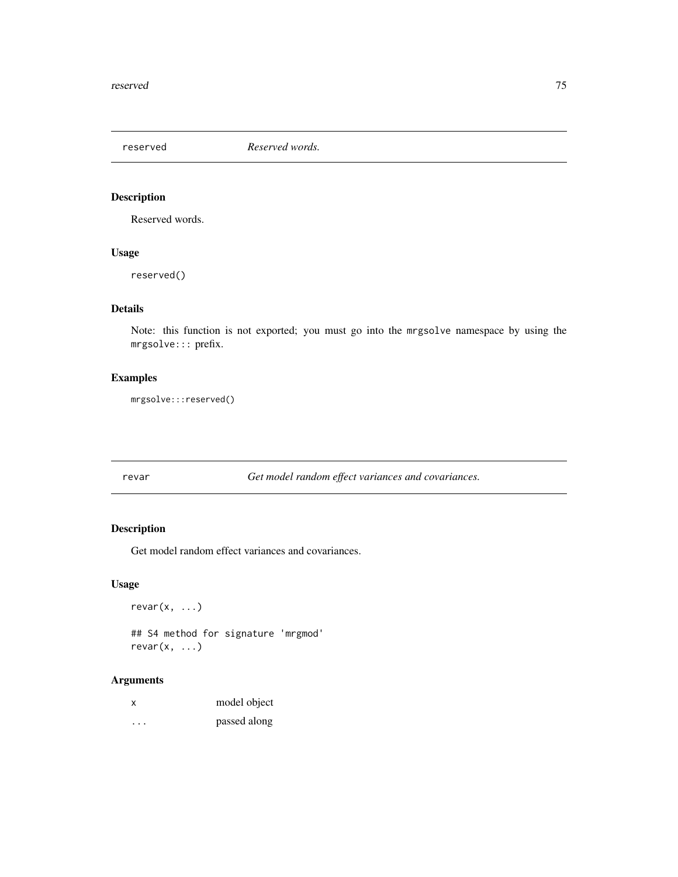## reserved *Reserved words.*

### Description

Reserved words.

### Usage

```
reserved()
```

### Details

Note: this function is not exported; you must go into the `mrgsolve` namespace by using the `mrgsolve:::` prefix.

### Examples

```
mrgsolve:::reserved()
```

## revar *Get model random effect variances and covariances.*

### Description

Get model random effect variances and covariances.

### Usage

```
revar(x, ...)

## S4 method for signature 'mrgmod'
revar(x, ...)
```

### Arguments

| | |
|---|---|
| `x` | model object |
| `...` | passed along |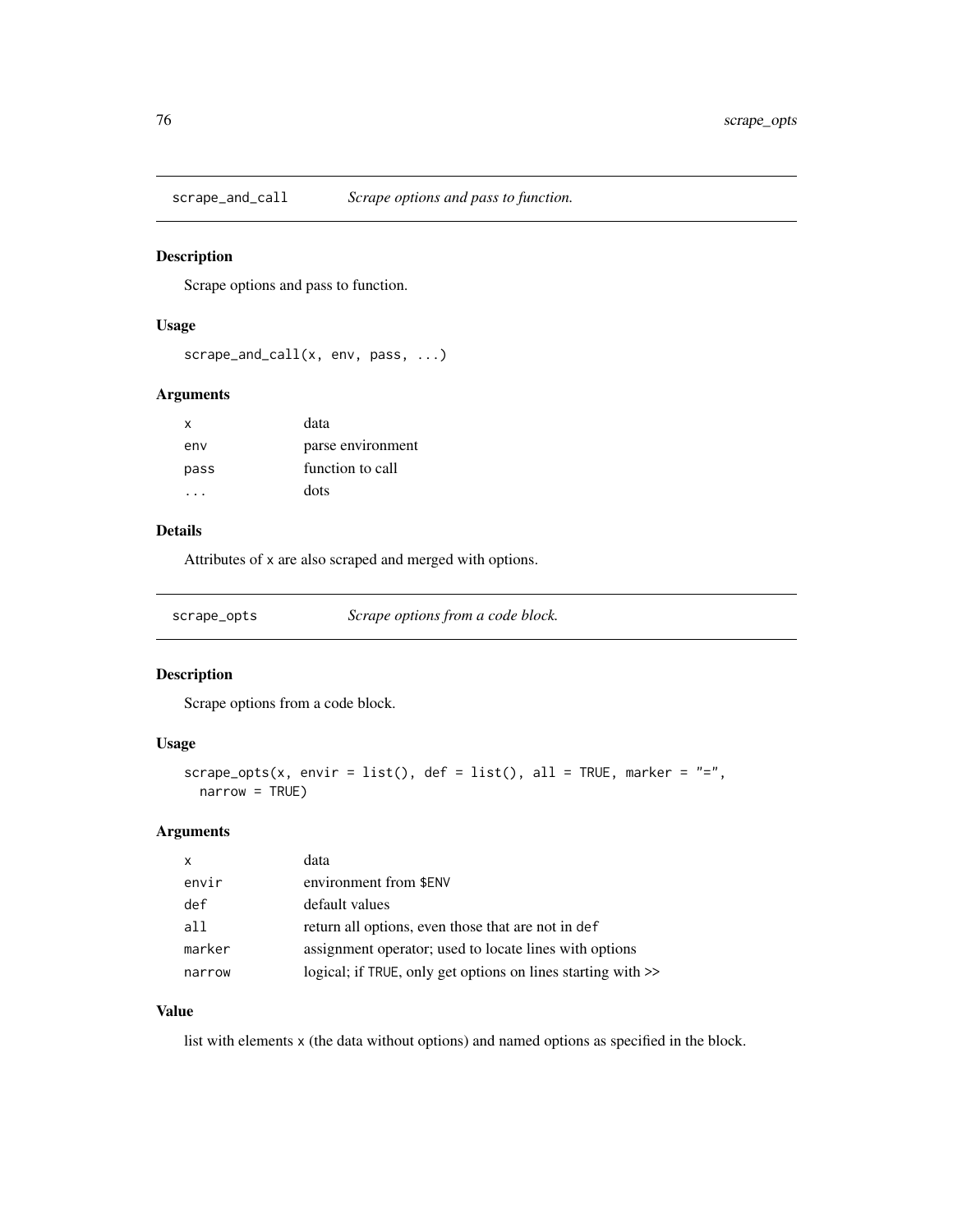## scrape_and_call — *Scrape options and pass to function.*

### Description

Scrape options and pass to function.

### Usage

```
scrape_and_call(x, env, pass, ...)
```

### Arguments

| | |
|---|---|
| x | data |
| env | parse environment |
| pass | function to call |
| ... | dots |

### Details

Attributes of x are also scraped and merged with options.

## scrape_opts — *Scrape options from a code block.*

### Description

Scrape options from a code block.

### Usage

```
scrape_opts(x, envir = list(), def = list(), all = TRUE, marker = "=",
  narrow = TRUE)
```

### Arguments

| | |
|---|---|
| x | data |
| envir | environment from $ENV |
| def | default values |
| all | return all options, even those that are not in def |
| marker | assignment operator; used to locate lines with options |
| narrow | logical; if TRUE, only get options on lines starting with >> |

### Value

list with elements x (the data without options) and named options as specified in the block.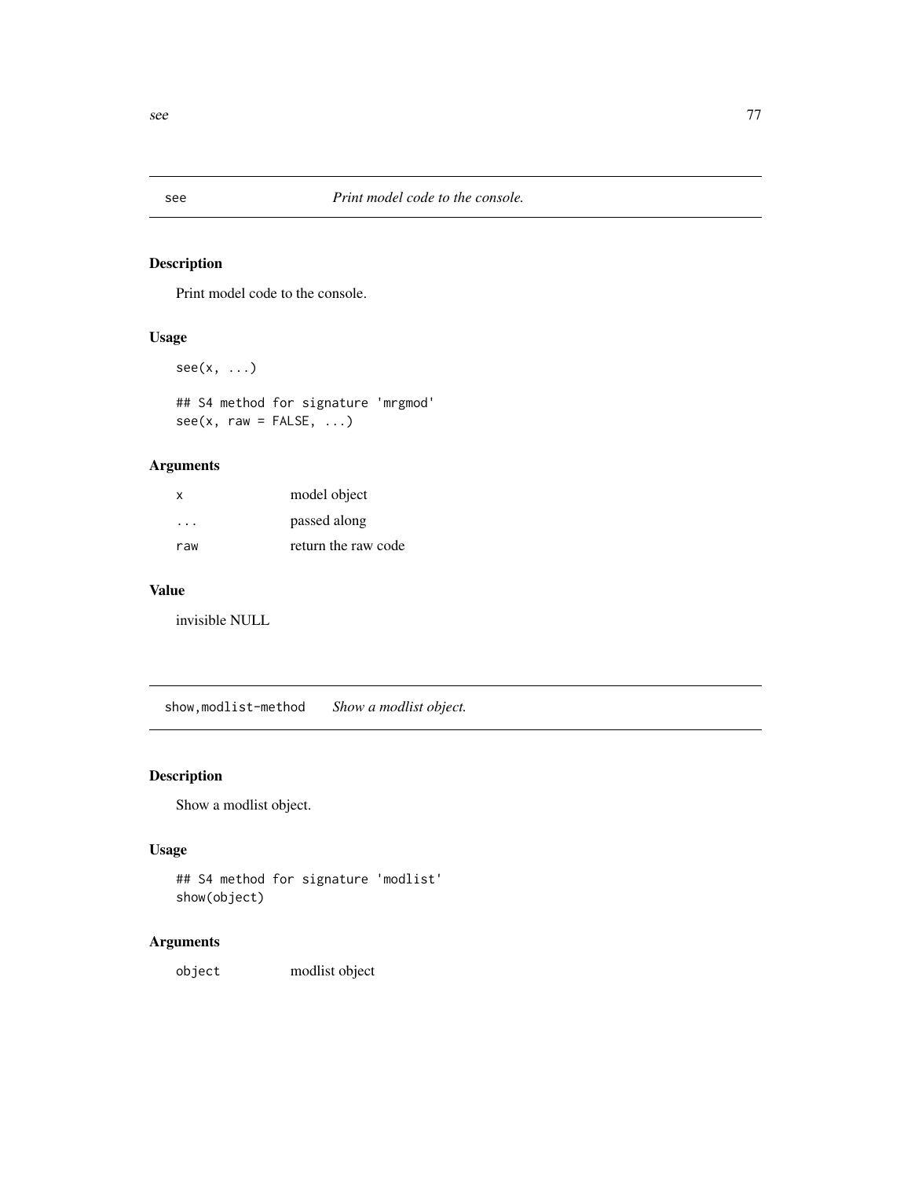## see — *Print model code to the console.*

### Description

Print model code to the console.

### Usage

```
see(x, ...)

## S4 method for signature 'mrgmod'
see(x, raw = FALSE, ...)
```

### Arguments

| | |
|---|---|
| `x` | model object |
| `...` | passed along |
| `raw` | return the raw code |

### Value

invisible NULL

## show,modlist-method — *Show a modlist object.*

### Description

Show a modlist object.

### Usage

```
## S4 method for signature 'modlist'
show(object)
```

### Arguments

| | |
|---|---|
| `object` | modlist object |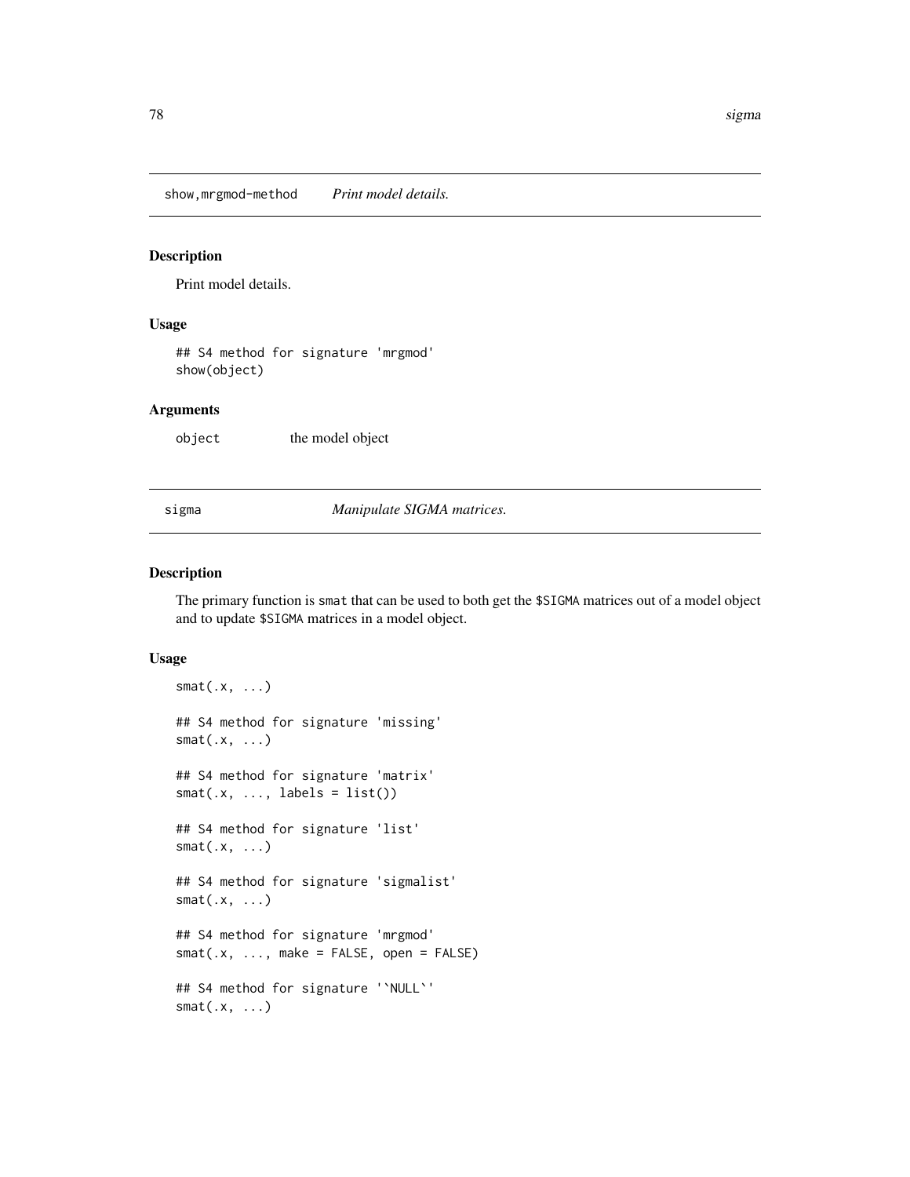## show,mrgmod-method *Print model details.*

### Description

Print model details.

### Usage

```
## S4 method for signature 'mrgmod'
show(object)
```

### Arguments

| | |
|---|---|
| `object` | the model object |

## sigma *Manipulate SIGMA matrices.*

### Description

The primary function is smat that can be used to both get the $SIGMA matrices out of a model object and to update $SIGMA matrices in a model object.

### Usage

```
smat(.x, ...)

## S4 method for signature 'missing'
smat(.x, ...)

## S4 method for signature 'matrix'
smat(.x, ..., labels = list())

## S4 method for signature 'list'
smat(.x, ...)

## S4 method for signature 'sigmalist'
smat(.x, ...)

## S4 method for signature 'mrgmod'
smat(.x, ..., make = FALSE, open = FALSE)

## S4 method for signature '`NULL`'
smat(.x, ...)
```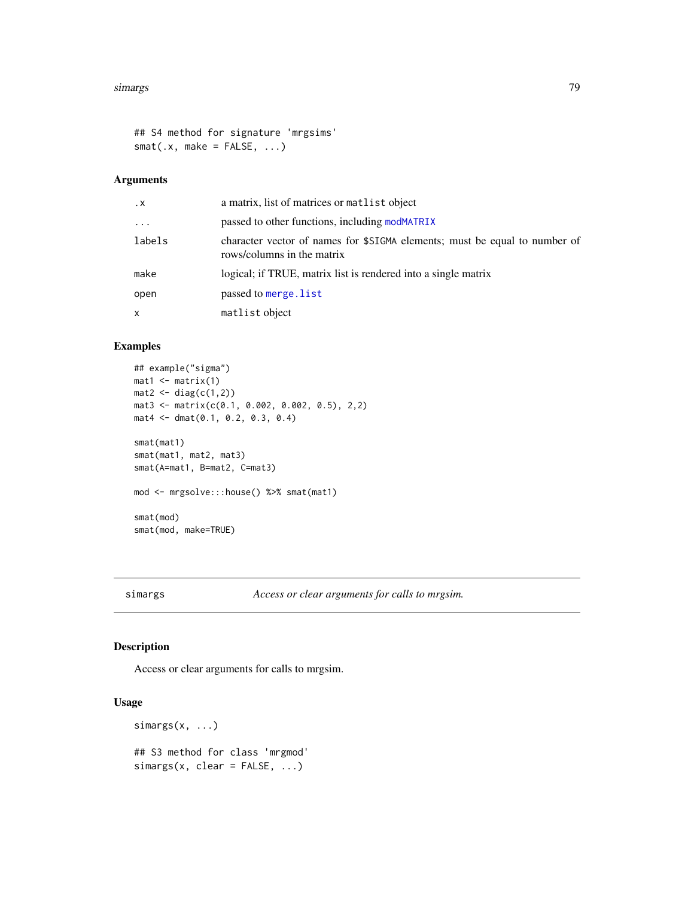```
## S4 method for signature 'mrgsims'
smat(.x, make = FALSE, ...)
```

### Arguments

| | |
|---|---|
| `.x` | a matrix, list of matrices or `matlist` object |
| `...` | passed to other functions, including `modMATRIX` |
| `labels` | character vector of names for `$SIGMA` elements; must be equal to number of rows/columns in the matrix |
| `make` | logical; if TRUE, matrix list is rendered into a single matrix |
| `open` | passed to `merge.list` |
| `x` | `matlist` object |

### Examples

```
## example("sigma")
mat1 <- matrix(1)
mat2 <- diag(c(1,2))
mat3 <- matrix(c(0.1, 0.002, 0.002, 0.5), 2,2)
mat4 <- dmat(0.1, 0.2, 0.3, 0.4)

smat(mat1)
smat(mat1, mat2, mat3)
smat(A=mat1, B=mat2, C=mat3)

mod <- mrgsolve:::house() %>% smat(mat1)

smat(mod)
smat(mod, make=TRUE)
```

---

## simargs — *Access or clear arguments for calls to mrgsim.*

### Description

Access or clear arguments for calls to mrgsim.

### Usage

```
simargs(x, ...)

## S3 method for class 'mrgmod'
simargs(x, clear = FALSE, ...)
```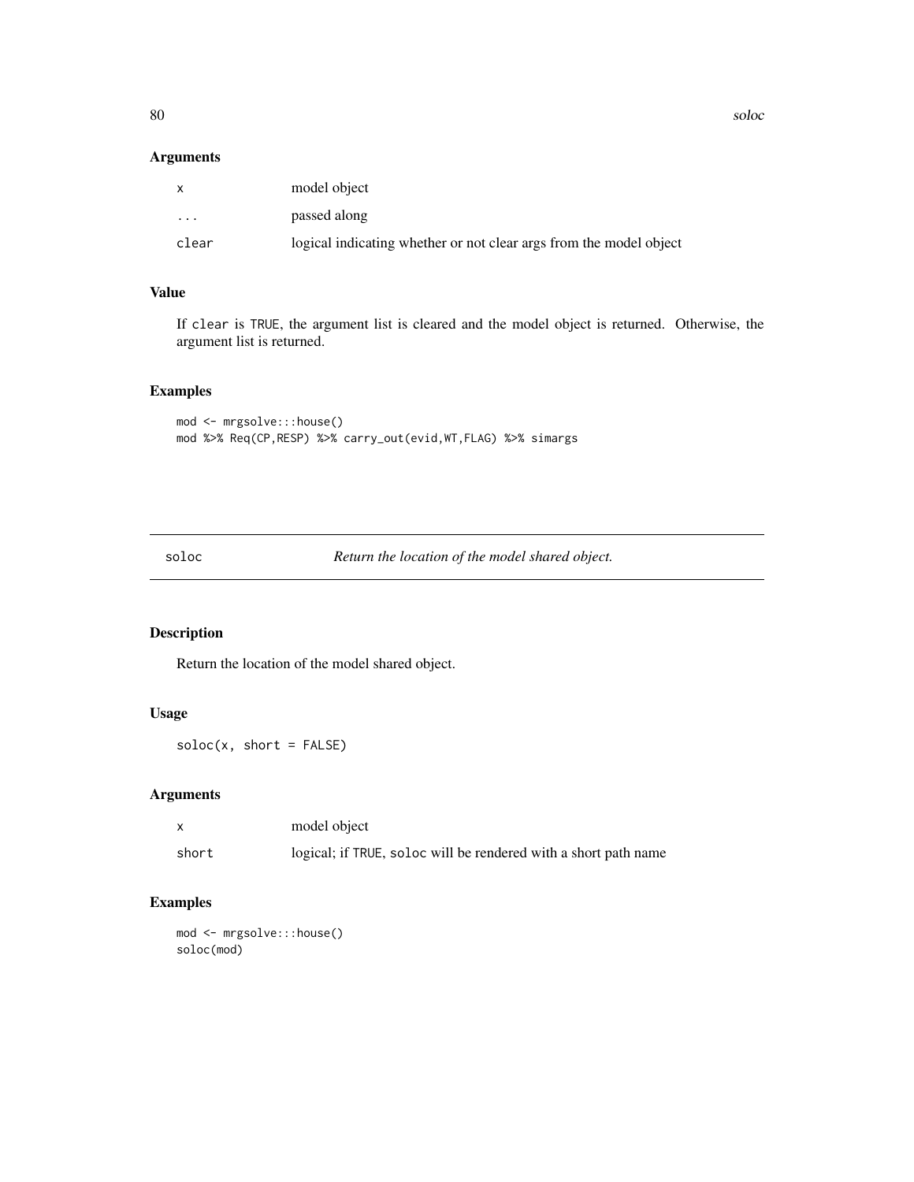## Arguments

| | |
|---|---|
| x | model object |
| ... | passed along |
| clear | logical indicating whether or not clear args from the model object |

## Value

If `clear` is `TRUE`, the argument list is cleared and the model object is returned. Otherwise, the argument list is returned.

## Examples

```
mod <- mrgsolve:::house()
mod %>% Req(CP,RESP) %>% carry_out(evid,WT,FLAG) %>% simargs
```

---

# soloc — *Return the location of the model shared object.*

---

## Description

Return the location of the model shared object.

## Usage

```
soloc(x, short = FALSE)
```

## Arguments

| | |
|---|---|
| x | model object |
| short | logical; if `TRUE`, `soloc` will be rendered with a short path name |

## Examples

```
mod <- mrgsolve:::house()
soloc(mod)
```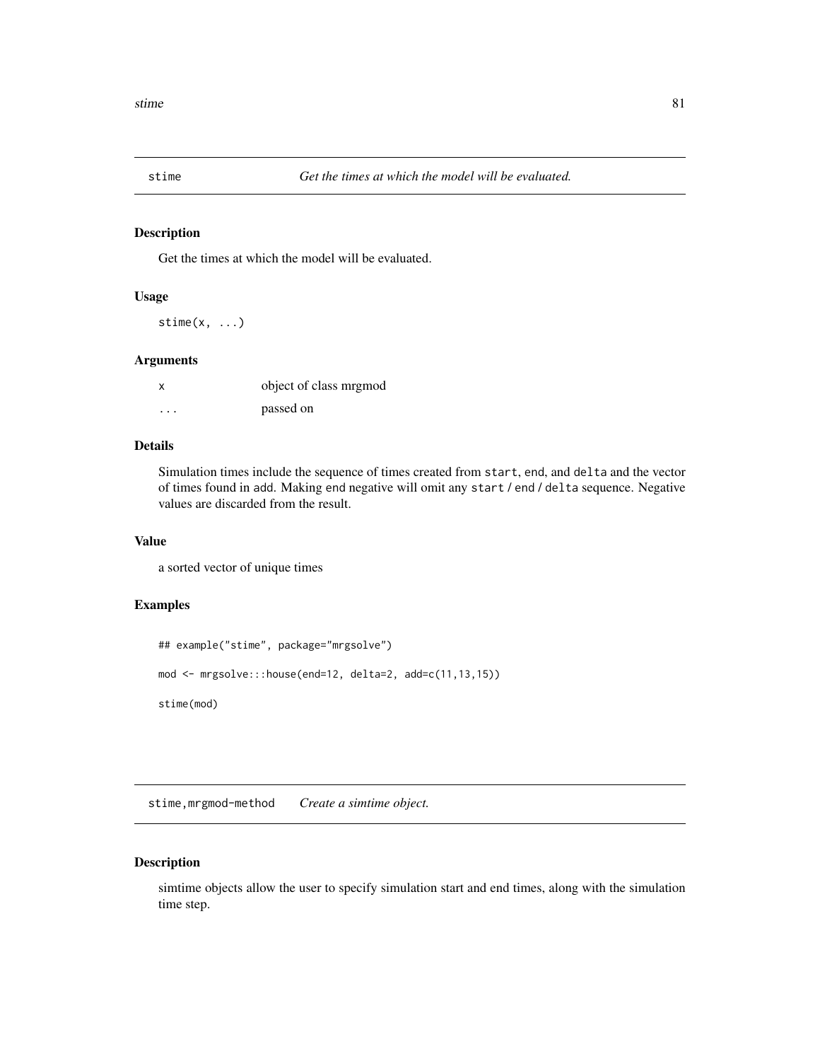## stime — *Get the times at which the model will be evaluated.*

### Description

Get the times at which the model will be evaluated.

### Usage

```
stime(x, ...)
```

### Arguments

| | |
|---|---|
| x | object of class mrgmod |
| ... | passed on |

### Details

Simulation times include the sequence of times created from `start`, `end`, and `delta` and the vector of times found in `add`. Making `end` negative will omit any `start` / `end` / `delta` sequence. Negative values are discarded from the result.

### Value

a sorted vector of unique times

### Examples

```
## example("stime", package="mrgsolve")

mod <- mrgsolve:::house(end=12, delta=2, add=c(11,13,15))

stime(mod)
```

## stime,mrgmod-method — *Create a simtime object.*

### Description

simtime objects allow the user to specify simulation start and end times, along with the simulation time step.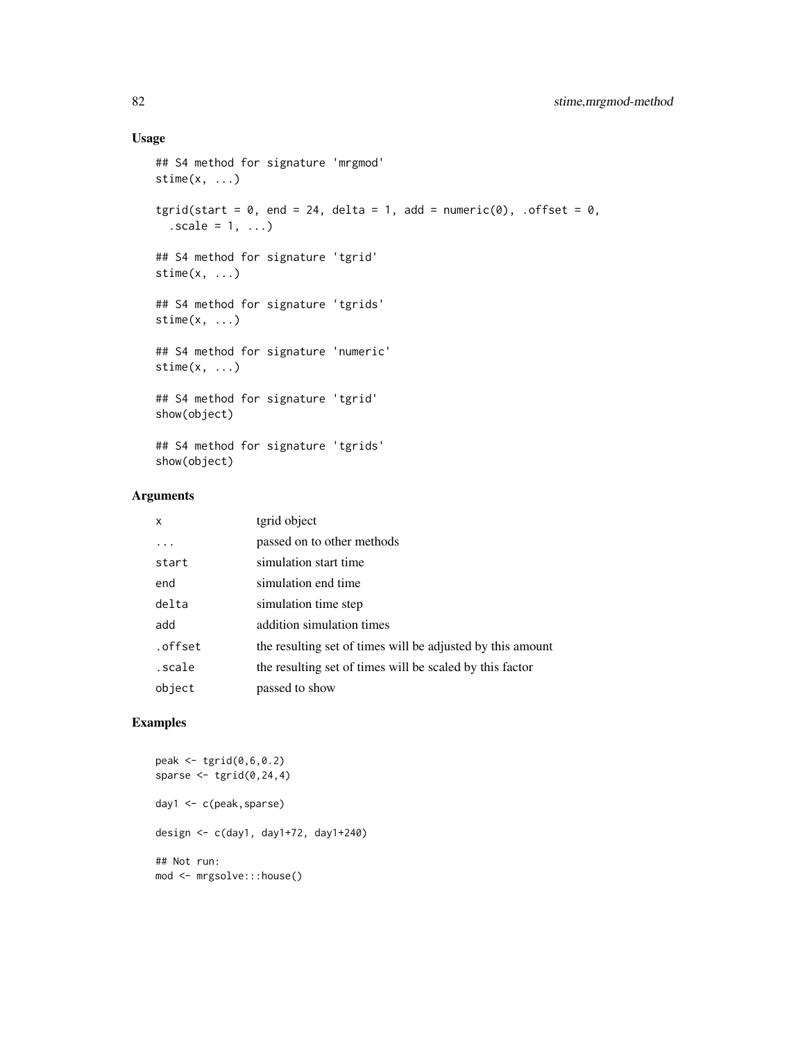### Usage

```
## S4 method for signature 'mrgmod'
stime(x, ...)

tgrid(start = 0, end = 24, delta = 1, add = numeric(0), .offset = 0,
  .scale = 1, ...)

## S4 method for signature 'tgrid'
stime(x, ...)

## S4 method for signature 'tgrids'
stime(x, ...)

## S4 method for signature 'numeric'
stime(x, ...)

## S4 method for signature 'tgrid'
show(object)

## S4 method for signature 'tgrids'
show(object)
```

### Arguments

| | |
|---|---|
| `x` | tgrid object |
| `...` | passed on to other methods |
| `start` | simulation start time |
| `end` | simulation end time |
| `delta` | simulation time step |
| `add` | addition simulation times |
| `.offset` | the resulting set of times will be adjusted by this amount |
| `.scale` | the resulting set of times will be scaled by this factor |
| `object` | passed to show |

### Examples

```
peak <- tgrid(0,6,0.2)
sparse <- tgrid(0,24,4)

day1 <- c(peak,sparse)

design <- c(day1, day1+72, day1+240)

## Not run:
mod <- mrgsolve:::house()
```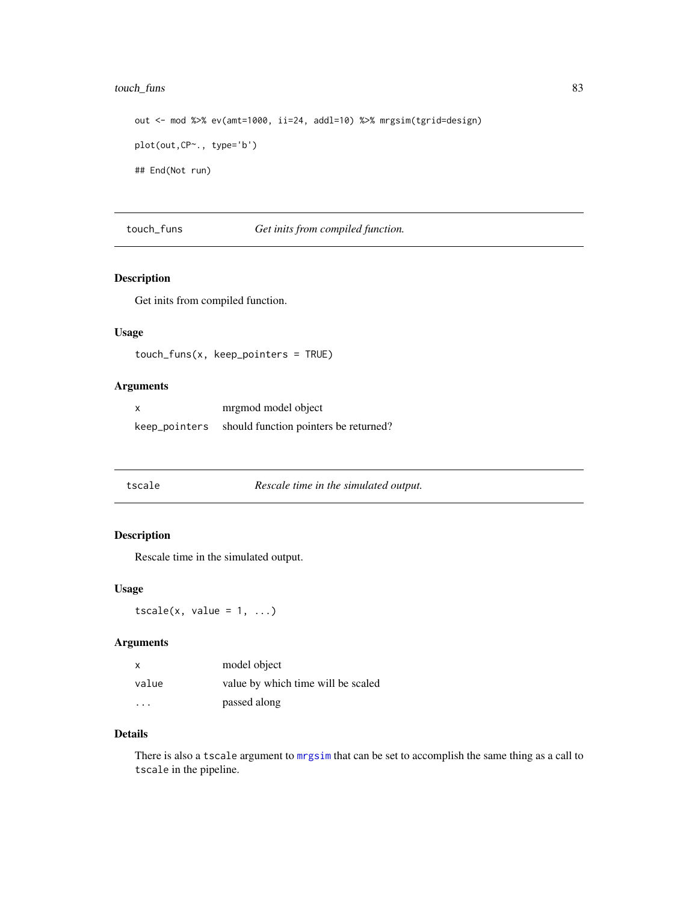```
out <- mod %>% ev(amt=1000, ii=24, addl=10) %>% mrgsim(tgrid=design)

plot(out,CP~., type='b')

## End(Not run)
```

## touch_funs — *Get inits from compiled function.*

### Description

Get inits from compiled function.

### Usage

```
touch_funs(x, keep_pointers = TRUE)
```

### Arguments

| | |
|---|---|
| `x` | mrgmod model object |
| `keep_pointers` | should function pointers be returned? |

## tscale — *Rescale time in the simulated output.*

### Description

Rescale time in the simulated output.

### Usage

```
tscale(x, value = 1, ...)
```

### Arguments

| | |
|---|---|
| `x` | model object |
| `value` | value by which time will be scaled |
| `...` | passed along |

### Details

There is also a `tscale` argument to `mrgsim` that can be set to accomplish the same thing as a call to `tscale` in the pipeline.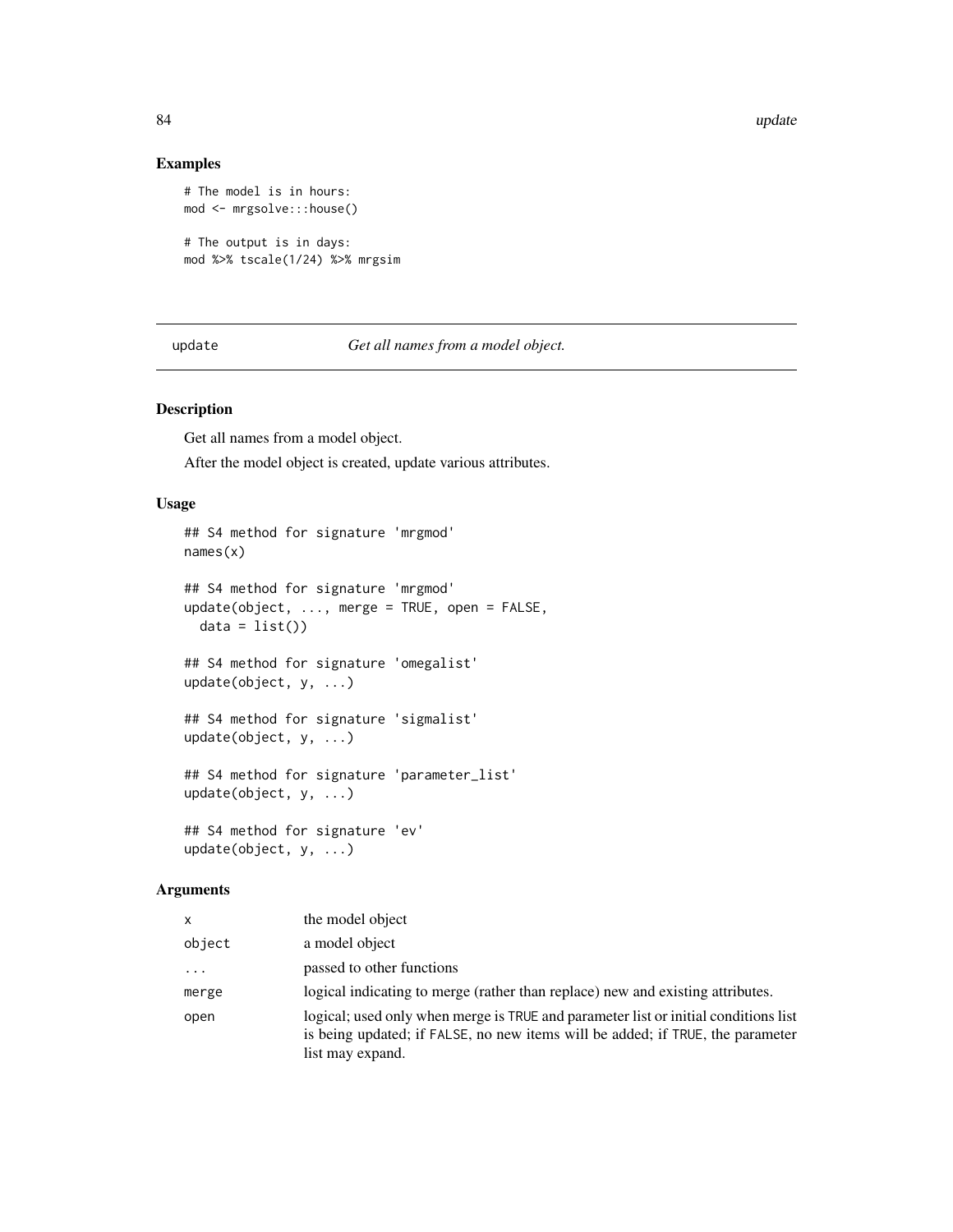## Examples

```
# The model is in hours:
mod <- mrgsolve:::house()

# The output is in days:
mod %>% tscale(1/24) %>% mrgsim
```

---

# update *Get all names from a model object.*

---

## Description

Get all names from a model object.

After the model object is created, update various attributes.

## Usage

```
## S4 method for signature 'mrgmod'
names(x)

## S4 method for signature 'mrgmod'
update(object, ..., merge = TRUE, open = FALSE,
  data = list())

## S4 method for signature 'omegalist'
update(object, y, ...)

## S4 method for signature 'sigmalist'
update(object, y, ...)

## S4 method for signature 'parameter_list'
update(object, y, ...)

## S4 method for signature 'ev'
update(object, y, ...)
```

## Arguments

| | |
|---|---|
| `x` | the model object |
| `object` | a model object |
| `...` | passed to other functions |
| `merge` | logical indicating to merge (rather than replace) new and existing attributes. |
| `open` | logical; used only when merge is `TRUE` and parameter list or initial conditions list is being updated; if `FALSE`, no new items will be added; if `TRUE`, the parameter list may expand. |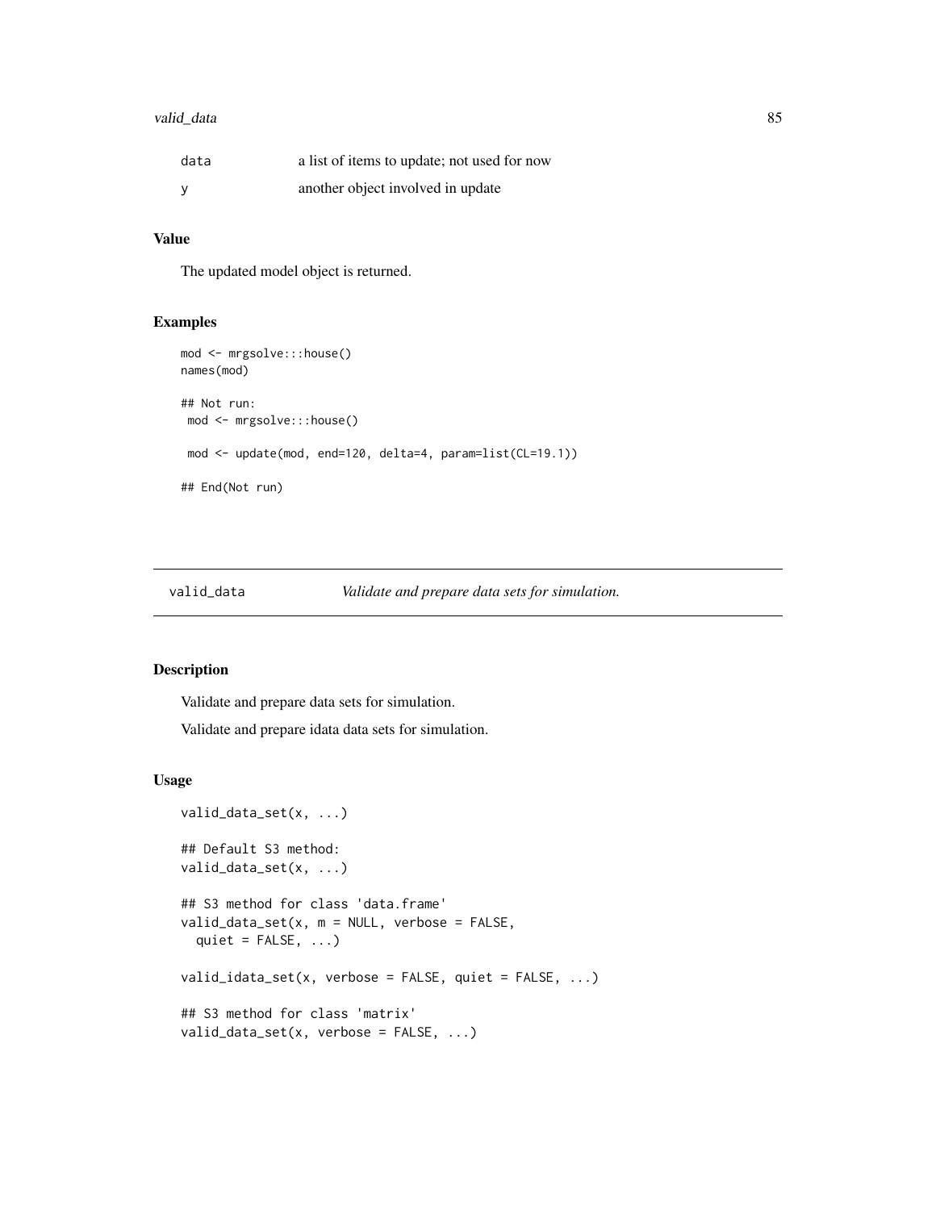| | |
|---|---|
| data | a list of items to update; not used for now |
| y | another object involved in update |

### Value

The updated model object is returned.

### Examples

```
mod <- mrgsolve:::house()
names(mod)

## Not run:
 mod <- mrgsolve:::house()

 mod <- update(mod, end=120, delta=4, param=list(CL=19.1))

## End(Not run)
```

---

## valid_data — *Validate and prepare data sets for simulation.*

---

### Description

Validate and prepare data sets for simulation.

Validate and prepare idata data sets for simulation.

### Usage

```
valid_data_set(x, ...)

## Default S3 method:
valid_data_set(x, ...)

## S3 method for class 'data.frame'
valid_data_set(x, m = NULL, verbose = FALSE,
  quiet = FALSE, ...)

valid_idata_set(x, verbose = FALSE, quiet = FALSE, ...)

## S3 method for class 'matrix'
valid_data_set(x, verbose = FALSE, ...)
```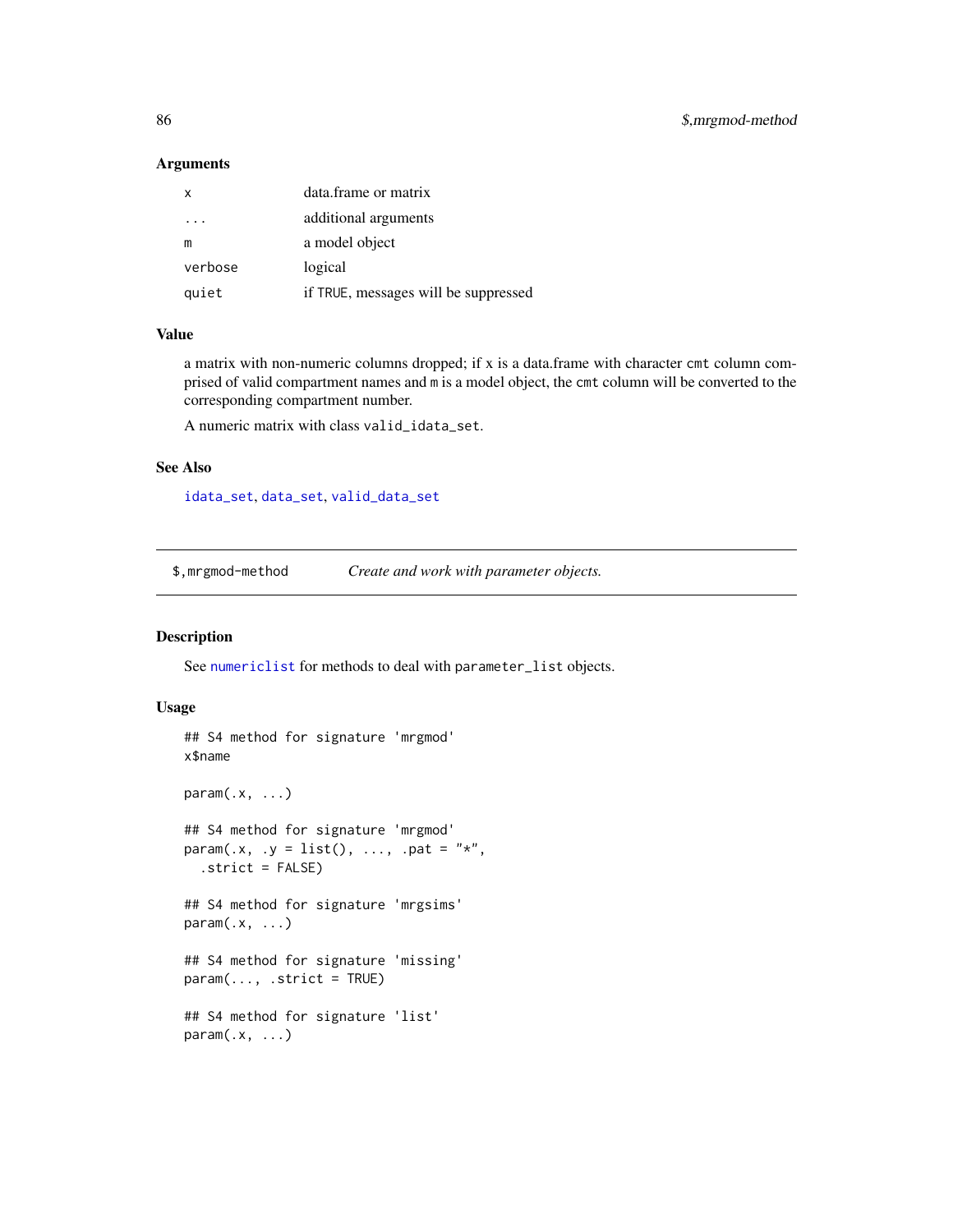### Arguments

| | |
|---|---|
| `x` | data.frame or matrix |
| `...` | additional arguments |
| `m` | a model object |
| `verbose` | logical |
| `quiet` | if `TRUE`, messages will be suppressed |

### Value

a matrix with non-numeric columns dropped; if x is a data.frame with character `cmt` column comprised of valid compartment names and `m` is a model object, the `cmt` column will be converted to the corresponding compartment number.

A numeric matrix with class `valid_idata_set`.

### See Also

`idata_set`, `data_set`, `valid_data_set`

---

## `$,mrgmod-method` *Create and work with parameter objects.*

---

### Description

See `numericlist` for methods to deal with `parameter_list` objects.

### Usage

```
## S4 method for signature 'mrgmod'
x$name

param(.x, ...)

## S4 method for signature 'mrgmod'
param(.x, .y = list(), ..., .pat = "*",
  .strict = FALSE)

## S4 method for signature 'mrgsims'
param(.x, ...)

## S4 method for signature 'missing'
param(..., .strict = TRUE)

## S4 method for signature 'list'
param(.x, ...)
```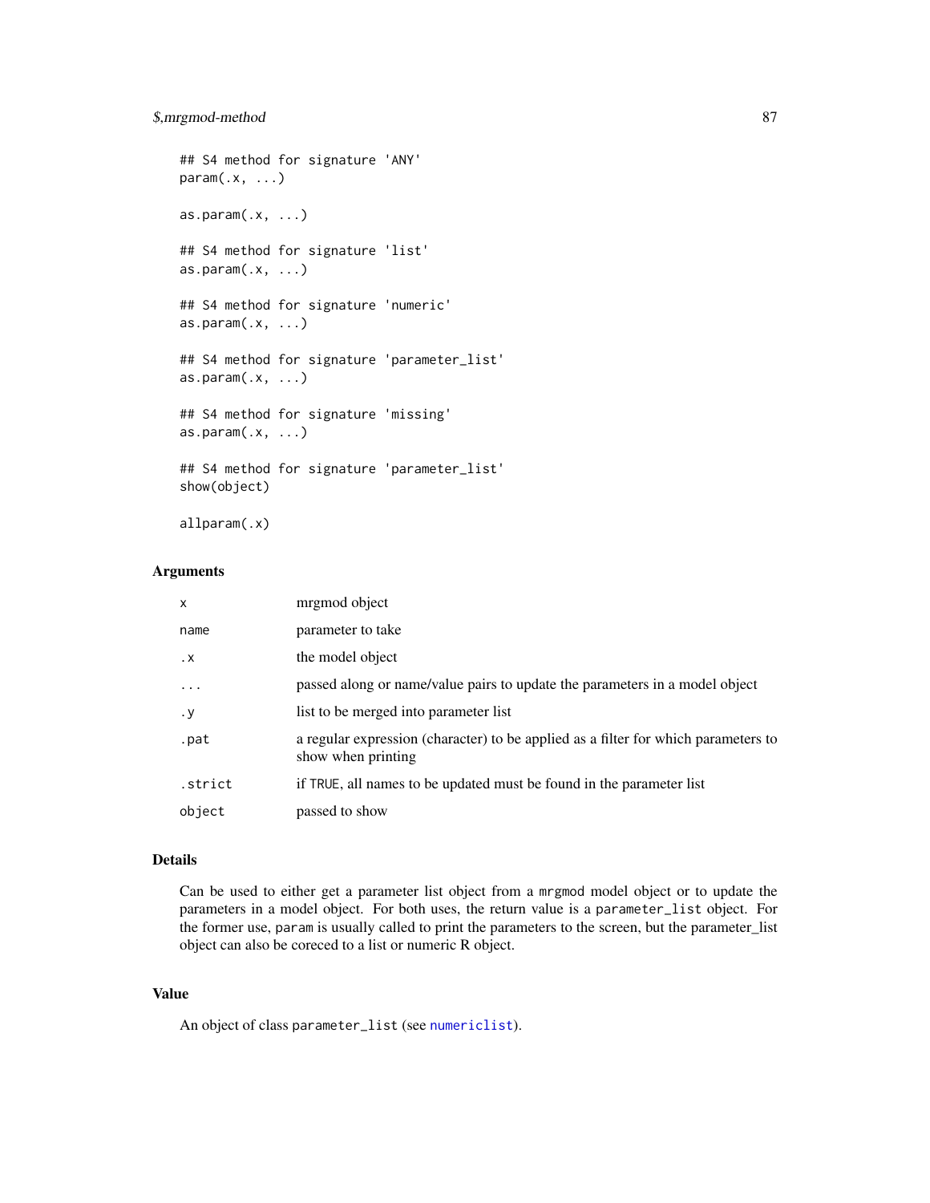```
## S4 method for signature 'ANY'
param(.x, ...)

as.param(.x, ...)

## S4 method for signature 'list'
as.param(.x, ...)

## S4 method for signature 'numeric'
as.param(.x, ...)

## S4 method for signature 'parameter_list'
as.param(.x, ...)

## S4 method for signature 'missing'
as.param(.x, ...)

## S4 method for signature 'parameter_list'
show(object)

allparam(.x)
```

## Arguments

| | |
|---|---|
| `x` | mrgmod object |
| `name` | parameter to take |
| `.x` | the model object |
| `...` | passed along or name/value pairs to update the parameters in a model object |
| `.y` | list to be merged into parameter list |
| `.pat` | a regular expression (character) to be applied as a filter for which parameters to show when printing |
| `.strict` | if `TRUE`, all names to be updated must be found in the parameter list |
| `object` | passed to show |

## Details

Can be used to either get a parameter list object from a `mrgmod` model object or to update the parameters in a model object. For both uses, the return value is a `parameter_list` object. For the former use, `param` is usually called to print the parameters to the screen, but the parameter_list object can also be coreced to a list or numeric R object.

## Value

An object of class `parameter_list` (see `numericlist`).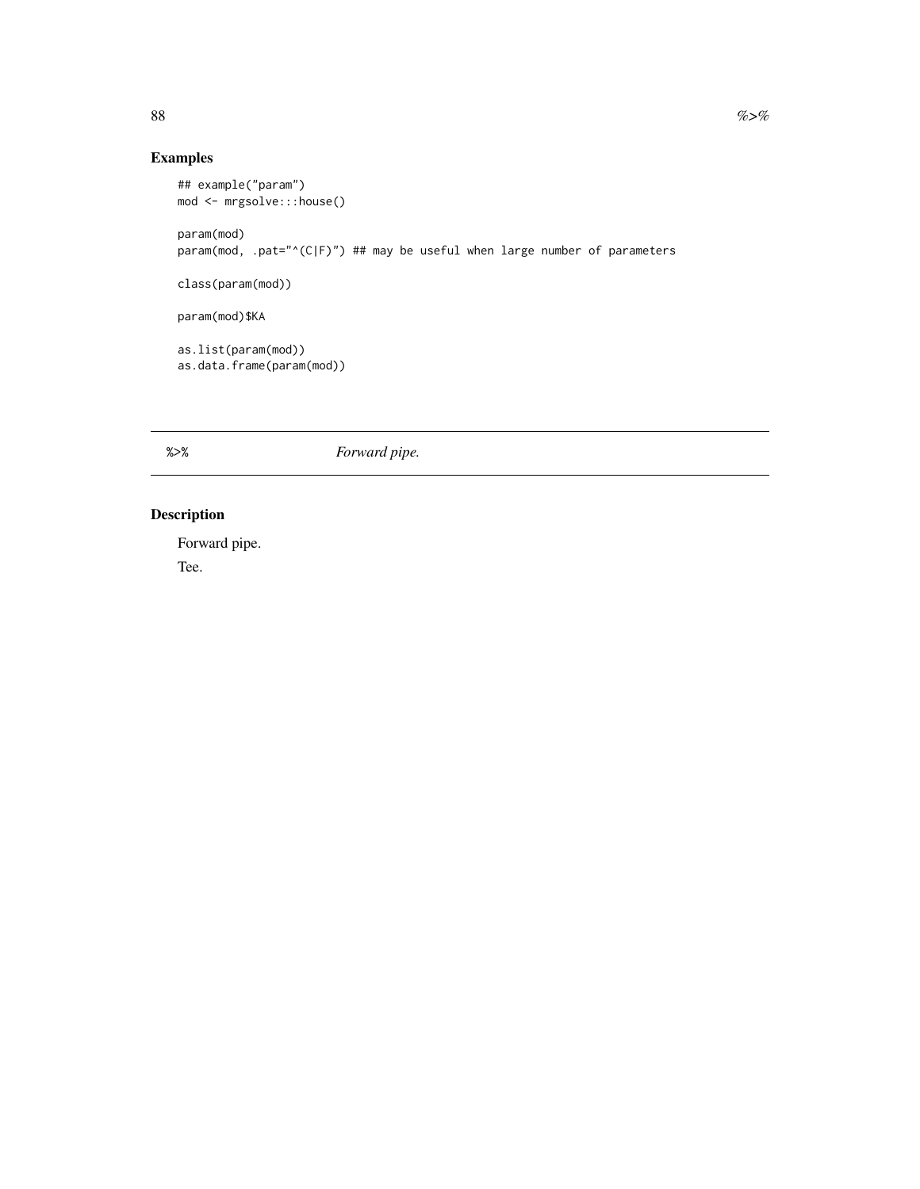## Examples

```
## example("param")
mod <- mrgsolve:::house()

param(mod)
param(mod, .pat="^(C|F)") ## may be useful when large number of parameters

class(param(mod))

param(mod)$KA

as.list(param(mod))
as.data.frame(param(mod))
```

---

`%>%` *Forward pipe.*

---

## Description

Forward pipe.

Tee.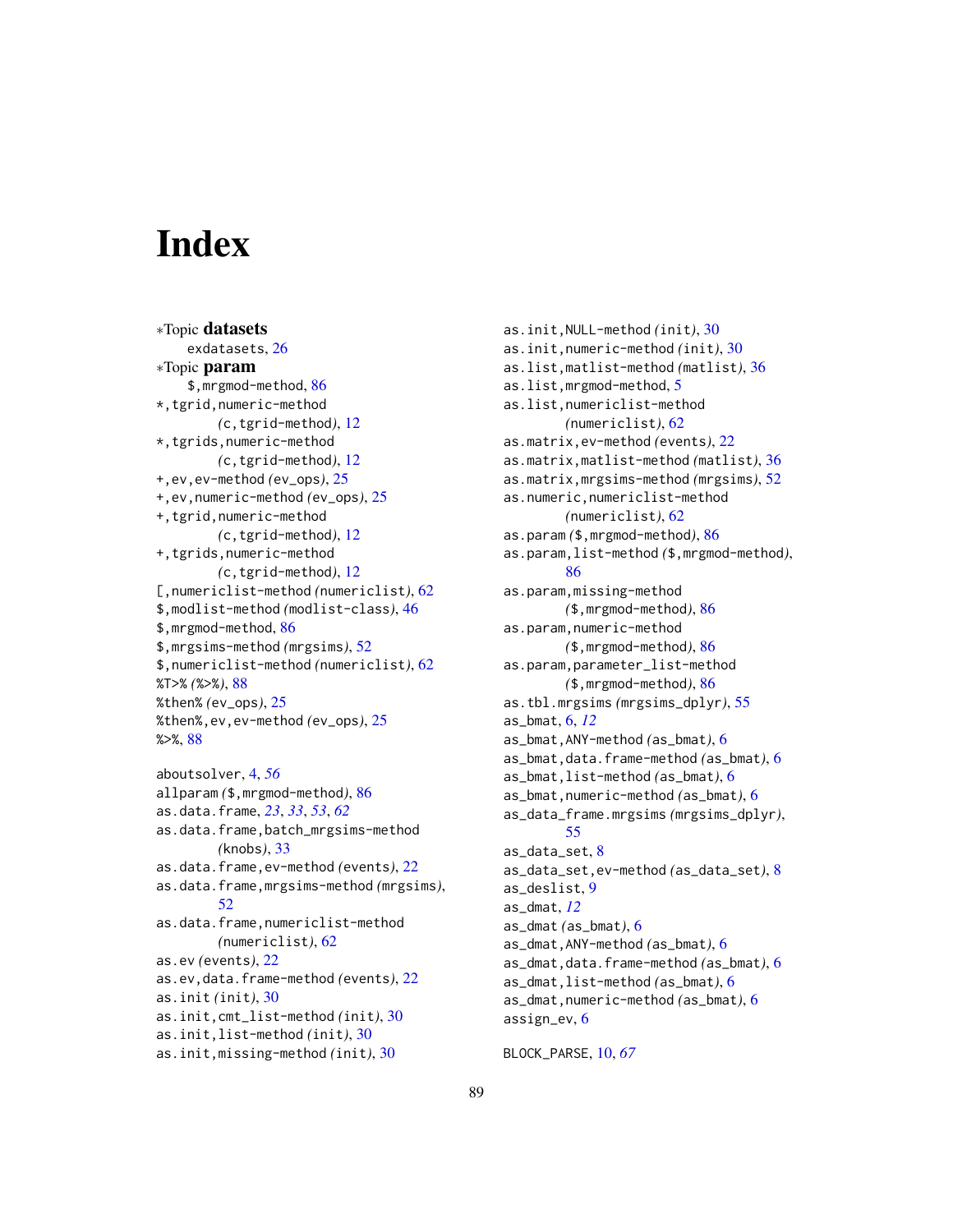# Index

∗Topic **datasets**
exdatasets, 26
∗Topic **param**
$,mrgmod-method, 86
*,tgrid,numeric-method (c,tgrid-method), 12
*,tgrids,numeric-method (c,tgrid-method), 12
+,ev,ev-method (ev_ops), 25
+,ev,numeric-method (ev_ops), 25
+,tgrid,numeric-method (c,tgrid-method), 12
+,tgrids,numeric-method (c,tgrid-method), 12
[,numericlist-method (numericlist), 62
$,modlist-method (modlist-class), 46
$,mrgmod-method, 86
$,mrgsims-method (mrgsims), 52
$,numericlist-method (numericlist), 62
%T>% (%>%), 88
%then% (ev_ops), 25
%then%,ev,ev-method (ev_ops), 25
%>%, 88

aboutsolver, 4, *56*
allparam ($,mrgmod-method), 86
as.data.frame, *23*, *33*, *53*, *62*
as.data.frame,batch_mrgsims-method (knobs), 33
as.data.frame,ev-method (events), 22
as.data.frame,mrgsims-method (mrgsims), 52
as.data.frame,numericlist-method (numericlist), 62
as.ev (events), 22
as.ev,data.frame-method (events), 22
as.init (init), 30
as.init,cmt_list-method (init), 30
as.init,list-method (init), 30
as.init,missing-method (init), 30
as.init,NULL-method (init), 30
as.init,numeric-method (init), 30
as.list,matlist-method (matlist), 36
as.list,mrgmod-method, 5
as.list,numericlist-method (numericlist), 62
as.matrix,ev-method (events), 22
as.matrix,matlist-method (matlist), 36
as.matrix,mrgsims-method (mrgsims), 52
as.numeric,numericlist-method (numericlist), 62
as.param ($,mrgmod-method), 86
as.param,list-method ($,mrgmod-method), 86
as.param,missing-method ($,mrgmod-method), 86
as.param,numeric-method ($,mrgmod-method), 86
as.param,parameter_list-method ($,mrgmod-method), 86
as.tbl.mrgsims (mrgsims_dplyr), 55
as_bmat, 6, *12*
as_bmat,ANY-method (as_bmat), 6
as_bmat,data.frame-method (as_bmat), 6
as_bmat,list-method (as_bmat), 6
as_bmat,numeric-method (as_bmat), 6
as_data_frame.mrgsims (mrgsims_dplyr), 55
as_data_set, 8
as_data_set,ev-method (as_data_set), 8
as_deslist, 9
as_dmat, *12*
as_dmat (as_bmat), 6
as_dmat,ANY-method (as_bmat), 6
as_dmat,data.frame-method (as_bmat), 6
as_dmat,list-method (as_bmat), 6
as_dmat,numeric-method (as_bmat), 6
assign_ev, 6

BLOCK_PARSE, 10, *67*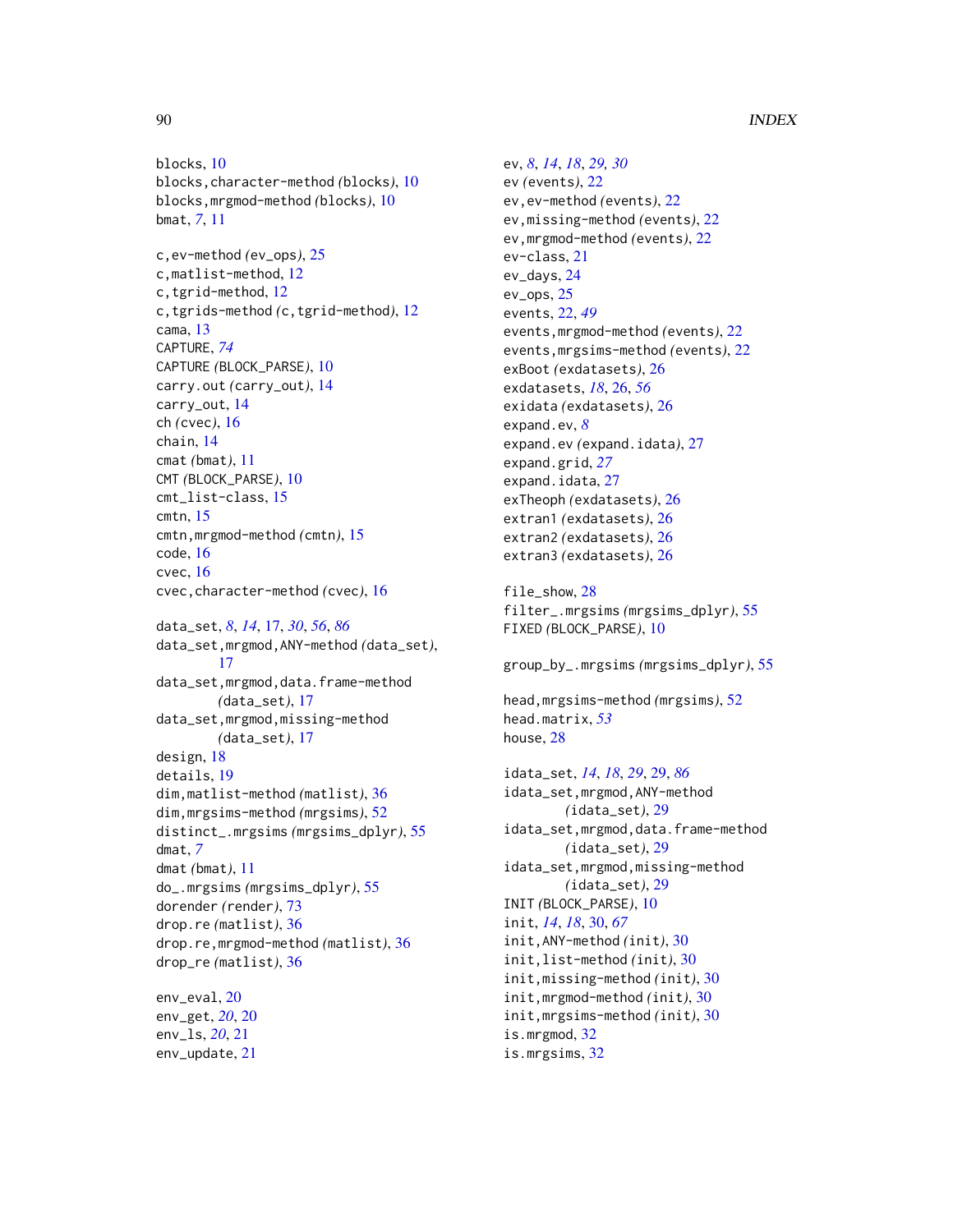blocks, 10
blocks,character-method *(blocks)*, 10
blocks,mrgmod-method *(blocks)*, 10
bmat, *7*, 11

c,ev-method *(ev_ops)*, 25
c,matlist-method, 12
c,tgrid-method, 12
c,tgrids-method *(c,tgrid-method)*, 12
cama, 13
CAPTURE, *74*
CAPTURE *(BLOCK_PARSE)*, 10
carry.out *(carry_out)*, 14
carry_out, 14
ch *(cvec)*, 16
chain, 14
cmat *(bmat)*, 11
CMT *(BLOCK_PARSE)*, 10
cmt_list-class, 15
cmtn, 15
cmtn,mrgmod-method *(cmtn)*, 15
code, 16
cvec, 16
cvec,character-method *(cvec)*, 16

data_set, *8*, *14*, 17, *30*, *56*, *86*
data_set,mrgmod,ANY-method *(data_set)*, 17
data_set,mrgmod,data.frame-method *(data_set)*, 17
data_set,mrgmod,missing-method *(data_set)*, 17
design, 18
details, 19
dim,matlist-method *(matlist)*, 36
dim,mrgsims-method *(mrgsims)*, 52
distinct_.mrgsims *(mrgsims_dplyr)*, 55
dmat, *7*
dmat *(bmat)*, 11
do_.mrgsims *(mrgsims_dplyr)*, 55
dorender *(render)*, 73
drop.re *(matlist)*, 36
drop.re,mrgmod-method *(matlist)*, 36
drop_re *(matlist)*, 36

env_eval, 20
env_get, *20*, 20
env_ls, *20*, 21
env_update, 21

ev, *8*, *14*, *18*, *29*, *30*
ev *(events)*, 22
ev,ev-method *(events)*, 22
ev,missing-method *(events)*, 22
ev,mrgmod-method *(events)*, 22
ev-class, 21
ev_days, 24
ev_ops, 25
events, 22, *49*
events,mrgmod-method *(events)*, 22
events,mrgsims-method *(events)*, 22
exBoot *(exdatasets)*, 26
exdatasets, *18*, 26, *56*
exidata *(exdatasets)*, 26
expand.ev, *8*
expand.ev *(expand.idata)*, 27
expand.grid, *27*
expand.idata, 27
exTheoph *(exdatasets)*, 26
extran1 *(exdatasets)*, 26
extran2 *(exdatasets)*, 26
extran3 *(exdatasets)*, 26

file_show, 28
filter_.mrgsims *(mrgsims_dplyr)*, 55
FIXED *(BLOCK_PARSE)*, 10

group_by_.mrgsims *(mrgsims_dplyr)*, 55

head,mrgsims-method *(mrgsims)*, 52
head.matrix, *53*
house, 28

idata_set, *14*, *18*, *29*, 29, *86*
idata_set,mrgmod,ANY-method *(idata_set)*, 29
idata_set,mrgmod,data.frame-method *(idata_set)*, 29
idata_set,mrgmod,missing-method *(idata_set)*, 29
INIT *(BLOCK_PARSE)*, 10
init, *14*, *18*, 30, *67*
init,ANY-method *(init)*, 30
init,list-method *(init)*, 30
init,missing-method *(init)*, 30
init,mrgmod-method *(init)*, 30
init,mrgsims-method *(init)*, 30
is.mrgmod, 32
is.mrgsims, 32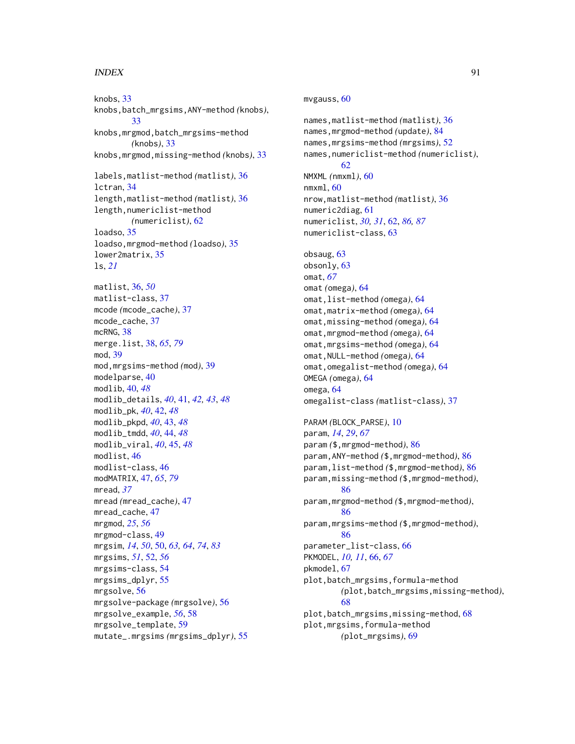knobs, 33
knobs,batch_mrgsims,ANY-method *(knobs)*, 33
knobs,mrgmod,batch_mrgsims-method *(knobs)*, 33
knobs,mrgmod,missing-method *(knobs)*, 33

labels,matlist-method *(matlist)*, 36
lctran, 34
length,matlist-method *(matlist)*, 36
length,numericlist-method *(numericlist)*, 62
loadso, 35
loadso,mrgmod-method *(loadso)*, 35
lower2matrix, 35
ls, *21*

matlist, 36, *50*
matlist-class, 37
mcode *(mcode_cache)*, 37
mcode_cache, 37
mcRNG, 38
merge.list, 38, *65*, *79*
mod, 39
mod,mrgsims-method *(mod)*, 39
modelparse, 40
modlib, 40, *48*
modlib_details, *40*, 41, *42*, *43*, *48*
modlib_pk, *40*, 42, *48*
modlib_pkpd, *40*, 43, *48*
modlib_tmdd, *40*, 44, *48*
modlib_viral, *40*, 45, *48*
modlist, 46
modlist-class, 46
modMATRIX, 47, *65*, *79*
mread, *37*
mread *(mread_cache)*, 47
mread_cache, 47
mrgmod, *25*, *56*
mrgmod-class, 49
mrgsim, *14*, *50*, 50, *63*, *64*, *74*, *83*
mrgsims, *51*, 52, *56*
mrgsims-class, 54
mrgsims_dplyr, 55
mrgsolve, 56
mrgsolve-package *(mrgsolve)*, 56
mrgsolve_example, *56*, 58
mrgsolve_template, 59
mutate_.mrgsims *(mrgsims_dplyr)*, 55

mvgauss, 60

names,matlist-method *(matlist)*, 36
names,mrgmod-method *(update)*, 84
names,mrgsims-method *(mrgsims)*, 52
names,numericlist-method *(numericlist)*, 62
NMXML *(nmxml)*, 60
nmxml, 60
nrow,matlist-method *(matlist)*, 36
numeric2diag, 61
numericlist, *30*, *31*, 62, *86*, *87*
numericlist-class, 63

obsaug, 63
obsonly, 63
omat, *67*
omat *(omega)*, 64
omat,list-method *(omega)*, 64
omat,matrix-method *(omega)*, 64
omat,missing-method *(omega)*, 64
omat,mrgmod-method *(omega)*, 64
omat,mrgsims-method *(omega)*, 64
omat,NULL-method *(omega)*, 64
omat,omegalist-method *(omega)*, 64
OMEGA *(omega)*, 64
omega, 64
omegalist-class *(matlist-class)*, 37

PARAM *(BLOCK_PARSE)*, 10
param, *14*, *29*, *67*
param *($,mrgmod-method)*, 86
param,ANY-method *($,mrgmod-method)*, 86
param,list-method *($,mrgmod-method)*, 86
param,missing-method *($,mrgmod-method)*, 86
param,mrgmod-method *($,mrgmod-method)*, 86
param,mrgsims-method *($,mrgmod-method)*, 86
parameter_list-class, 66
PKMODEL, *10*, *11*, 66, *67*
pkmodel, 67
plot,batch_mrgsims,formula-method *(plot,batch_mrgsims,missing-method)*, 68
plot,batch_mrgsims,missing-method, 68
plot,mrgsims,formula-method *(plot_mrgsims)*, 69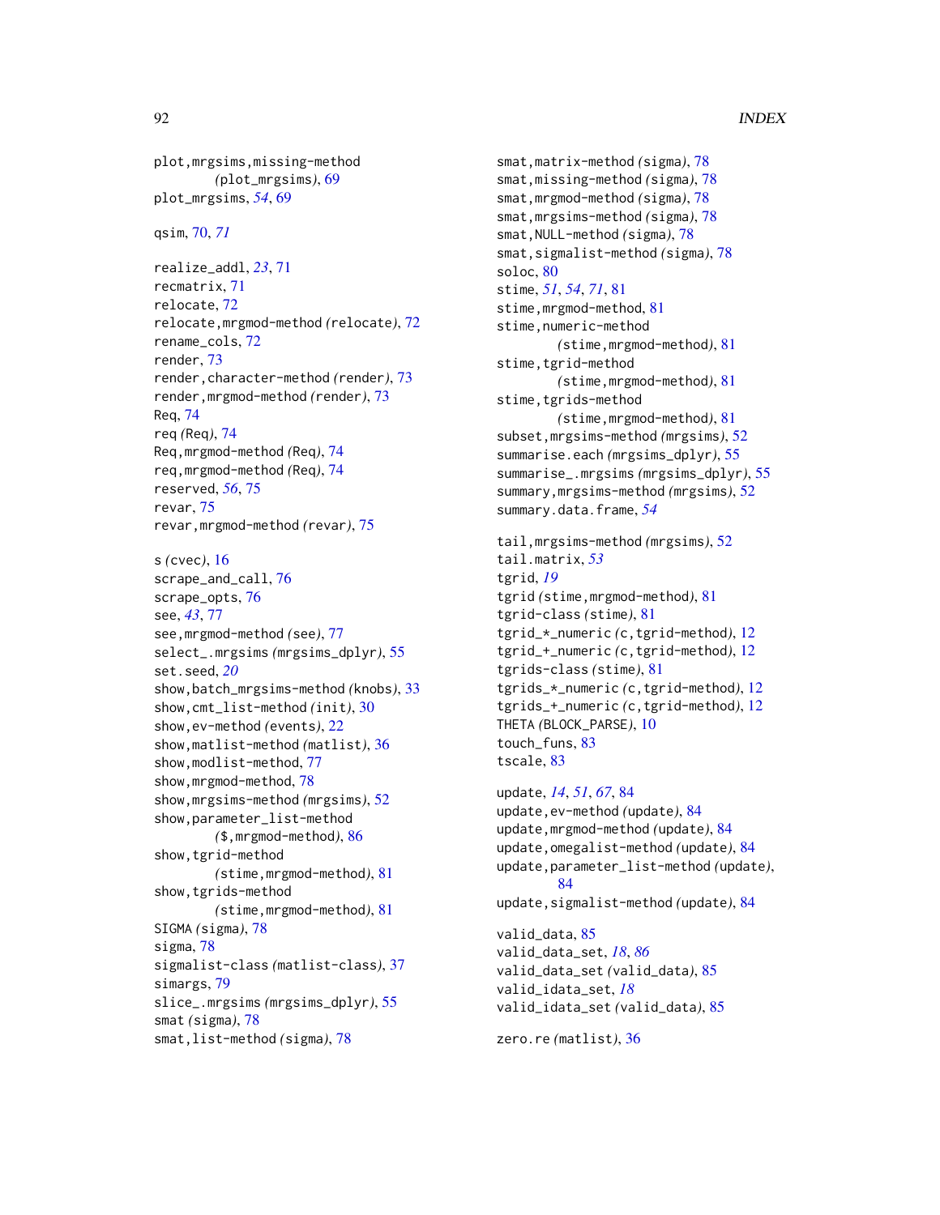plot,mrgsims,missing-method (plot_mrgsims), 69
plot_mrgsims, *54*, 69

qsim, 70, *71*

realize_addl, *23*, 71
recmatrix, 71
relocate, 72
relocate,mrgmod-method (relocate), 72
rename_cols, 72
render, 73
render,character-method (render), 73
render,mrgmod-method (render), 73
Req, 74
req (Req), 74
Req,mrgmod-method (Req), 74
req,mrgmod-method (Req), 74
reserved, *56*, 75
revar, 75
revar,mrgmod-method (revar), 75

s (cvec), 16
scrape_and_call, 76
scrape_opts, 76
see, *43*, 77
see,mrgmod-method (see), 77
select_.mrgsims (mrgsims_dplyr), 55
set.seed, *20*
show,batch_mrgsims-method (knobs), 33
show,cmt_list-method (init), 30
show,ev-method (events), 22
show,matlist-method (matlist), 36
show,modlist-method, 77
show,mrgmod-method, 78
show,mrgsims-method (mrgsims), 52
show,parameter_list-method ($,mrgmod-method), 86
show,tgrid-method (stime,mrgmod-method), 81
show,tgrids-method (stime,mrgmod-method), 81
SIGMA (sigma), 78
sigma, 78
sigmalist-class (matlist-class), 37
simargs, 79
slice_.mrgsims (mrgsims_dplyr), 55
smat (sigma), 78
smat,list-method (sigma), 78
smat,matrix-method (sigma), 78
smat,missing-method (sigma), 78
smat,mrgmod-method (sigma), 78
smat,mrgsims-method (sigma), 78
smat,NULL-method (sigma), 78
smat,sigmalist-method (sigma), 78
soloc, 80
stime, *51*, *54*, *71*, 81
stime,mrgmod-method, 81
stime,numeric-method (stime,mrgmod-method), 81
stime,tgrid-method (stime,mrgmod-method), 81
stime,tgrids-method (stime,mrgmod-method), 81
subset,mrgsims-method (mrgsims), 52
summarise.each (mrgsims_dplyr), 55
summarise_.mrgsims (mrgsims_dplyr), 55
summary,mrgsims-method (mrgsims), 52
summary.data.frame, *54*

tail,mrgsims-method (mrgsims), 52
tail.matrix, *53*
tgrid, *19*
tgrid (stime,mrgmod-method), 81
tgrid-class (stime), 81
tgrid_*_numeric (c,tgrid-method), 12
tgrid_+_numeric (c,tgrid-method), 12
tgrids-class (stime), 81
tgrids_*_numeric (c,tgrid-method), 12
tgrids_+_numeric (c,tgrid-method), 12
THETA (BLOCK_PARSE), 10
touch_funs, 83
tscale, 83

update, *14*, *51*, *67*, 84
update,ev-method (update), 84
update,mrgmod-method (update), 84
update,omegalist-method (update), 84
update,parameter_list-method (update), 84
update,sigmalist-method (update), 84

valid_data, 85
valid_data_set, *18*, *86*
valid_data_set (valid_data), 85
valid_idata_set, *18*
valid_idata_set (valid_data), 85

zero.re (matlist), 36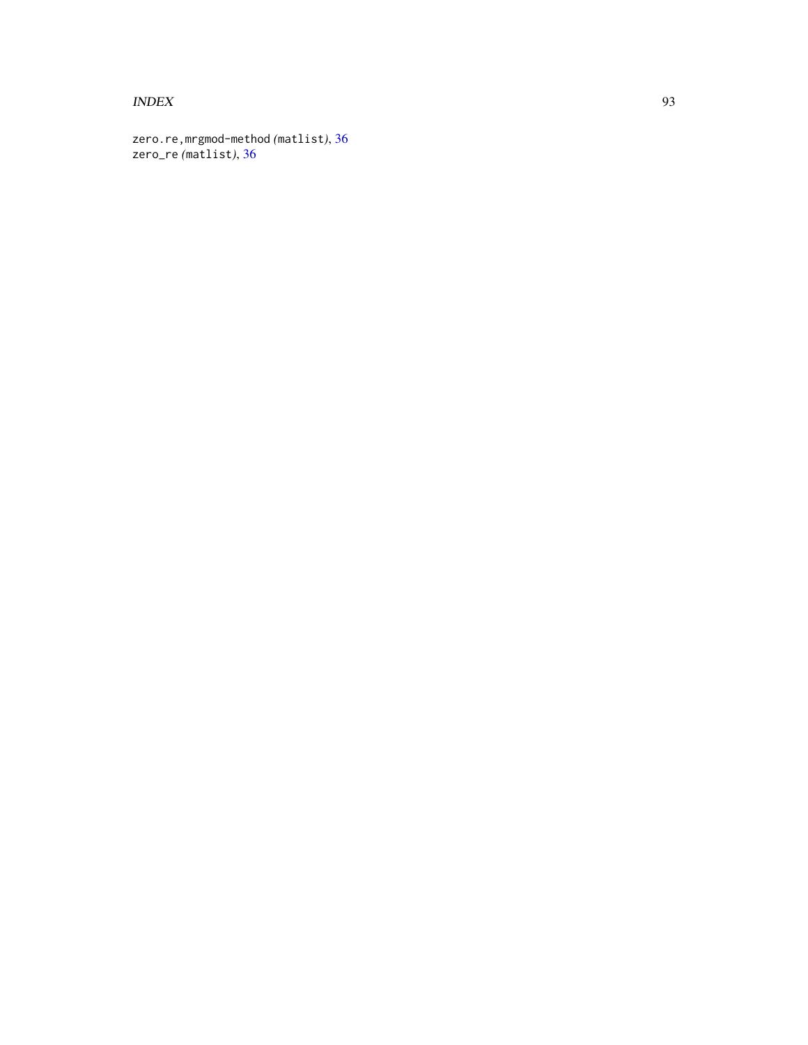zero.re,mrgmod-method *(*matlist*)*, 36
zero_re *(*matlist*)*, 36